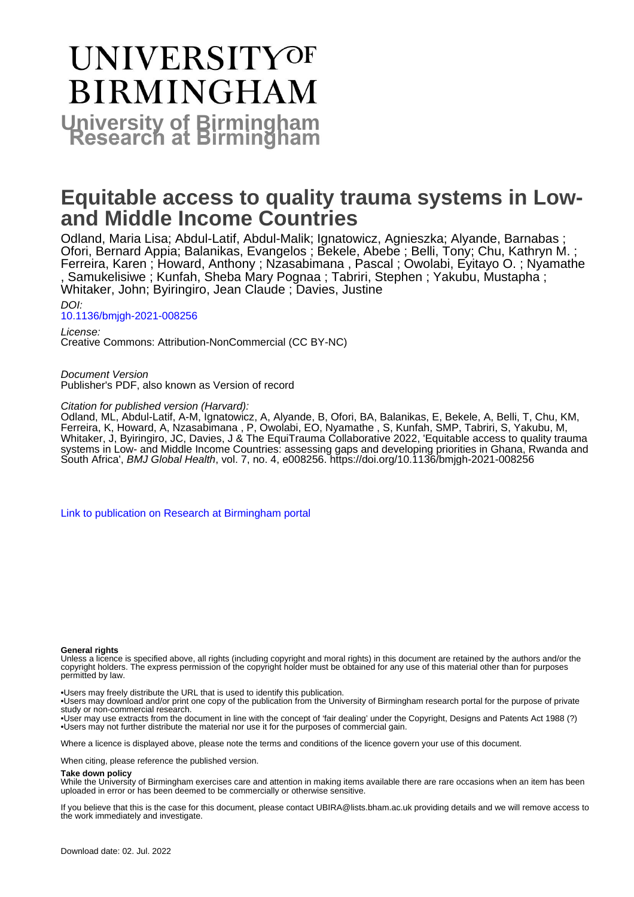# UNIVERSITY OF BIRMINGHAM

**University of Birmingham Research at Birmingham**

# Equitable access to quality trauma systems in Low- and Middle Income Countries

Odland, Maria Lisa; Abdul-Latif, Abdul-Malik; Ignatowicz, Agnieszka; Alyande, Barnabas ; Ofori, Bernard Appia; Balanikas, Evangelos ; Bekele, Abebe ; Belli, Tony; Chu, Kathryn M. ; Ferreira, Karen ; Howard, Anthony ; Nzasabimana , Pascal ; Owolabi, Eyitayo O. ; Nyamathe , Samukelisiwe ; Kunfah, Sheba Mary Pognaa ; Tabriri, Stephen ; Yakubu, Mustapha ; Whitaker, John; Byiringiro, Jean Claude ; Davies, Justine

*DOI:*
10.1136/bmjgh-2021-008256

*License:*
Creative Commons: Attribution-NonCommercial (CC BY-NC)

*Document Version*
Publisher's PDF, also known as Version of record

*Citation for published version (Harvard):*
Odland, ML, Abdul-Latif, A-M, Ignatowicz, A, Alyande, B, Ofori, BA, Balanikas, E, Bekele, A, Belli, T, Chu, KM, Ferreira, K, Howard, A, Nzasabimana , P, Owolabi, EO, Nyamathe , S, Kunfah, SMP, Tabriri, S, Yakubu, M, Whitaker, J, Byiringiro, JC, Davies, J & The EquiTrauma Collaborative 2022, 'Equitable access to quality trauma systems in Low- and Middle Income Countries: assessing gaps and developing priorities in Ghana, Rwanda and South Africa', *BMJ Global Health*, vol. 7, no. 4, e008256. https://doi.org/10.1136/bmjgh-2021-008256

Link to publication on Research at Birmingham portal

**General rights**
Unless a licence is specified above, all rights (including copyright and moral rights) in this document are retained by the authors and/or the copyright holders. The express permission of the copyright holder must be obtained for any use of this material other than for purposes permitted by law.

•Users may freely distribute the URL that is used to identify this publication.
•Users may download and/or print one copy of the publication from the University of Birmingham research portal for the purpose of private study or non-commercial research.
•User may use extracts from the document in line with the concept of 'fair dealing' under the Copyright, Designs and Patents Act 1988 (?)
•Users may not further distribute the material nor use it for the purposes of commercial gain.

Where a licence is displayed above, please note the terms and conditions of the licence govern your use of this document.

When citing, please reference the published version.

**Take down policy**
While the University of Birmingham exercises care and attention in making items available there are rare occasions when an item has been uploaded in error or has been deemed to be commercially or otherwise sensitive.

If you believe that this is the case for this document, please contact UBIRA@lists.bham.ac.uk providing details and we will remove access to the work immediately and investigate.

Download date: 02. Jul. 2022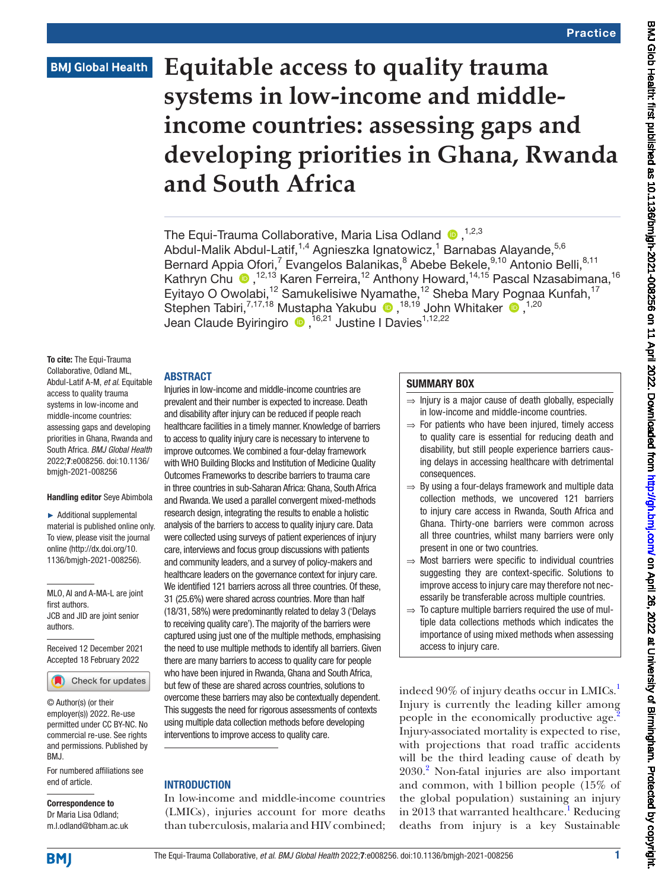# Equitable access to quality trauma systems in low-income and middle-income countries: assessing gaps and developing priorities in Ghana, Rwanda and South Africa

The Equi-Trauma Collaborative, Maria Lisa Odland,[1,2,3] Abdul-Malik Abdul-Latif,[1,4] Agnieszka Ignatowicz,[1] Barnabas Alayande,[5,6] Bernard Appia Ofori,[7] Evangelos Balanikas,[8] Abebe Bekele,[9,10] Antonio Belli,[8,11] Kathryn Chu,[12,13] Karen Ferreira,[12] Anthony Howard,[14,15] Pascal Nzasabimana,[16] Eyitayo O Owolabi,[12] Samukelisiwe Nyamathe,[12] Sheba Mary Pognaa Kunfah,[17] Stephen Tabiri,[7,17,18] Mustapha Yakubu,[18,19] John Whitaker,[1,20] Jean Claude Byiringiro,[16,21] Justine I Davies[1,12,22]

**To cite:** The Equi-Trauma Collaborative, Odland ML, Abdul-Latif A-M, *et al*. Equitable access to quality trauma systems in low-income and middle-income countries: assessing gaps and developing priorities in Ghana, Rwanda and South Africa. *BMJ Global Health* 2022;**7**:e008256. doi:10.1136/bmjgh-2021-008256

**Handling editor** Seye Abimbola

► Additional supplemental material is published online only. To view, please visit the journal online (http://dx.doi.org/10.1136/bmjgh-2021-008256).

MLO, AI and A-MA-L are joint first authors.
JCB and JID are joint senior authors.

Received 12 December 2021
Accepted 18 February 2022

© Author(s) (or their employer(s)) 2022. Re-use permitted under CC BY-NC. No commercial re-use. See rights and permissions. Published by BMJ.

For numbered affiliations see end of article.

**Correspondence to**
Dr Maria Lisa Odland;
m.l.odland@bham.ac.uk

## ABSTRACT

Injuries in low-income and middle-income countries are prevalent and their number is expected to increase. Death and disability after injury can be reduced if people reach healthcare facilities in a timely manner. Knowledge of barriers to access to quality injury care is necessary to intervene to improve outcomes. We combined a four-delay framework with WHO Building Blocks and Institution of Medicine Quality Outcomes Frameworks to describe barriers to trauma care in three countries in sub-Saharan Africa: Ghana, South Africa and Rwanda. We used a parallel convergent mixed-methods research design, integrating the results to enable a holistic analysis of the barriers to access to quality injury care. Data were collected using surveys of patient experiences of injury care, interviews and focus group discussions with patients and community leaders, and a survey of policy-makers and healthcare leaders on the governance context for injury care. We identified 121 barriers across all three countries. Of these, 31 (25.6%) were shared across countries. More than half (18/31, 58%) were predominantly related to delay 3 ('Delays to receiving quality care'). The majority of the barriers were captured using just one of the multiple methods, emphasising the need to use multiple methods to identify all barriers. Given there are many barriers to access to quality care for people who have been injured in Rwanda, Ghana and South Africa, but few of these are shared across countries, solutions to overcome these barriers may also be contextually dependent. This suggests the need for rigorous assessments of contexts using multiple data collection methods before developing interventions to improve access to quality care.

## SUMMARY BOX

⇒ Injury is a major cause of death globally, especially in low-income and middle-income countries.

⇒ For patients who have been injured, timely access to quality care is essential for reducing death and disability, but still people experience barriers causing delays in accessing healthcare with detrimental consequences.

⇒ By using a four-delays framework and multiple data collection methods, we uncovered 121 barriers to injury care access in Rwanda, South Africa and Ghana. Thirty-one barriers were common across all three countries, whilst many barriers were only present in one or two countries.

⇒ Most barriers were specific to individual countries suggesting they are context-specific. Solutions to improve access to injury care may therefore not necessarily be transferable across multiple countries.

⇒ To capture multiple barriers required the use of multiple data collections methods which indicates the importance of using mixed methods when assessing access to injury care.

## INTRODUCTION

In low-income and middle-income countries (LMICs), injuries account for more deaths than tuberculosis, malaria and HIV combined; indeed 90% of injury deaths occur in LMICs.[1] Injury is currently the leading killer among people in the economically productive age.[2] Injury-associated mortality is expected to rise, with projections that road traffic accidents will be the third leading cause of death by 2030.[2] Non-fatal injuries are also important and common, with 1 billion people (15% of the global population) sustaining an injury in 2013 that warranted healthcare.[1] Reducing deaths from injury is a key Sustainable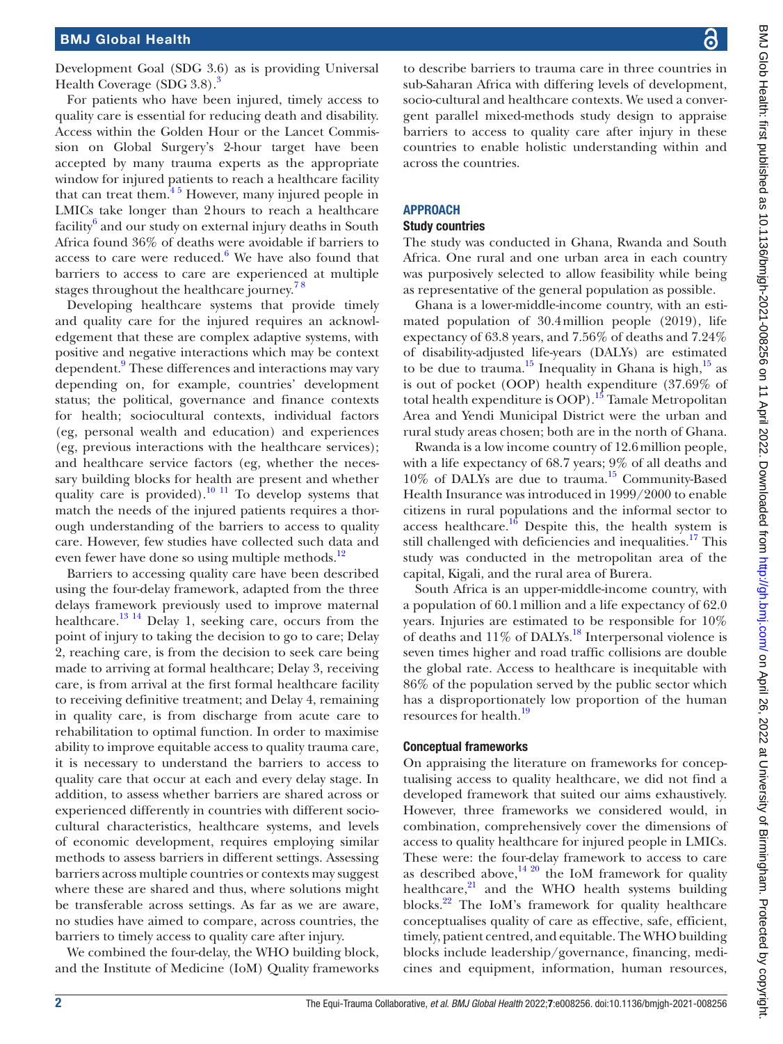Development Goal (SDG 3.6) as is providing Universal Health Coverage (SDG 3.8).[3]

For patients who have been injured, timely access to quality care is essential for reducing death and disability. Access within the Golden Hour or the Lancet Commission on Global Surgery's 2-hour target have been accepted by many trauma experts as the appropriate window for injured patients to reach a healthcare facility that can treat them.[4 5] However, many injured people in LMICs take longer than 2 hours to reach a healthcare facility[6] and our study on external injury deaths in South Africa found 36% of deaths were avoidable if barriers to access to care were reduced.[6] We have also found that barriers to access to care are experienced at multiple stages throughout the healthcare journey.[7 8]

Developing healthcare systems that provide timely and quality care for the injured requires an acknowledgement that these are complex adaptive systems, with positive and negative interactions which may be context dependent.[9] These differences and interactions may vary depending on, for example, countries' development status; the political, governance and finance contexts for health; sociocultural contexts, individual factors (eg, personal wealth and education) and experiences (eg, previous interactions with the healthcare services); and healthcare service factors (eg, whether the necessary building blocks for health are present and whether quality care is provided).[10 11] To develop systems that match the needs of the injured patients requires a thorough understanding of the barriers to access to quality care. However, few studies have collected such data and even fewer have done so using multiple methods.[12]

Barriers to accessing quality care have been described using the four-delay framework, adapted from the three delays framework previously used to improve maternal healthcare.[13 14] Delay 1, seeking care, occurs from the point of injury to taking the decision to go to care; Delay 2, reaching care, is from the decision to seek care being made to arriving at formal healthcare; Delay 3, receiving care, is from arrival at the first formal healthcare facility to receiving definitive treatment; and Delay 4, remaining in quality care, is from discharge from acute care to rehabilitation to optimal function. In order to maximise ability to improve equitable access to quality trauma care, it is necessary to understand the barriers to access to quality care that occur at each and every delay stage. In addition, to assess whether barriers are shared across or experienced differently in countries with different sociocultural characteristics, healthcare systems, and levels of economic development, requires employing similar methods to assess barriers in different settings. Assessing barriers across multiple countries or contexts may suggest where these are shared and thus, where solutions might be transferable across settings. As far as we are aware, no studies have aimed to compare, across countries, the barriers to timely access to quality care after injury.

We combined the four-delay, the WHO building block, and the Institute of Medicine (IoM) Quality frameworks to describe barriers to trauma care in three countries in sub-Saharan Africa with differing levels of development, socio-cultural and healthcare contexts. We used a convergent parallel mixed-methods study design to appraise barriers to access to quality care after injury in these countries to enable holistic understanding within and across the countries.

## APPROACH

### Study countries

The study was conducted in Ghana, Rwanda and South Africa. One rural and one urban area in each country was purposively selected to allow feasibility while being as representative of the general population as possible.

Ghana is a lower-middle-income country, with an estimated population of 30.4 million people (2019), life expectancy of 63.8 years, and 7.56% of deaths and 7.24% of disability-adjusted life-years (DALYs) are estimated to be due to trauma.[15] Inequality in Ghana is high,[15] as is out of pocket (OOP) health expenditure (37.69% of total health expenditure is OOP).[15] Tamale Metropolitan Area and Yendi Municipal District were the urban and rural study areas chosen; both are in the north of Ghana.

Rwanda is a low income country of 12.6 million people, with a life expectancy of 68.7 years; 9% of all deaths and 10% of DALYs are due to trauma.[15] Community-Based Health Insurance was introduced in 1999/2000 to enable citizens in rural populations and the informal sector to access healthcare.[16] Despite this, the health system is still challenged with deficiencies and inequalities.[17] This study was conducted in the metropolitan area of the capital, Kigali, and the rural area of Burera.

South Africa is an upper-middle-income country, with a population of 60.1 million and a life expectancy of 62.0 years. Injuries are estimated to be responsible for 10% of deaths and 11% of DALYs.[18] Interpersonal violence is seven times higher and road traffic collisions are double the global rate. Access to healthcare is inequitable with 86% of the population served by the public sector which has a disproportionately low proportion of the human resources for health.[19]

### Conceptual frameworks

On appraising the literature on frameworks for conceptualising access to quality healthcare, we did not find a developed framework that suited our aims exhaustively. However, three frameworks we considered would, in combination, comprehensively cover the dimensions of access to quality healthcare for injured people in LMICs. These were: the four-delay framework to access to care as described above,[14 20] the IoM framework for quality healthcare,[21] and the WHO health systems building blocks.[22] The IoM's framework for quality healthcare conceptualises quality of care as effective, safe, efficient, timely, patient centred, and equitable. The WHO building blocks include leadership/governance, financing, medicines and equipment, information, human resources,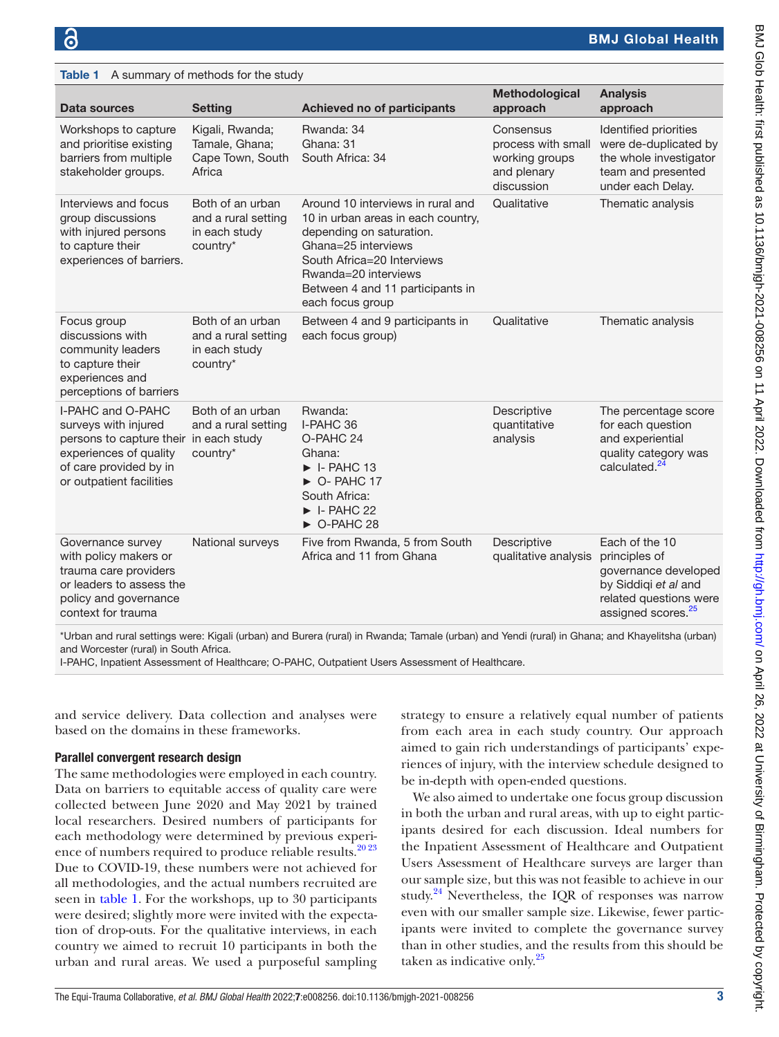**Table 1** A summary of methods for the study

| Data sources | Setting | Achieved no of participants | Methodological approach | Analysis approach |
|---|---|---|---|---|
| Workshops to capture and prioritise existing barriers from multiple stakeholder groups. | Kigali, Rwanda; Tamale, Ghana; Cape Town, South Africa | Rwanda: 34<br>Ghana: 31<br>South Africa: 34 | Consensus process with small working groups and plenary discussion | Identified priorities were de-duplicated by the whole investigator team and presented under each Delay. |
| Interviews and focus group discussions with injured persons to capture their experiences of barriers. | Both of an urban and a rural setting in each study country* | Around 10 interviews in rural and 10 in urban areas in each country, depending on saturation.<br>Ghana=25 interviews<br>South Africa=20 Interviews<br>Rwanda=20 interviews<br>Between 4 and 11 participants in each focus group | Qualitative | Thematic analysis |
| Focus group discussions with community leaders to capture their experiences and perceptions of barriers | Both of an urban and a rural setting in each study country* | Between 4 and 9 participants in each focus group) | Qualitative | Thematic analysis |
| I-PAHC and O-PAHC surveys with injured persons to capture their experiences of quality of care provided by in or outpatient facilities | Both of an urban and a rural setting in each study country* | Rwanda:<br>I-PAHC 36<br>O-PAHC 24<br>Ghana:<br>► I- PAHC 13<br>► O- PAHC 17<br>South Africa:<br>► I- PAHC 22<br>► O-PAHC 28 | Descriptive quantitative analysis | The percentage score for each question and experiential quality category was calculated.[24] |
| Governance survey with policy makers or trauma care providers or leaders to assess the policy and governance context for trauma | National surveys | Five from Rwanda, 5 from South Africa and 11 from Ghana | Descriptive qualitative analysis | Each of the 10 principles of governance developed by Siddiqi *et al* and related questions were assigned scores.[25] |

*Urban and rural settings were: Kigali (urban) and Burera (rural) in Rwanda; Tamale (urban) and Yendi (rural) in Ghana; and Khayelitsha (urban) and Worcester (rural) in South Africa.
I-PAHC, Inpatient Assessment of Healthcare; O-PAHC, Outpatient Users Assessment of Healthcare.

and service delivery. Data collection and analyses were based on the domains in these frameworks.

### Parallel convergent research design

The same methodologies were employed in each country. Data on barriers to equitable access of quality care were collected between June 2020 and May 2021 by trained local researchers. Desired numbers of participants for each methodology were determined by previous experience of numbers required to produce reliable results.[20,23] Due to COVID-19, these numbers were not achieved for all methodologies, and the actual numbers recruited are seen in table 1. For the workshops, up to 30 participants were desired; slightly more were invited with the expectation of drop-outs. For the qualitative interviews, in each country we aimed to recruit 10 participants in both the urban and rural areas. We used a purposeful sampling strategy to ensure a relatively equal number of patients from each area in each study country. Our approach aimed to gain rich understandings of participants' experiences of injury, with the interview schedule designed to be in-depth with open-ended questions.

We also aimed to undertake one focus group discussion in both the urban and rural areas, with up to eight participants desired for each discussion. Ideal numbers for the Inpatient Assessment of Healthcare and Outpatient Users Assessment of Healthcare surveys are larger than our sample size, but this was not feasible to achieve in our study.[24] Nevertheless, the IQR of responses was narrow even with our smaller sample size. Likewise, fewer participants were invited to complete the governance survey than in other studies, and the results from this should be taken as indicative only.[25]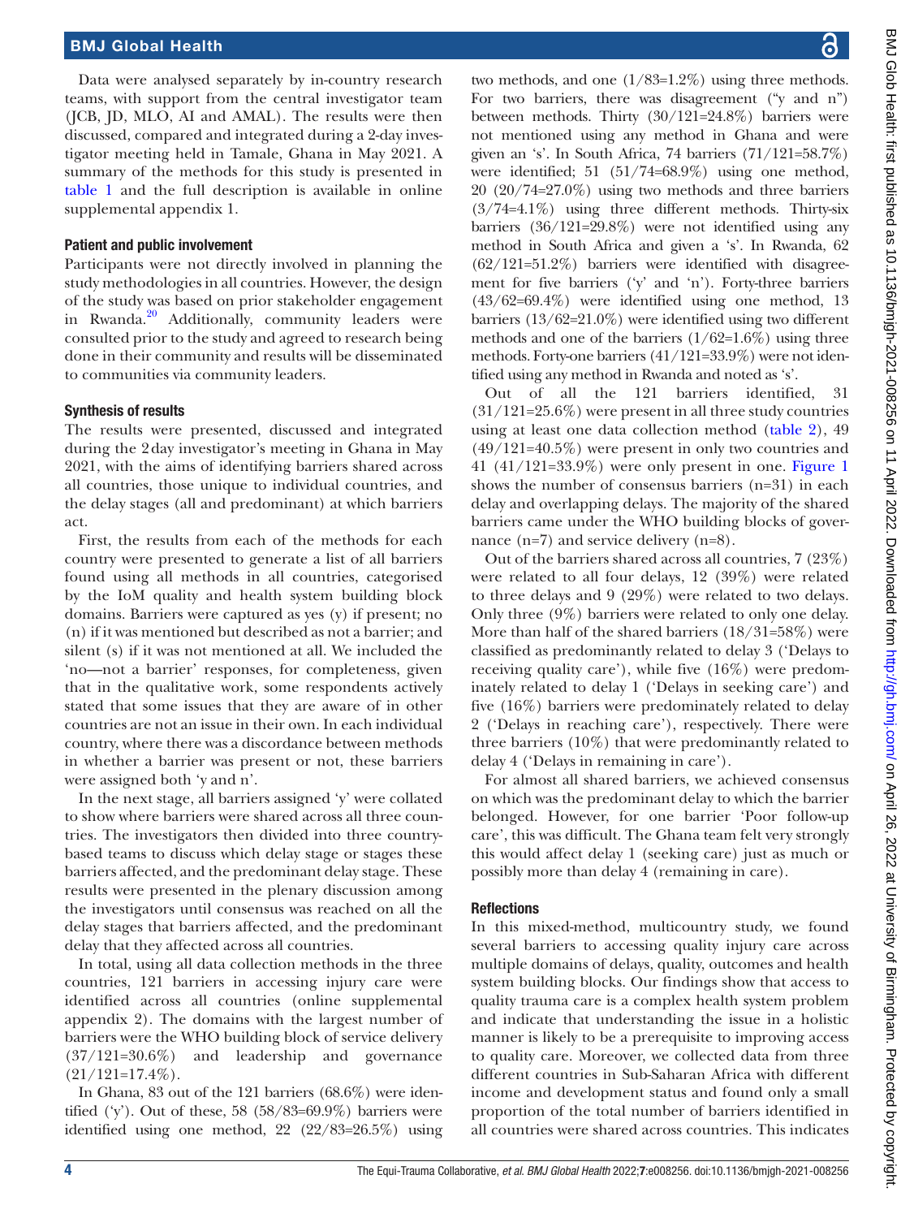Data were analysed separately by in-country research teams, with support from the central investigator team (JCB, JD, MLO, AI and AMAL). The results were then discussed, compared and integrated during a 2-day investigator meeting held in Tamale, Ghana in May 2021. A summary of the methods for this study is presented in table 1 and the full description is available in online supplemental appendix 1.

### Patient and public involvement

Participants were not directly involved in planning the study methodologies in all countries. However, the design of the study was based on prior stakeholder engagement in Rwanda.[20] Additionally, community leaders were consulted prior to the study and agreed to research being done in their community and results will be disseminated to communities via community leaders.

### Synthesis of results

The results were presented, discussed and integrated during the 2day investigator's meeting in Ghana in May 2021, with the aims of identifying barriers shared across all countries, those unique to individual countries, and the delay stages (all and predominant) at which barriers act.

First, the results from each of the methods for each country were presented to generate a list of all barriers found using all methods in all countries, categorised by the IoM quality and health system building block domains. Barriers were captured as yes (y) if present; no (n) if it was mentioned but described as not a barrier; and silent (s) if it was not mentioned at all. We included the 'no—not a barrier' responses, for completeness, given that in the qualitative work, some respondents actively stated that some issues that they are aware of in other countries are not an issue in their own. In each individual country, where there was a discordance between methods in whether a barrier was present or not, these barriers were assigned both 'y and n'.

In the next stage, all barriers assigned 'y' were collated to show where barriers were shared across all three countries. The investigators then divided into three country-based teams to discuss which delay stage or stages these barriers affected, and the predominant delay stage. These results were presented in the plenary discussion among the investigators until consensus was reached on all the delay stages that barriers affected, and the predominant delay that they affected across all countries.

In total, using all data collection methods in the three countries, 121 barriers in accessing injury care were identified across all countries (online supplemental appendix 2). The domains with the largest number of barriers were the WHO building block of service delivery (37/121=30.6%) and leadership and governance (21/121=17.4%).

In Ghana, 83 out of the 121 barriers (68.6%) were identified ('y'). Out of these, 58 (58/83=69.9%) barriers were identified using one method, 22 (22/83=26.5%) using two methods, and one (1/83=1.2%) using three methods. For two barriers, there was disagreement ("y and n") between methods. Thirty (30/121=24.8%) barriers were not mentioned using any method in Ghana and were given an 's'. In South Africa, 74 barriers (71/121=58.7%) were identified; 51 (51/74=68.9%) using one method, 20 (20/74=27.0%) using two methods and three barriers (3/74=4.1%) using three different methods. Thirty-six barriers (36/121=29.8%) were not identified using any method in South Africa and given a 's'. In Rwanda, 62 (62/121=51.2%) barriers were identified with disagreement for five barriers ('y' and 'n'). Forty-three barriers (43/62=69.4%) were identified using one method, 13 barriers (13/62=21.0%) were identified using two different methods and one of the barriers (1/62=1.6%) using three methods. Forty-one barriers (41/121=33.9%) were not identified using any method in Rwanda and noted as 's'.

Out of all the 121 barriers identified, 31 (31/121=25.6%) were present in all three study countries using at least one data collection method (table 2), 49 (49/121=40.5%) were present in only two countries and 41 (41/121=33.9%) were only present in one. Figure 1 shows the number of consensus barriers (n=31) in each delay and overlapping delays. The majority of the shared barriers came under the WHO building blocks of governance (n=7) and service delivery (n=8).

Out of the barriers shared across all countries, 7 (23%) were related to all four delays, 12 (39%) were related to three delays and 9 (29%) were related to two delays. Only three (9%) barriers were related to only one delay. More than half of the shared barriers (18/31=58%) were classified as predominantly related to delay 3 ('Delays to receiving quality care'), while five (16%) were predominately related to delay 1 ('Delays in seeking care') and five (16%) barriers were predominantly related to delay 2 ('Delays in reaching care'), respectively. There were three barriers (10%) that were predominantly related to delay 4 ('Delays in remaining in care').

For almost all shared barriers, we achieved consensus on which was the predominant delay to which the barrier belonged. However, for one barrier 'Poor follow-up care', this was difficult. The Ghana team felt very strongly this would affect delay 1 (seeking care) just as much or possibly more than delay 4 (remaining in care).

## Reflections

In this mixed-method, multicountry study, we found several barriers to accessing quality injury care across multiple domains of delays, quality, outcomes and health system building blocks. Our findings show that access to quality trauma care is a complex health system problem and indicate that understanding the issue in a holistic manner is likely to be a prerequisite to improving access to quality care. Moreover, we collected data from three different countries in Sub-Saharan Africa with different income and development status and found only a small proportion of the total number of barriers identified in all countries were shared across countries. This indicates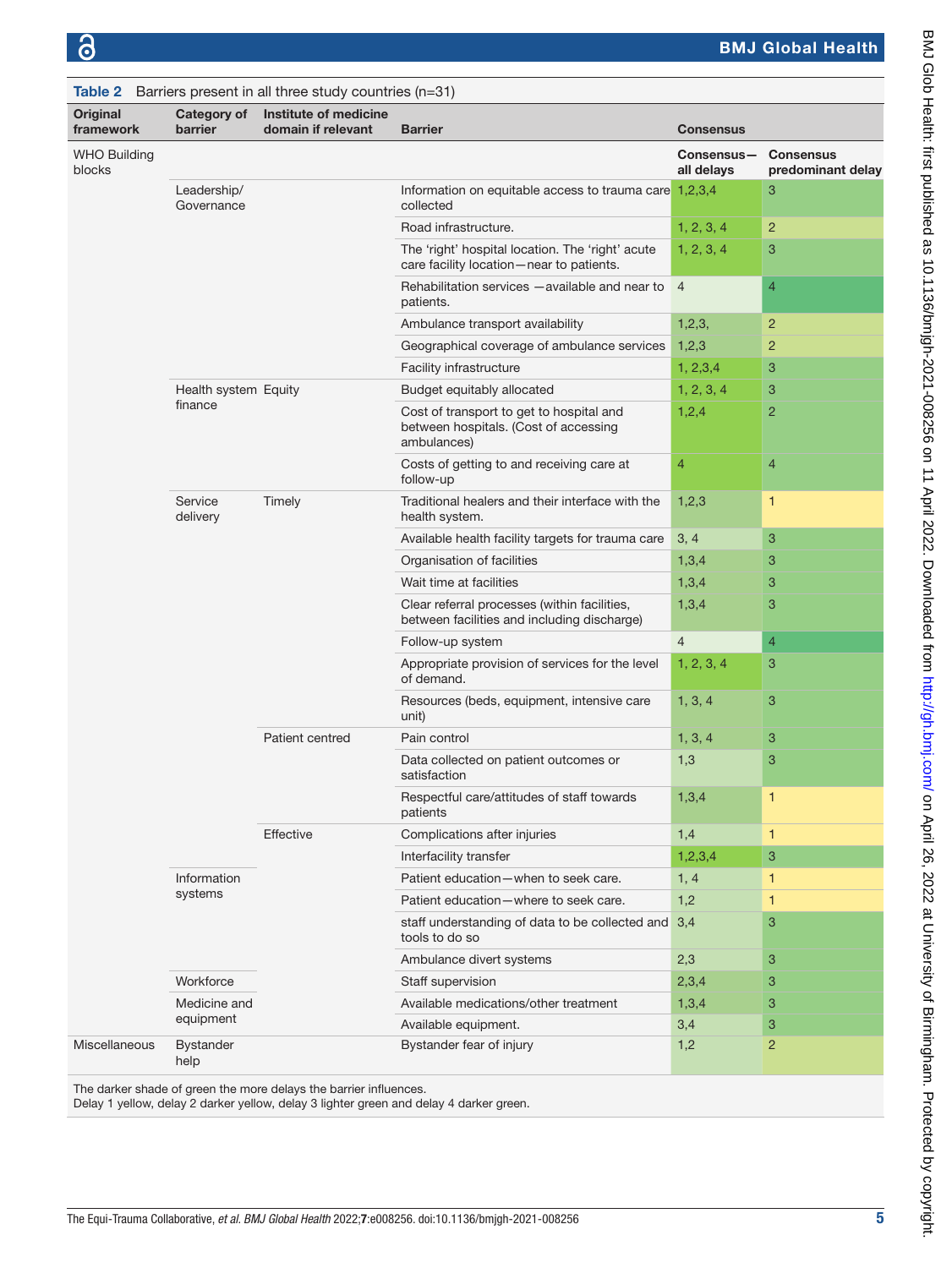**Table 2** Barriers present in all three study countries (n=31)

| Original framework | Category of barrier | Institute of medicine domain if relevant | Barrier | Consensus | |
|---|---|---|---|---|---|
| WHO Building blocks | | | | Consensus—all delays | Consensus predominant delay |
| | Leadership/Governance | | Information on equitable access to trauma care collected | 1,2,3,4 | 3 |
| | | | Road infrastructure. | 1, 2, 3, 4 | 2 |
| | | | The 'right' hospital location. The 'right' acute care facility location—near to patients. | 1, 2, 3, 4 | 3 |
| | | | Rehabilitation services —available and near to patients. | 4 | 4 |
| | | | Ambulance transport availability | 1,2,3, | 2 |
| | | | Geographical coverage of ambulance services | 1,2,3 | 2 |
| | | | Facility infrastructure | 1, 2,3,4 | 3 |
| | Health system finance | Equity | Budget equitably allocated | 1, 2, 3, 4 | 3 |
| | | | Cost of transport to get to hospital and between hospitals. (Cost of accessing ambulances) | 1,2,4 | 2 |
| | | | Costs of getting to and receiving care at follow-up | 4 | 4 |
| | Service delivery | Timely | Traditional healers and their interface with the health system. | 1,2,3 | 1 |
| | | | Available health facility targets for trauma care | 3, 4 | 3 |
| | | | Organisation of facilities | 1,3,4 | 3 |
| | | | Wait time at facilities | 1,3,4 | 3 |
| | | | Clear referral processes (within facilities, between facilities and including discharge) | 1,3,4 | 3 |
| | | | Follow-up system | 4 | 4 |
| | | | Appropriate provision of services for the level of demand. | 1, 2, 3, 4 | 3 |
| | | | Resources (beds, equipment, intensive care unit) | 1, 3, 4 | 3 |
| | | Patient centred | Pain control | 1, 3, 4 | 3 |
| | | | Data collected on patient outcomes or satisfaction | 1,3 | 3 |
| | | | Respectful care/attitudes of staff towards patients | 1,3,4 | 1 |
| | | Effective | Complications after injuries | 1,4 | 1 |
| | | | Interfacility transfer | 1,2,3,4 | 3 |
| | Information systems | | Patient education—when to seek care. | 1, 4 | 1 |
| | | | Patient education—where to seek care. | 1,2 | 1 |
| | | | staff understanding of data to be collected and tools to do so | 3,4 | 3 |
| | | | Ambulance divert systems | 2,3 | 3 |
| | Workforce | | Staff supervision | 2,3,4 | 3 |
| | Medicine and equipment | | Available medications/other treatment | 1,3,4 | 3 |
| | | | Available equipment. | 3,4 | 3 |
| Miscellaneous | Bystander help | | Bystander fear of injury | 1,2 | 2 |

The darker shade of green the more delays the barrier influences.
Delay 1 yellow, delay 2 darker yellow, delay 3 lighter green and delay 4 darker green.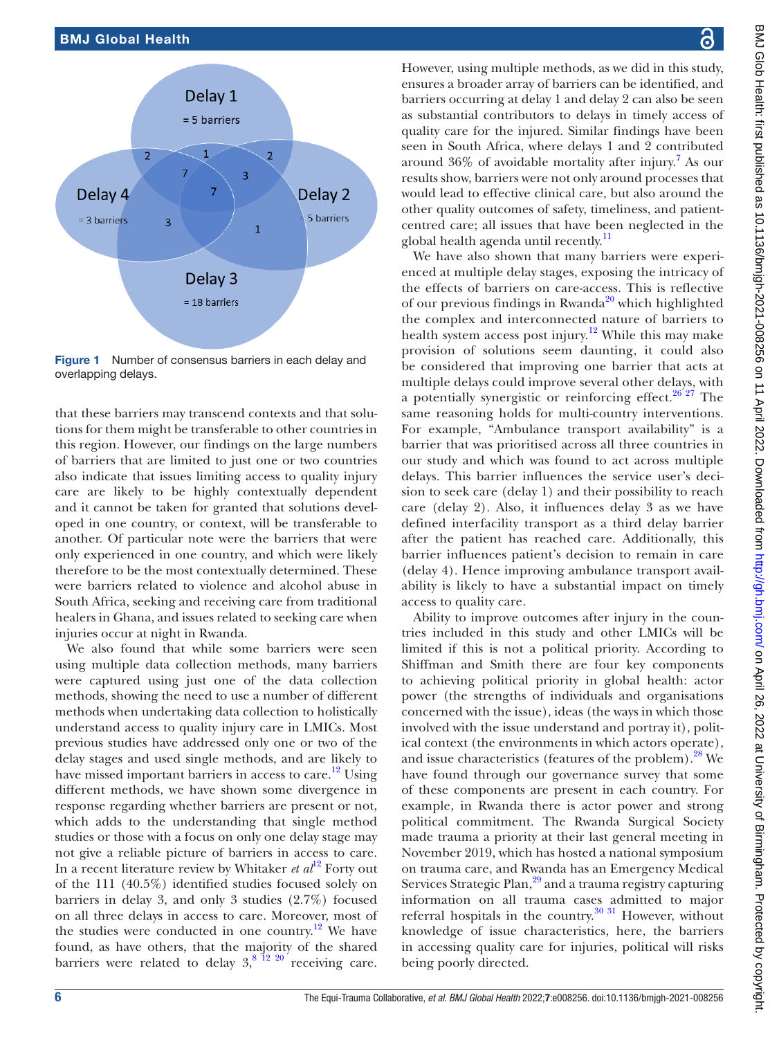Figure 1 Number of consensus barriers in each delay and overlapping delays.

that these barriers may transcend contexts and that solutions for them might be transferable to other countries in this region. However, our findings on the large numbers of barriers that are limited to just one or two countries also indicate that issues limiting access to quality injury care are likely to be highly contextually dependent and it cannot be taken for granted that solutions developed in one country, or context, will be transferable to another. Of particular note were the barriers that were only experienced in one country, and which were likely therefore to be the most contextually determined. These were barriers related to violence and alcohol abuse in South Africa, seeking and receiving care from traditional healers in Ghana, and issues related to seeking care when injuries occur at night in Rwanda.

We also found that while some barriers were seen using multiple data collection methods, many barriers were captured using just one of the data collection methods, showing the need to use a number of different methods when undertaking data collection to holistically understand access to quality injury care in LMICs. Most previous studies have addressed only one or two of the delay stages and used single methods, and are likely to have missed important barriers in access to care.[12] Using different methods, we have shown some divergence in response regarding whether barriers are present or not, which adds to the understanding that single method studies or those with a focus on only one delay stage may not give a reliable picture of barriers in access to care. In a recent literature review by Whitaker *et al*[12] Forty out of the 111 (40.5%) identified studies focused solely on barriers in delay 3, and only 3 studies (2.7%) focused on all three delays in access to care. Moreover, most of the studies were conducted in one country.[12] We have found, as have others, that the majority of the shared barriers were related to delay 3,[8 12 20] receiving care. However, using multiple methods, as we did in this study, ensures a broader array of barriers can be identified, and barriers occurring at delay 1 and delay 2 can also be seen as substantial contributors to delays in timely access of quality care for the injured. Similar findings have been seen in South Africa, where delays 1 and 2 contributed around 36% of avoidable mortality after injury.[7] As our results show, barriers were not only around processes that would lead to effective clinical care, but also around the other quality outcomes of safety, timeliness, and patient-centred care; all issues that have been neglected in the global health agenda until recently.[11]

We have also shown that many barriers were experienced at multiple delay stages, exposing the intricacy of the effects of barriers on care-access. This is reflective of our previous findings in Rwanda[20] which highlighted the complex and interconnected nature of barriers to health system access post injury.[12] While this may make provision of solutions seem daunting, it could also be considered that improving one barrier that acts at multiple delays could improve several other delays, with a potentially synergistic or reinforcing effect.[26 27] The same reasoning holds for multi-country interventions. For example, "Ambulance transport availability" is a barrier that was prioritised across all three countries in our study and which was found to act across multiple delays. This barrier influences the service user's decision to seek care (delay 1) and their possibility to reach care (delay 2). Also, it influences delay 3 as we have defined interfacility transport as a third delay barrier after the patient has reached care. Additionally, this barrier influences patient's decision to remain in care (delay 4). Hence improving ambulance transport availability is likely to have a substantial impact on timely access to quality care.

Ability to improve outcomes after injury in the countries included in this study and other LMICs will be limited if this is not a political priority. According to Shiffman and Smith there are four key components to achieving political priority in global health: actor power (the strengths of individuals and organisations concerned with the issue), ideas (the ways in which those involved with the issue understand and portray it), political context (the environments in which actors operate), and issue characteristics (features of the problem).[28] We have found through our governance survey that some of these components are present in each country. For example, in Rwanda there is actor power and strong political commitment. The Rwanda Surgical Society made trauma a priority at their last general meeting in November 2019, which has hosted a national symposium on trauma care, and Rwanda has an Emergency Medical Services Strategic Plan,[29] and a trauma registry capturing information on all trauma cases admitted to major referral hospitals in the country.[30 31] However, without knowledge of issue characteristics, here, the barriers in accessing quality care for injuries, political will risks being poorly directed.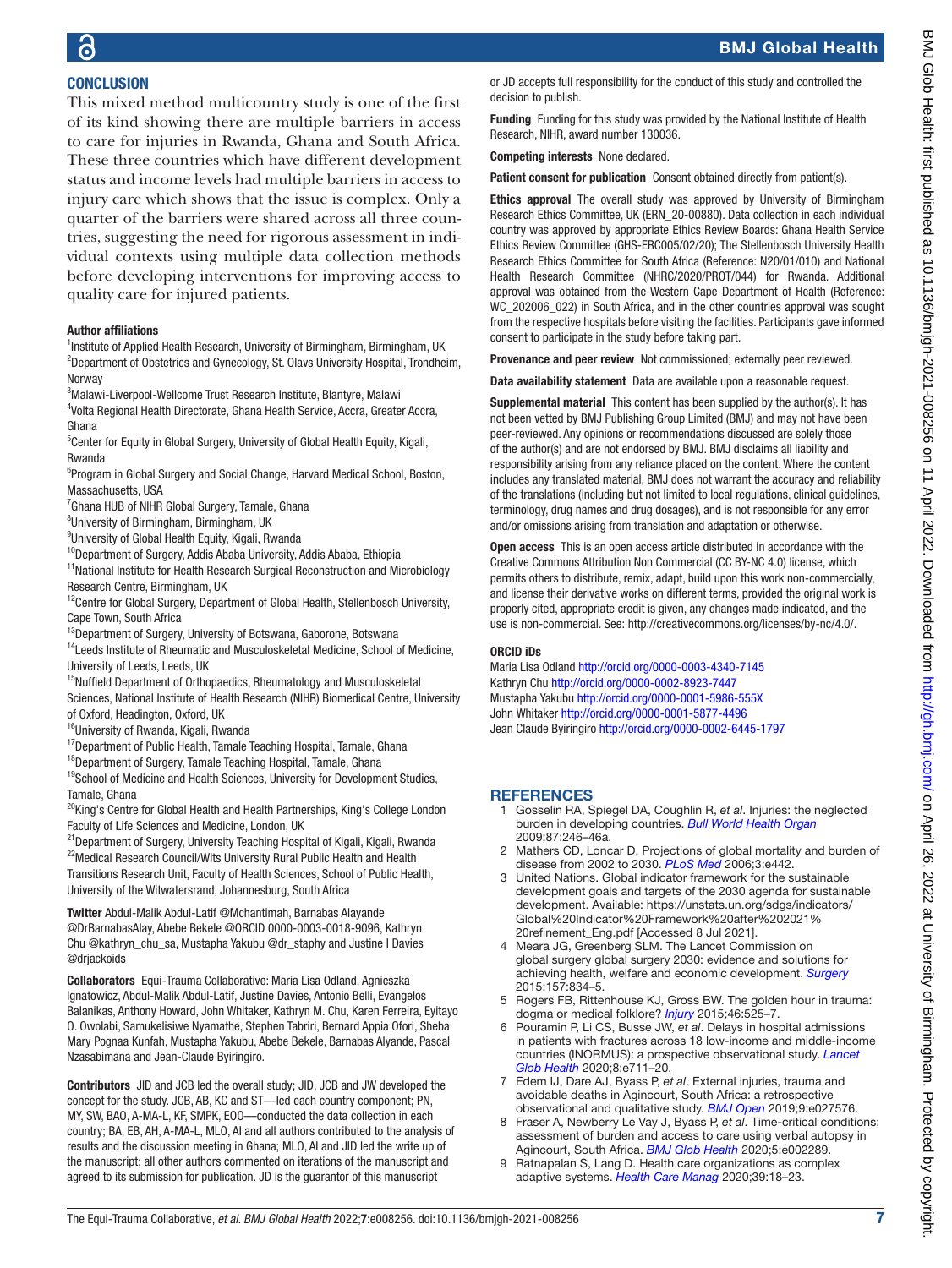## CONCLUSION

This mixed method multicountry study is one of the first of its kind showing there are multiple barriers in access to care for injuries in Rwanda, Ghana and South Africa. These three countries which have different development status and income levels had multiple barriers in access to injury care which shows that the issue is complex. Only a quarter of the barriers were shared across all three countries, suggesting the need for rigorous assessment in individual contexts using multiple data collection methods before developing interventions for improving access to quality care for injured patients.

**Author affiliations**

[1]Institute of Applied Health Research, University of Birmingham, Birmingham, UK
[2]Department of Obstetrics and Gynecology, St. Olavs University Hospital, Trondheim, Norway
[3]Malawi-Liverpool-Wellcome Trust Research Institute, Blantyre, Malawi
[4]Volta Regional Health Directorate, Ghana Health Service, Accra, Greater Accra, Ghana
[5]Center for Equity in Global Surgery, University of Global Health Equity, Kigali, Rwanda
[6]Program in Global Surgery and Social Change, Harvard Medical School, Boston, Massachusetts, USA
[7]Ghana HUB of NIHR Global Surgery, Tamale, Ghana
[8]University of Birmingham, Birmingham, UK
[9]University of Global Health Equity, Kigali, Rwanda
[10]Department of Surgery, Addis Ababa University, Addis Ababa, Ethiopia
[11]National Institute for Health Research Surgical Reconstruction and Microbiology Research Centre, Birmingham, UK
[12]Centre for Global Surgery, Department of Global Health, Stellenbosch University, Cape Town, South Africa
[13]Department of Surgery, University of Botswana, Gaborone, Botswana
[14]Leeds Institute of Rheumatic and Musculoskeletal Medicine, School of Medicine, University of Leeds, Leeds, UK
[15]Nuffield Department of Orthopaedics, Rheumatology and Musculoskeletal Sciences, National Institute of Health Research (NIHR) Biomedical Centre, University of Oxford, Headington, Oxford, UK
[16]University of Rwanda, Kigali, Rwanda
[17]Department of Public Health, Tamale Teaching Hospital, Tamale, Ghana
[18]Department of Surgery, Tamale Teaching Hospital, Tamale, Ghana
[19]School of Medicine and Health Sciences, University for Development Studies, Tamale, Ghana
[20]King's Centre for Global Health and Health Partnerships, King's College London Faculty of Life Sciences and Medicine, London, UK
[21]Department of Surgery, University Teaching Hospital of Kigali, Kigali, Rwanda
[22]Medical Research Council/Wits University Rural Public Health and Health Transitions Research Unit, Faculty of Health Sciences, School of Public Health, University of the Witwatersrand, Johannesburg, South Africa

**Twitter** Abdul-Malik Abdul-Latif @Mchantimah, Barnabas Alayande @DrBarnabasAlay, Abebe Bekele @ORCID 0000-0003-0018-9096, Kathryn Chu @kathryn_chu_sa, Mustapha Yakubu @dr_staphy and Justine I Davies @drjackoids

**Collaborators** Equi-Trauma Collaborative: Maria Lisa Odland, Agnieszka Ignatowicz, Abdul-Malik Abdul-Latif, Justine Davies, Antonio Belli, Evangelos Balanikas, Anthony Howard, John Whitaker, Kathryn M. Chu, Karen Ferreira, Eyitayo O. Owolabi, Samukelisiwe Nyamathe, Stephen Tabriri, Bernard Appia Ofori, Sheba Mary Pognaa Kunfah, Mustapha Yakubu, Abebe Bekele, Barnabas Alyande, Pascal Nzasabimana and Jean-Claude Byiringiro.

**Contributors** JID and JCB led the overall study; JID, JCB and JW developed the concept for the study. JCB, AB, KC and ST—led each country component; PN, MY, SW, BAO, A-MA-L, KF, SMPK, EOO—conducted the data collection in each country; BA, EB, AH, A-MA-L, MLO, AI and all authors contributed to the analysis of results and the discussion meeting in Ghana; MLO, AI and JID led the write up of the manuscript; all other authors commented on iterations of the manuscript and agreed to its submission for publication. JD is the guarantor of this manuscript or JD accepts full responsibility for the conduct of this study and controlled the decision to publish.

**Funding** Funding for this study was provided by the National Institute of Health Research, NIHR, award number 130036.

**Competing interests** None declared.

**Patient consent for publication** Consent obtained directly from patient(s).

**Ethics approval** The overall study was approved by University of Birmingham Research Ethics Committee, UK (ERN_20-00880). Data collection in each individual country was approved by appropriate Ethics Review Boards: Ghana Health Service Ethics Review Committee (GHS-ERC005/02/20); The Stellenbosch University Health Research Ethics Committee for South Africa (Reference: N20/01/010) and National Health Research Committee (NHRC/2020/PROT/044) for Rwanda. Additional approval was obtained from the Western Cape Department of Health (Reference: WC_202006_022) in South Africa, and in the other countries approval was sought from the respective hospitals before visiting the facilities. Participants gave informed consent to participate in the study before taking part.

**Provenance and peer review** Not commissioned; externally peer reviewed.

**Data availability statement** Data are available upon a reasonable request.

**Supplemental material** This content has been supplied by the author(s). It has not been vetted by BMJ Publishing Group Limited (BMJ) and may not have been peer-reviewed. Any opinions or recommendations discussed are solely those of the author(s) and are not endorsed by BMJ. BMJ disclaims all liability and responsibility arising from any reliance placed on the content. Where the content includes any translated material, BMJ does not warrant the accuracy and reliability of the translations (including but not limited to local regulations, clinical guidelines, terminology, drug names and drug dosages), and is not responsible for any error and/or omissions arising from translation and adaptation or otherwise.

**Open access** This is an open access article distributed in accordance with the Creative Commons Attribution Non Commercial (CC BY-NC 4.0) license, which permits others to distribute, remix, adapt, build upon this work non-commercially, and license their derivative works on different terms, provided the original work is properly cited, appropriate credit is given, any changes made indicated, and the use is non-commercial. See: http://creativecommons.org/licenses/by-nc/4.0/.

**ORCID iDs**

Maria Lisa Odland http://orcid.org/0000-0003-4340-7145
Kathryn Chu http://orcid.org/0000-0002-8923-7447
Mustapha Yakubu http://orcid.org/0000-0001-5986-555X
John Whitaker http://orcid.org/0000-0001-5877-4496
Jean Claude Byiringiro http://orcid.org/0000-0002-6445-1797

## REFERENCES

1. Gosselin RA, Spiegel DA, Coughlin R, *et al*. Injuries: the neglected burden in developing countries. *Bull World Health Organ* 2009;87:246–46a.
2. Mathers CD, Loncar D. Projections of global mortality and burden of disease from 2002 to 2030. *PLoS Med* 2006;3:e442.
3. United Nations. Global indicator framework for the sustainable development goals and targets of the 2030 agenda for sustainable development. Available: https://unstats.un.org/sdgs/indicators/Global%20Indicator%20Framework%20after%202021%20refinement_Eng.pdf [Accessed 8 Jul 2021].
4. Meara JG, Greenberg SLM. The Lancet Commission on global surgery global surgery 2030: evidence and solutions for achieving health, welfare and economic development. *Surgery* 2015;157:834–5.
5. Rogers FB, Rittenhouse KJ, Gross BW. The golden hour in trauma: dogma or medical folklore? *Injury* 2015;46:525–7.
6. Pouramin P, Li CS, Busse JW, *et al*. Delays in hospital admissions in patients with fractures across 18 low-income and middle-income countries (INORMUS): a prospective observational study. *Lancet Glob Health* 2020;8:e711–20.
7. Edem IJ, Dare AJ, Byass P, *et al*. External injuries, trauma and avoidable deaths in Agincourt, South Africa: a retrospective observational and qualitative study. *BMJ Open* 2019;9:e027576.
8. Fraser A, Newberry Le Vay J, Byass P, *et al*. Time-critical conditions: assessment of burden and access to care using verbal autopsy in Agincourt, South Africa. *BMJ Glob Health* 2020;5:e002289.
9. Ratnapalan S, Lang D. Health care organizations as complex adaptive systems. *Health Care Manag* 2020;39:18–23.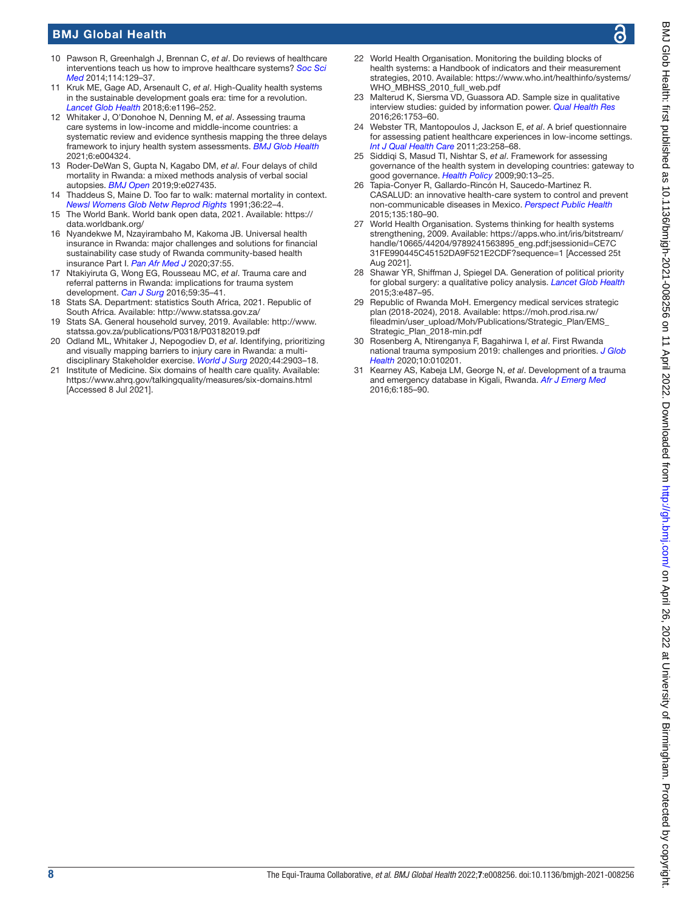10 Pawson R, Greenhalgh J, Brennan C, *et al*. Do reviews of healthcare interventions teach us how to improve healthcare systems? *Soc Sci Med* 2014;114:129–37.
11 Kruk ME, Gage AD, Arsenault C, *et al*. High-Quality health systems in the sustainable development goals era: time for a revolution. *Lancet Glob Health* 2018;6:e1196–252.
12 Whitaker J, O'Donohoe N, Denning M, *et al*. Assessing trauma care systems in low-income and middle-income countries: a systematic review and evidence synthesis mapping the three delays framework to injury health system assessments. *BMJ Glob Health* 2021;6:e004324.
13 Roder-DeWan S, Gupta N, Kagabo DM, *et al*. Four delays of child mortality in Rwanda: a mixed methods analysis of verbal social autopsies. *BMJ Open* 2019;9:e027435.
14 Thaddeus S, Maine D. Too far to walk: maternal mortality in context. *Newsl Womens Glob Netw Reprod Rights* 1991;36:22–4.
15 The World Bank. World bank open data, 2021. Available: https://data.worldbank.org/
16 Nyandekwe M, Nzayirambaho M, Kakoma JB. Universal health insurance in Rwanda: major challenges and solutions for financial sustainability case study of Rwanda community-based health insurance Part I. *Pan Afr Med J* 2020;37:55.
17 Ntakiyiruta G, Wong EG, Rousseau MC, *et al*. Trauma care and referral patterns in Rwanda: implications for trauma system development. *Can J Surg* 2016;59:35–41.
18 Stats SA. Department: statistics South Africa, 2021. Republic of South Africa. Available: http://www.statssa.gov.za/
19 Stats SA. General household survey, 2019. Available: http://www.statssa.gov.za/publications/P0318/P03182019.pdf
20 Odland ML, Whitaker J, Nepogodiev D, *et al*. Identifying, prioritizing and visually mapping barriers to injury care in Rwanda: a multi-disciplinary Stakeholder exercise. *World J Surg* 2020;44:2903–18.
21 Institute of Medicine. Six domains of health care quality. Available: https://www.ahrq.gov/talkingquality/measures/six-domains.html [Accessed 8 Jul 2021].
22 World Health Organisation. Monitoring the building blocks of health systems: a Handbook of indicators and their measurement strategies, 2010. Available: https://www.who.int/healthinfo/systems/WHO_MBHSS_2010_full_web.pdf
23 Malterud K, Siersma VD, Guassora AD. Sample size in qualitative interview studies: guided by information power. *Qual Health Res* 2016;26:1753–60.
24 Webster TR, Mantopoulos J, Jackson E, *et al*. A brief questionnaire for assessing patient healthcare experiences in low-income settings. *Int J Qual Health Care* 2011;23:258–68.
25 Siddiqi S, Masud TI, Nishtar S, *et al*. Framework for assessing governance of the health system in developing countries: gateway to good governance. *Health Policy* 2009;90:13–25.
26 Tapia-Conyer R, Gallardo-Rincón H, Saucedo-Martinez R. CASALUD: an innovative health-care system to control and prevent non-communicable diseases in Mexico. *Perspect Public Health* 2015;135:180–90.
27 World Health Organisation. Systems thinking for health systems strengthening, 2009. Available: https://apps.who.int/iris/bitstream/handle/10665/44204/9789241563895_eng.pdf;jsessionid=CE7C31FE990445C45152DA9F521E2CDF?sequence=1 [Accessed 25t Aug 2021].
28 Shawar YR, Shiffman J, Spiegel DA. Generation of political priority for global surgery: a qualitative policy analysis. *Lancet Glob Health* 2015;3:e487–95.
29 Republic of Rwanda MoH. Emergency medical services strategic plan (2018-2024), 2018. Available: https://moh.prod.risa.rw/fileadmin/user_upload/Moh/Publications/Strategic_Plan/EMS_Strategic_Plan_2018-min.pdf
30 Rosenberg A, Ntirenganya F, Bagahirwa I, *et al*. First Rwanda national trauma symposium 2019: challenges and priorities. *J Glob Health* 2020;10:010201.
31 Kearney AS, Kabeja LM, George N, *et al*. Development of a trauma and emergency database in Kigali, Rwanda. *Afr J Emerg Med* 2016;6:185–90.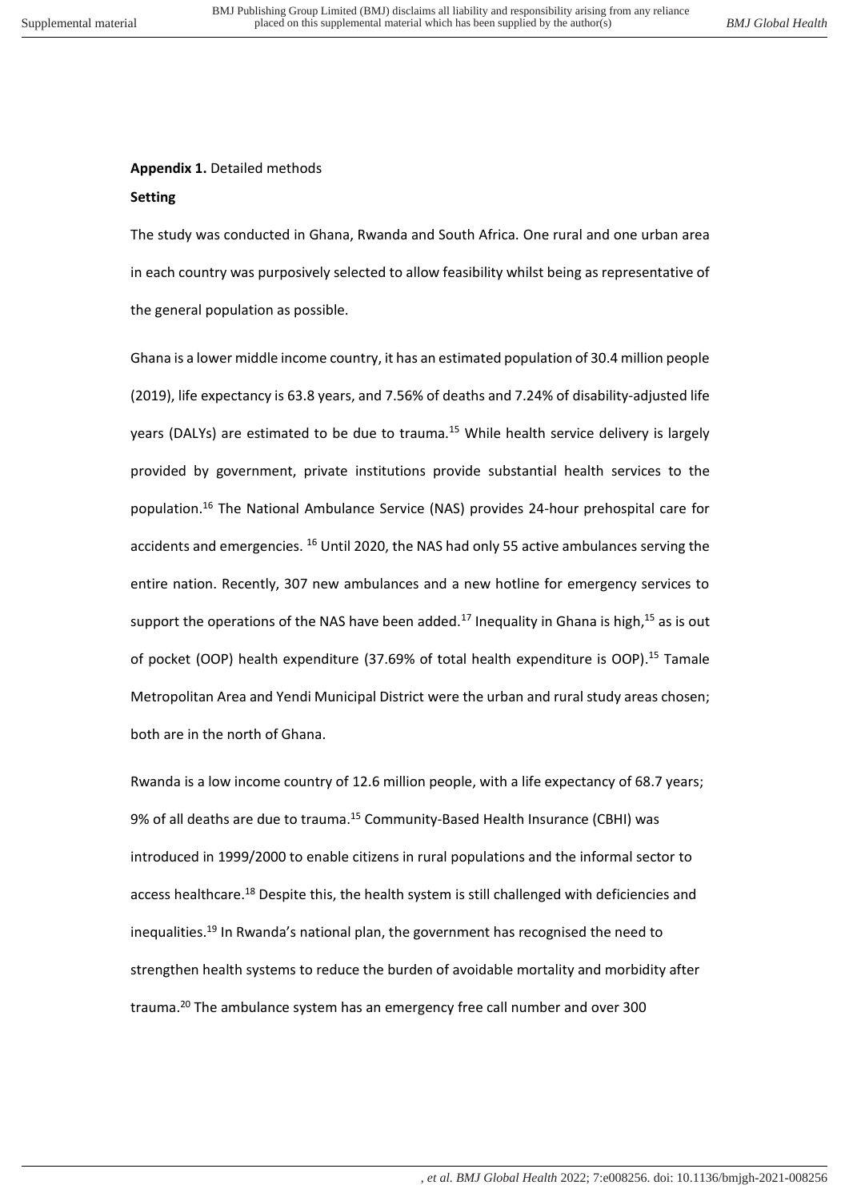**Appendix 1.** Detailed methods

**Setting**

The study was conducted in Ghana, Rwanda and South Africa. One rural and one urban area in each country was purposively selected to allow feasibility whilst being as representative of the general population as possible.

Ghana is a lower middle income country, it has an estimated population of 30.4 million people (2019), life expectancy is 63.8 years, and 7.56% of deaths and 7.24% of disability-adjusted life years (DALYs) are estimated to be due to trauma.[15] While health service delivery is largely provided by government, private institutions provide substantial health services to the population.[16] The National Ambulance Service (NAS) provides 24-hour prehospital care for accidents and emergencies. [16] Until 2020, the NAS had only 55 active ambulances serving the entire nation. Recently, 307 new ambulances and a new hotline for emergency services to support the operations of the NAS have been added.[17] Inequality in Ghana is high,[15] as is out of pocket (OOP) health expenditure (37.69% of total health expenditure is OOP).[15] Tamale Metropolitan Area and Yendi Municipal District were the urban and rural study areas chosen; both are in the north of Ghana.

Rwanda is a low income country of 12.6 million people, with a life expectancy of 68.7 years; 9% of all deaths are due to trauma.[15] Community-Based Health Insurance (CBHI) was introduced in 1999/2000 to enable citizens in rural populations and the informal sector to access healthcare.[18] Despite this, the health system is still challenged with deficiencies and inequalities.[19] In Rwanda's national plan, the government has recognised the need to strengthen health systems to reduce the burden of avoidable mortality and morbidity after trauma.[20] The ambulance system has an emergency free call number and over 300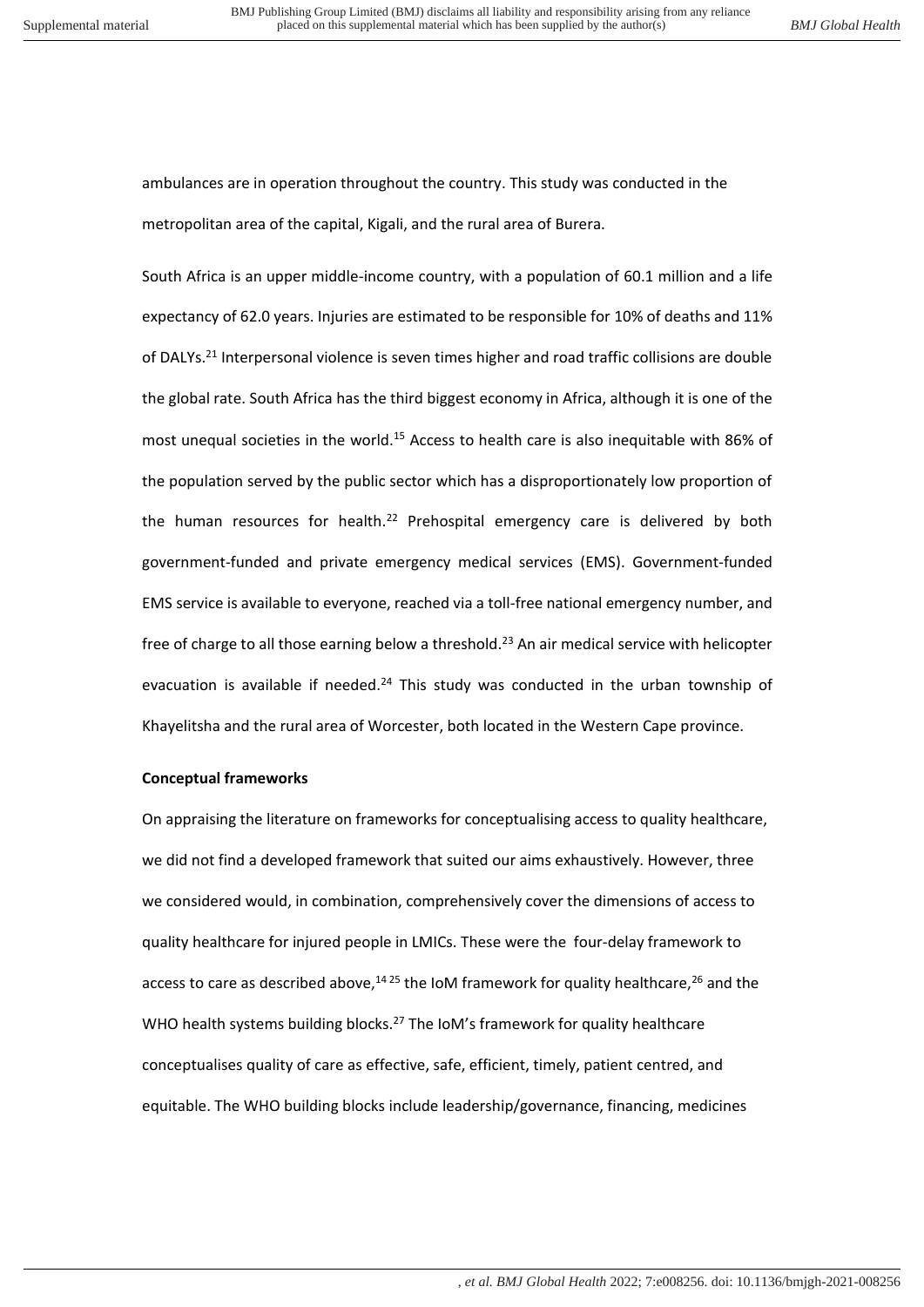ambulances are in operation throughout the country. This study was conducted in the metropolitan area of the capital, Kigali, and the rural area of Burera.

South Africa is an upper middle-income country, with a population of 60.1 million and a life expectancy of 62.0 years. Injuries are estimated to be responsible for 10% of deaths and 11% of DALYs.[21] Interpersonal violence is seven times higher and road traffic collisions are double the global rate. South Africa has the third biggest economy in Africa, although it is one of the most unequal societies in the world.[15] Access to health care is also inequitable with 86% of the population served by the public sector which has a disproportionately low proportion of the human resources for health.[22] Prehospital emergency care is delivered by both government-funded and private emergency medical services (EMS). Government-funded EMS service is available to everyone, reached via a toll-free national emergency number, and free of charge to all those earning below a threshold.[23] An air medical service with helicopter evacuation is available if needed.[24] This study was conducted in the urban township of Khayelitsha and the rural area of Worcester, both located in the Western Cape province.

**Conceptual frameworks**

On appraising the literature on frameworks for conceptualising access to quality healthcare, we did not find a developed framework that suited our aims exhaustively. However, three we considered would, in combination, comprehensively cover the dimensions of access to quality healthcare for injured people in LMICs. These were the four-delay framework to access to care as described above,[14 25] the IoM framework for quality healthcare,[26] and the WHO health systems building blocks.[27] The IoM's framework for quality healthcare conceptualises quality of care as effective, safe, efficient, timely, patient centred, and equitable. The WHO building blocks include leadership/governance, financing, medicines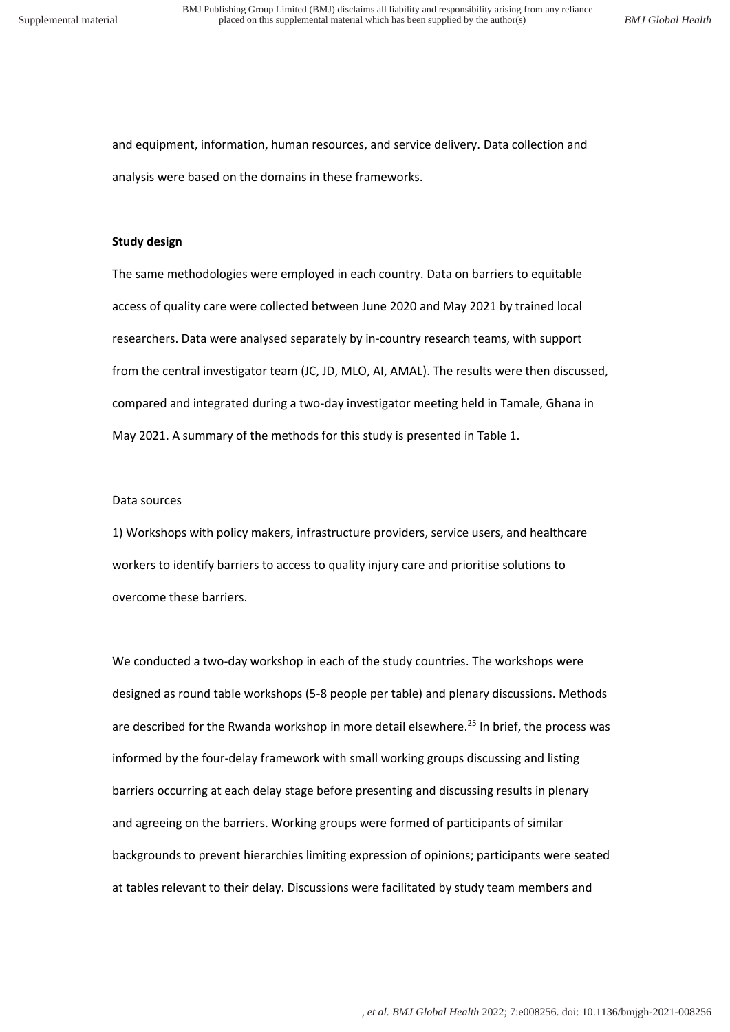and equipment, information, human resources, and service delivery. Data collection and analysis were based on the domains in these frameworks.

**Study design**

The same methodologies were employed in each country. Data on barriers to equitable access of quality care were collected between June 2020 and May 2021 by trained local researchers. Data were analysed separately by in-country research teams, with support from the central investigator team (JC, JD, MLO, AI, AMAL). The results were then discussed, compared and integrated during a two-day investigator meeting held in Tamale, Ghana in May 2021. A summary of the methods for this study is presented in Table 1.

Data sources

1) Workshops with policy makers, infrastructure providers, service users, and healthcare workers to identify barriers to access to quality injury care and prioritise solutions to overcome these barriers.

We conducted a two-day workshop in each of the study countries. The workshops were designed as round table workshops (5-8 people per table) and plenary discussions. Methods are described for the Rwanda workshop in more detail elsewhere.[25] In brief, the process was informed by the four-delay framework with small working groups discussing and listing barriers occurring at each delay stage before presenting and discussing results in plenary and agreeing on the barriers. Working groups were formed of participants of similar backgrounds to prevent hierarchies limiting expression of opinions; participants were seated at tables relevant to their delay. Discussions were facilitated by study team members and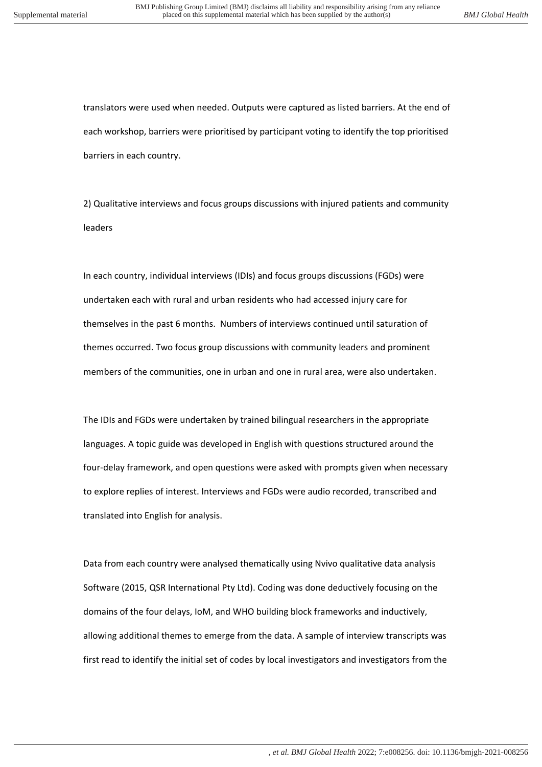translators were used when needed. Outputs were captured as listed barriers. At the end of each workshop, barriers were prioritised by participant voting to identify the top prioritised barriers in each country.

2) Qualitative interviews and focus groups discussions with injured patients and community leaders

In each country, individual interviews (IDIs) and focus groups discussions (FGDs) were undertaken each with rural and urban residents who had accessed injury care for themselves in the past 6 months. Numbers of interviews continued until saturation of themes occurred. Two focus group discussions with community leaders and prominent members of the communities, one in urban and one in rural area, were also undertaken.

The IDIs and FGDs were undertaken by trained bilingual researchers in the appropriate languages. A topic guide was developed in English with questions structured around the four-delay framework, and open questions were asked with prompts given when necessary to explore replies of interest. Interviews and FGDs were audio recorded, transcribed and translated into English for analysis.

Data from each country were analysed thematically using Nvivo qualitative data analysis Software (2015, QSR International Pty Ltd). Coding was done deductively focusing on the domains of the four delays, IoM, and WHO building block frameworks and inductively, allowing additional themes to emerge from the data. A sample of interview transcripts was first read to identify the initial set of codes by local investigators and investigators from the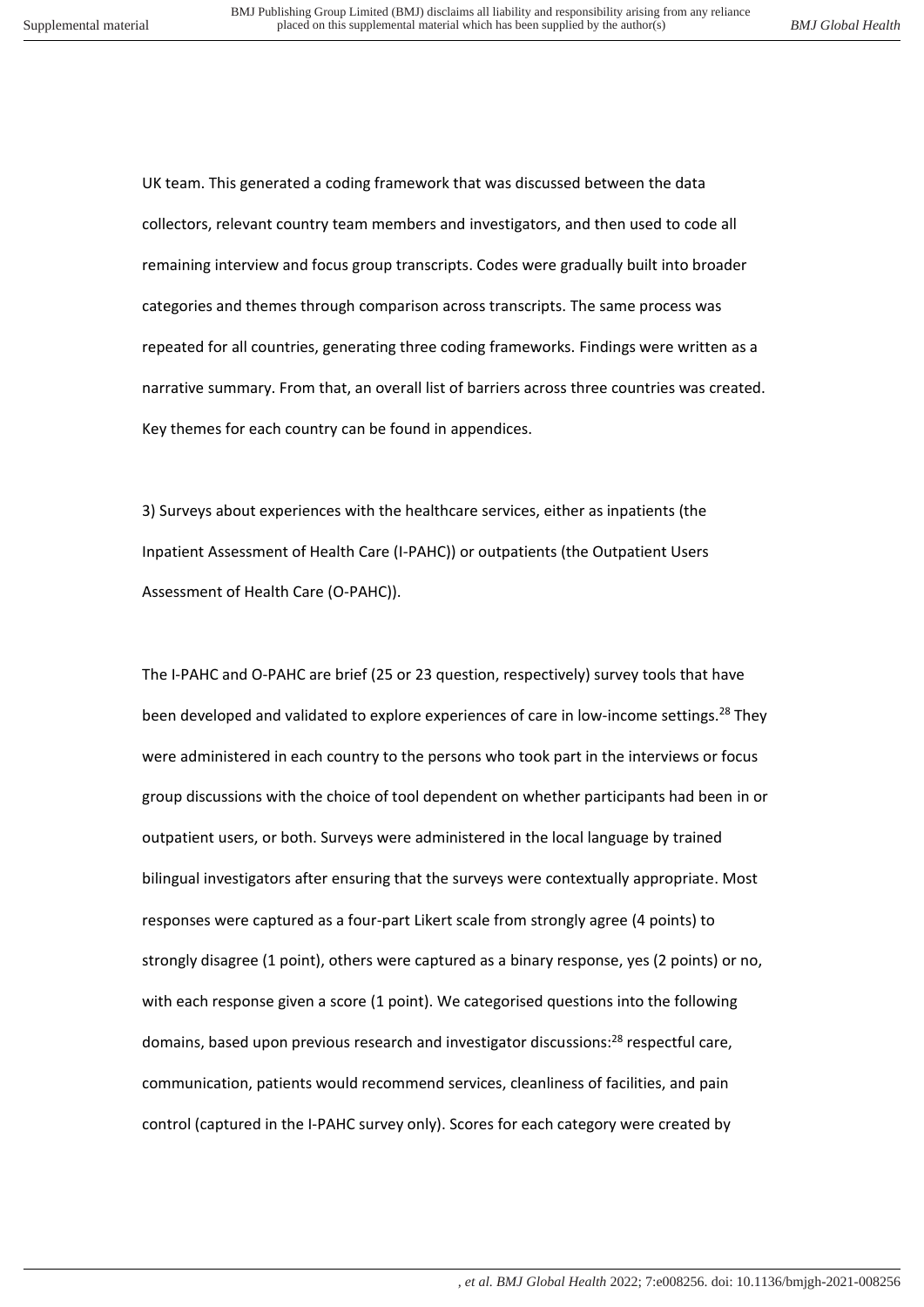UK team. This generated a coding framework that was discussed between the data collectors, relevant country team members and investigators, and then used to code all remaining interview and focus group transcripts. Codes were gradually built into broader categories and themes through comparison across transcripts. The same process was repeated for all countries, generating three coding frameworks. Findings were written as a narrative summary. From that, an overall list of barriers across three countries was created. Key themes for each country can be found in appendices.

3) Surveys about experiences with the healthcare services, either as inpatients (the Inpatient Assessment of Health Care (I-PAHC)) or outpatients (the Outpatient Users Assessment of Health Care (O-PAHC)).

The I-PAHC and O-PAHC are brief (25 or 23 question, respectively) survey tools that have been developed and validated to explore experiences of care in low-income settings.[28] They were administered in each country to the persons who took part in the interviews or focus group discussions with the choice of tool dependent on whether participants had been in or outpatient users, or both. Surveys were administered in the local language by trained bilingual investigators after ensuring that the surveys were contextually appropriate. Most responses were captured as a four-part Likert scale from strongly agree (4 points) to strongly disagree (1 point), others were captured as a binary response, yes (2 points) or no, with each response given a score (1 point). We categorised questions into the following domains, based upon previous research and investigator discussions:[28] respectful care, communication, patients would recommend services, cleanliness of facilities, and pain control (captured in the I-PAHC survey only). Scores for each category were created by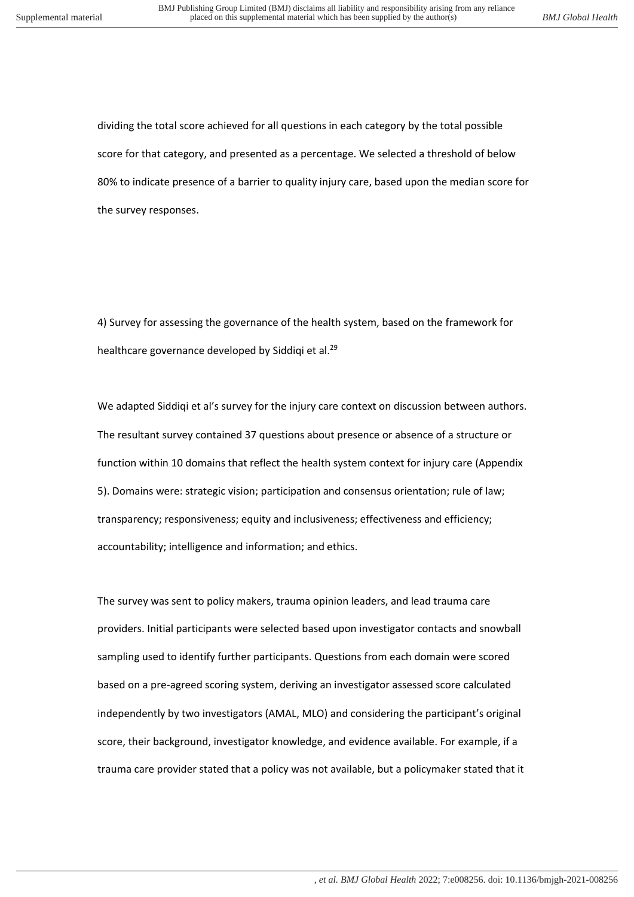dividing the total score achieved for all questions in each category by the total possible score for that category, and presented as a percentage. We selected a threshold of below 80% to indicate presence of a barrier to quality injury care, based upon the median score for the survey responses.

4) Survey for assessing the governance of the health system, based on the framework for healthcare governance developed by Siddiqi et al.[29]

We adapted Siddiqi et al's survey for the injury care context on discussion between authors. The resultant survey contained 37 questions about presence or absence of a structure or function within 10 domains that reflect the health system context for injury care (Appendix 5). Domains were: strategic vision; participation and consensus orientation; rule of law; transparency; responsiveness; equity and inclusiveness; effectiveness and efficiency; accountability; intelligence and information; and ethics.

The survey was sent to policy makers, trauma opinion leaders, and lead trauma care providers. Initial participants were selected based upon investigator contacts and snowball sampling used to identify further participants. Questions from each domain were scored based on a pre-agreed scoring system, deriving an investigator assessed score calculated independently by two investigators (AMAL, MLO) and considering the participant's original score, their background, investigator knowledge, and evidence available. For example, if a trauma care provider stated that a policy was not available, but a policymaker stated that it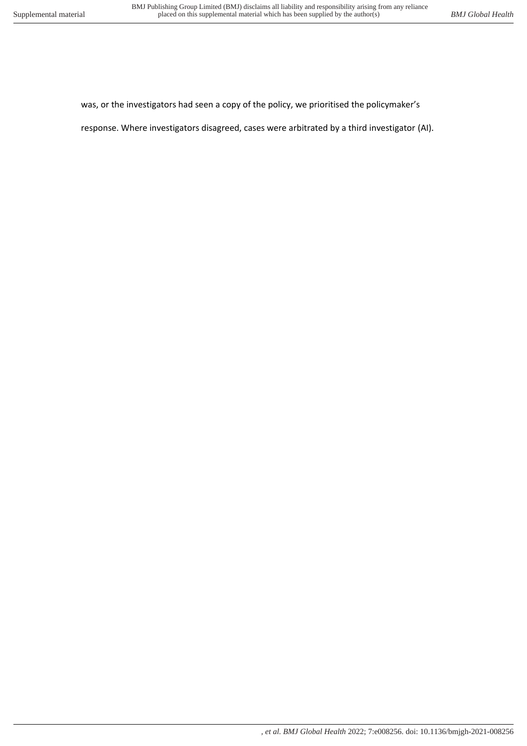was, or the investigators had seen a copy of the policy, we prioritised the policymaker's response. Where investigators disagreed, cases were arbitrated by a third investigator (AI).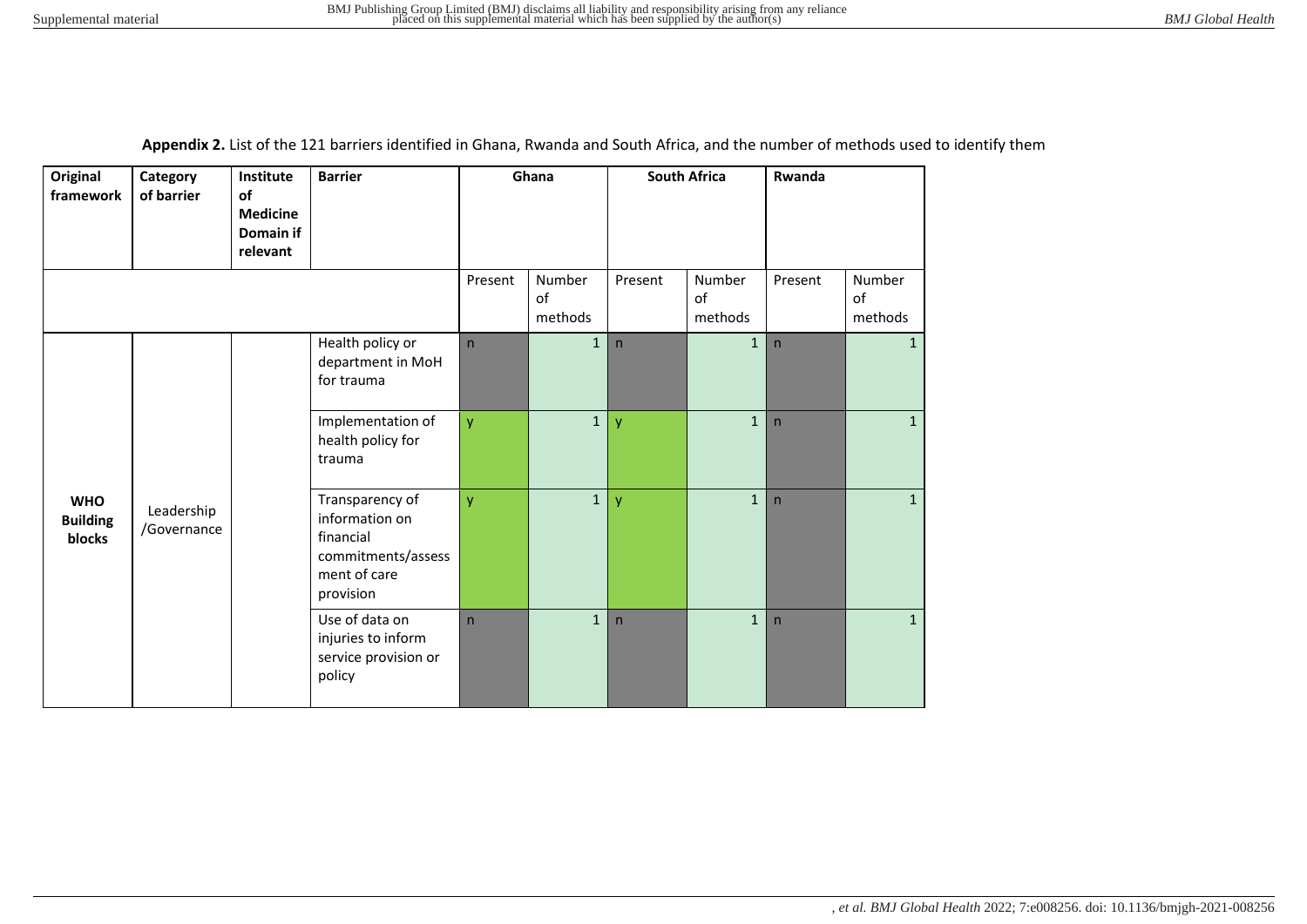**Appendix 2.** List of the 121 barriers identified in Ghana, Rwanda and South Africa, and the number of methods used to identify them

| Original framework | Category of barrier | Institute of Medicine Domain if relevant | Barrier | Ghana | | South Africa | | Rwanda | |
|---|---|---|---|---|---|---|---|---|---|
| | | | | Present | Number of methods | Present | Number of methods | Present | Number of methods |
| WHO Building blocks | Leadership /Governance | | Health policy or department in MoH for trauma | n | 1 | n | 1 | n | 1 |
| | | | Implementation of health policy for trauma | y | 1 | y | 1 | n | 1 |
| | | | Transparency of information on financial commitments/assessment of care provision | y | 1 | y | 1 | n | 1 |
| | | | Use of data on injuries to inform service provision or policy | n | 1 | n | 1 | n | 1 |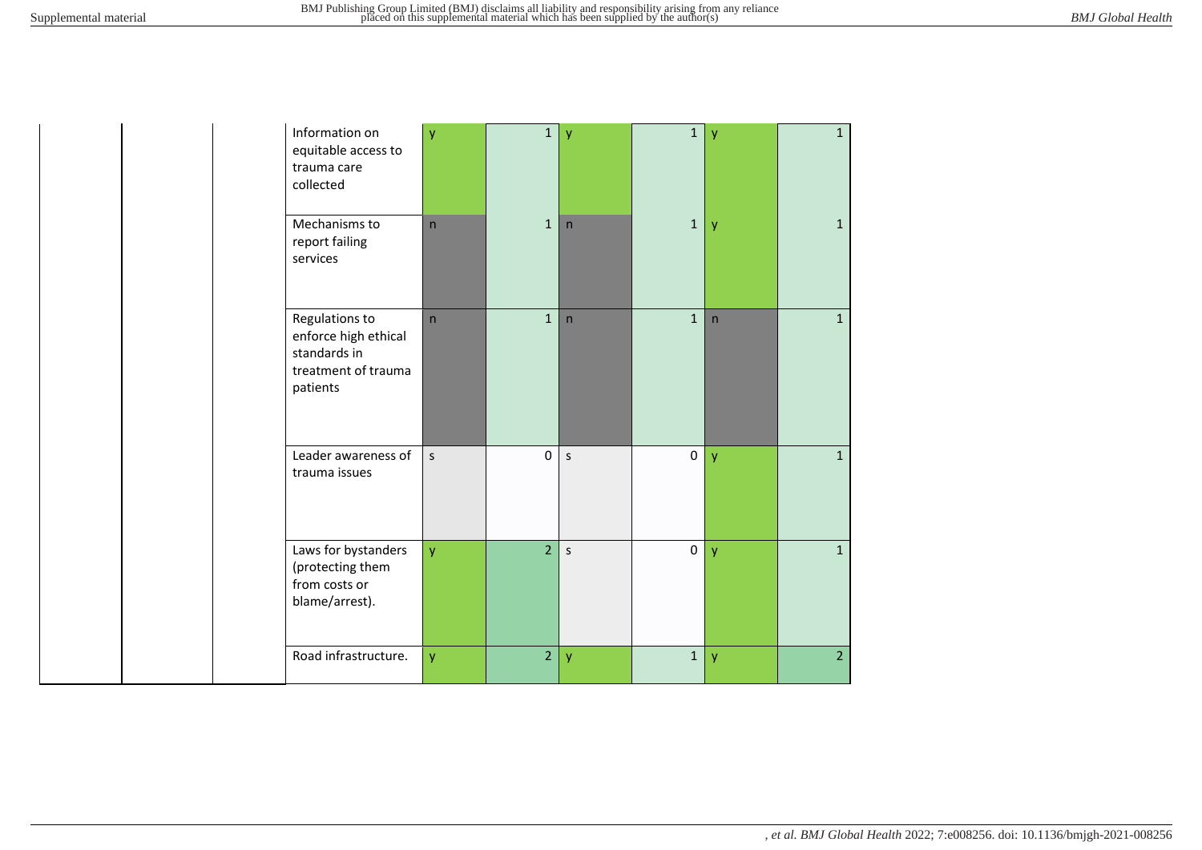| | | | | | | | | | |
|---|---|---|---|---|---|---|---|---|---|
| | | | Information on equitable access to trauma care collected | y | 1 | y | 1 | y | 1 |
| | | | Mechanisms to report failing services | n | 1 | n | 1 | y | 1 |
| | | | Regulations to enforce high ethical standards in treatment of trauma patients | n | 1 | n | 1 | n | 1 |
| | | | Leader awareness of trauma issues | s | 0 | s | 0 | y | 1 |
| | | | Laws for bystanders (protecting them from costs or blame/arrest). | y | 2 | s | 0 | y | 1 |
| | | | Road infrastructure. | y | 2 | y | 1 | y | 2 |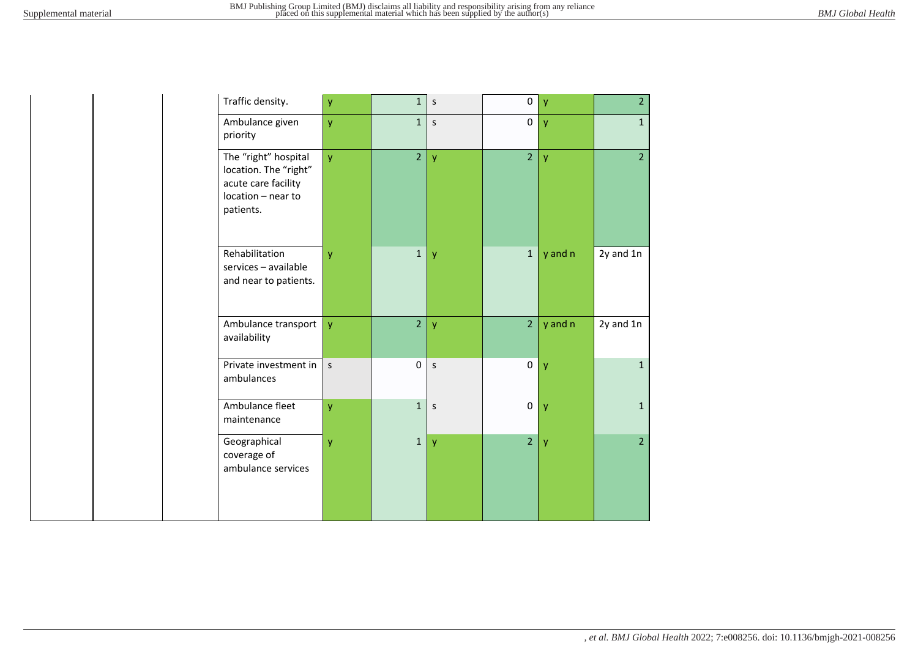| | | | | | | | | |
|---|---|---|---|---|---|---|---|---|
| | | | Traffic density. | y | 1 | s | 0 | y | 2 |
| | | | Ambulance given priority | y | 1 | s | 0 | y | 1 |
| | | | The “right” hospital location. The “right” acute care facility location – near to patients. | y | 2 | y | 2 | y | 2 |
| | | | Rehabilitation services – available and near to patients. | y | 1 | y | 1 | y and n | 2y and 1n |
| | | | Ambulance transport availability | y | 2 | y | 2 | y and n | 2y and 1n |
| | | | Private investment in ambulances | s | 0 | s | 0 | y | 1 |
| | | | Ambulance fleet maintenance | y | 1 | s | 0 | y | 1 |
| | | | Geographical coverage of ambulance services | y | 1 | y | 2 | y | 2 |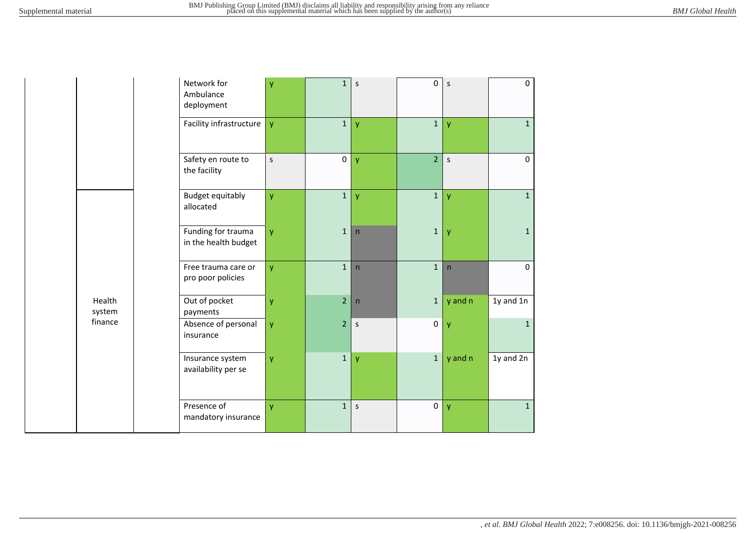| | | | | | | | | |
|---|---|---|---|---|---|---|---|---|
| | | | Network for Ambulance deployment | y | 1 | s | 0 | s | 0 |
| | | | Facility infrastructure | y | 1 | y | 1 | y | 1 |
| | | | Safety en route to the facility | s | 0 | y | 2 | s | 0 |
| | Health system finance | | Budget equitably allocated | y | 1 | y | 1 | y | 1 |
| | | | Funding for trauma in the health budget | y | 1 | n | 1 | y | 1 |
| | | | Free trauma care or pro poor policies | y | 1 | n | 1 | n | 0 |
| | | | Out of pocket payments | y | 2 | n | 1 | y and n | 1y and 1n |
| | | | Absence of personal insurance | y | 2 | s | 0 | y | 1 |
| | | | Insurance system availability per se | y | 1 | y | 1 | y and n | 1y and 2n |
| | | | Presence of mandatory insurance | y | 1 | s | 0 | y | 1 |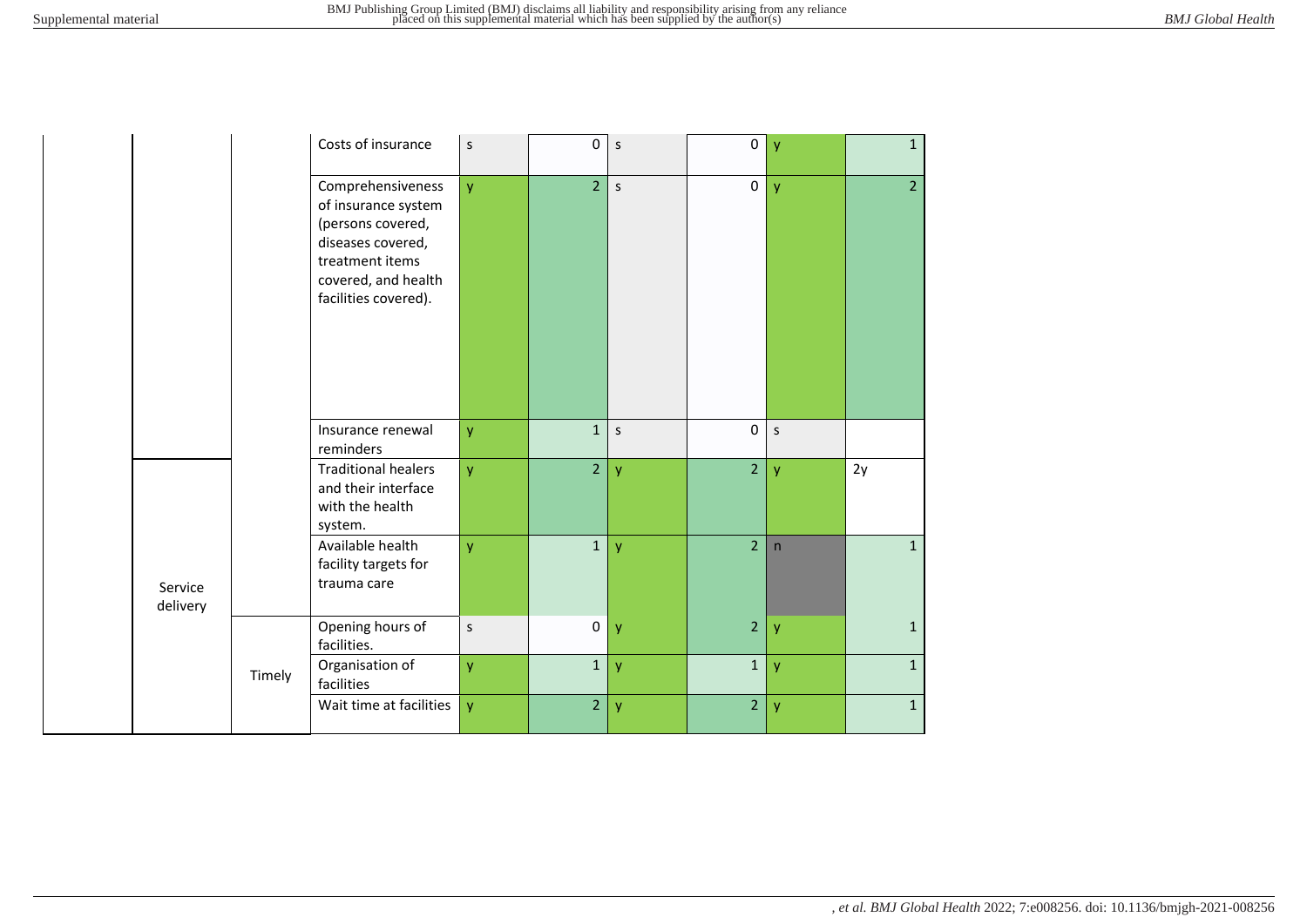| | | | | | | | | |
|---|---|---|---|---|---|---|---|---|
| | | | Costs of insurance | s | 0 | s | 0 | y | 1 |
| | | | Comprehensiveness of insurance system (persons covered, diseases covered, treatment items covered, and health facilities covered). | y | 2 | s | 0 | y | 2 |
| | | | Insurance renewal reminders | y | 1 | s | 0 | s | |
| | Service delivery | | Traditional healers and their interface with the health system. | y | 2 | y | 2 | y | 2y |
| | | | Available health facility targets for trauma care | y | 1 | y | 2 | n | 1 |
| | | Timely | Opening hours of facilities. | s | 0 | y | 2 | y | 1 |
| | | | Organisation of facilities | y | 1 | y | 1 | y | 1 |
| | | | Wait time at facilities | y | 2 | y | 2 | y | 1 |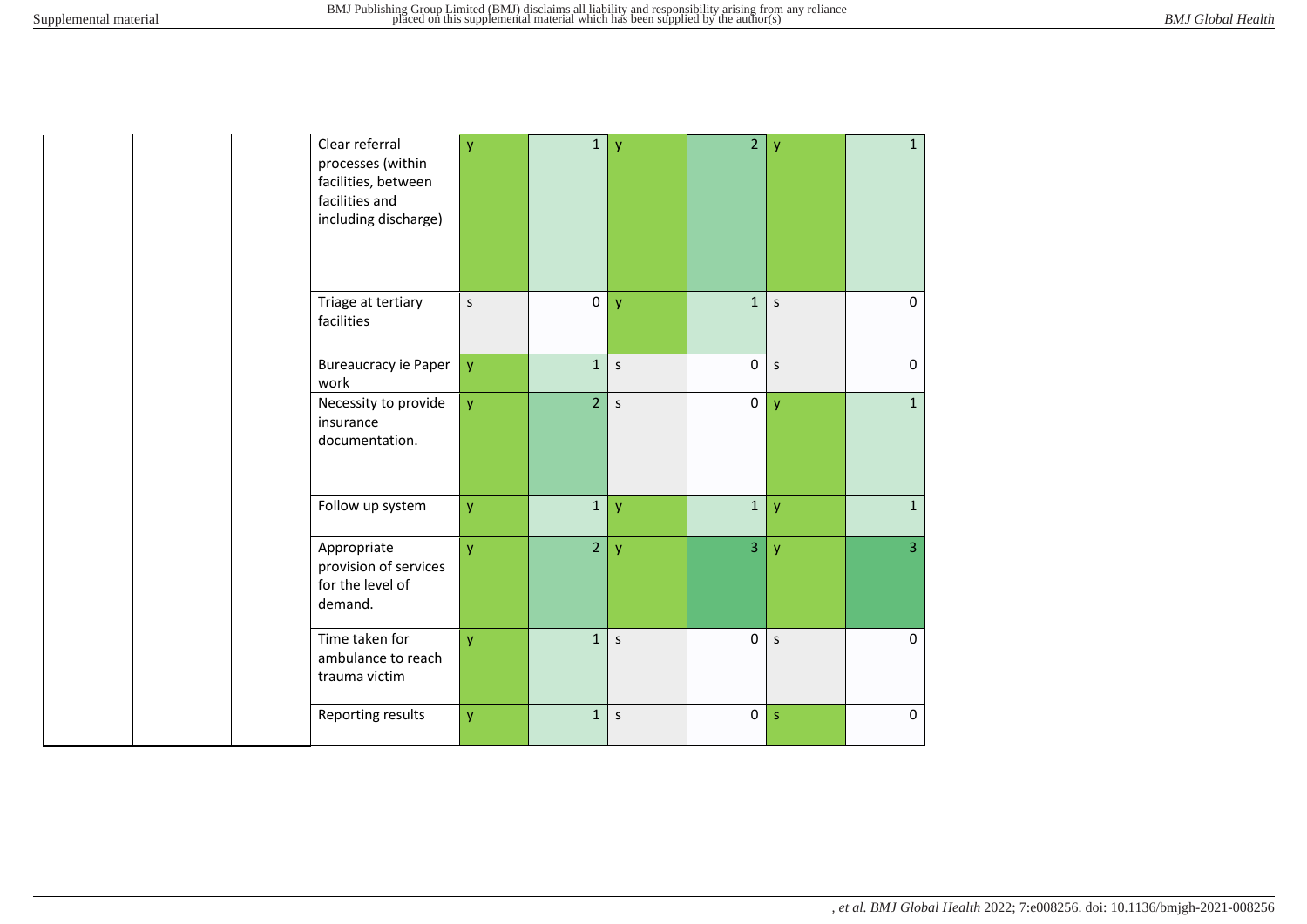| | | | | | | | | |
|---|---|---|---|---|---|---|---|---|
| | | | Clear referral processes (within facilities, between facilities and including discharge) | y | 1 | y | 2 | y | 1 |
| | | | Triage at tertiary facilities | s | 0 | y | 1 | s | 0 |
| | | | Bureaucracy ie Paper work | y | 1 | s | 0 | s | 0 |
| | | | Necessity to provide insurance documentation. | y | 2 | s | 0 | y | 1 |
| | | | Follow up system | y | 1 | y | 1 | y | 1 |
| | | | Appropriate provision of services for the level of demand. | y | 2 | y | 3 | y | 3 |
| | | | Time taken for ambulance to reach trauma victim | y | 1 | s | 0 | s | 0 |
| | | | Reporting results | y | 1 | s | 0 | s | 0 |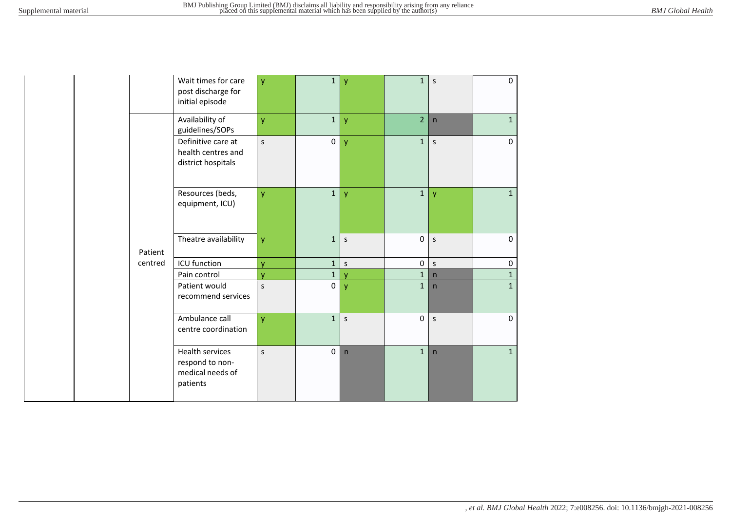| | | | | | | | | | |
|---|---|---|---|---|---|---|---|---|---|
| | | | Wait times for care post discharge for initial episode | y | 1 | y | 1 | s | 0 |
| | | Patient centred | Availability of guidelines/SOPs | y | 1 | y | 2 | n | 1 |
| | | | Definitive care at health centres and district hospitals | s | 0 | y | 1 | s | 0 |
| | | | Resources (beds, equipment, ICU) | y | 1 | y | 1 | y | 1 |
| | | | Theatre availability | y | 1 | s | 0 | s | 0 |
| | | | ICU function | y | 1 | s | 0 | s | 0 |
| | | | Pain control | y | 1 | y | 1 | n | 1 |
| | | | Patient would recommend services | s | 0 | y | 1 | n | 1 |
| | | | Ambulance call centre coordination | y | 1 | s | 0 | s | 0 |
| | | | Health services respond to non-medical needs of patients | s | 0 | n | 1 | n | 1 |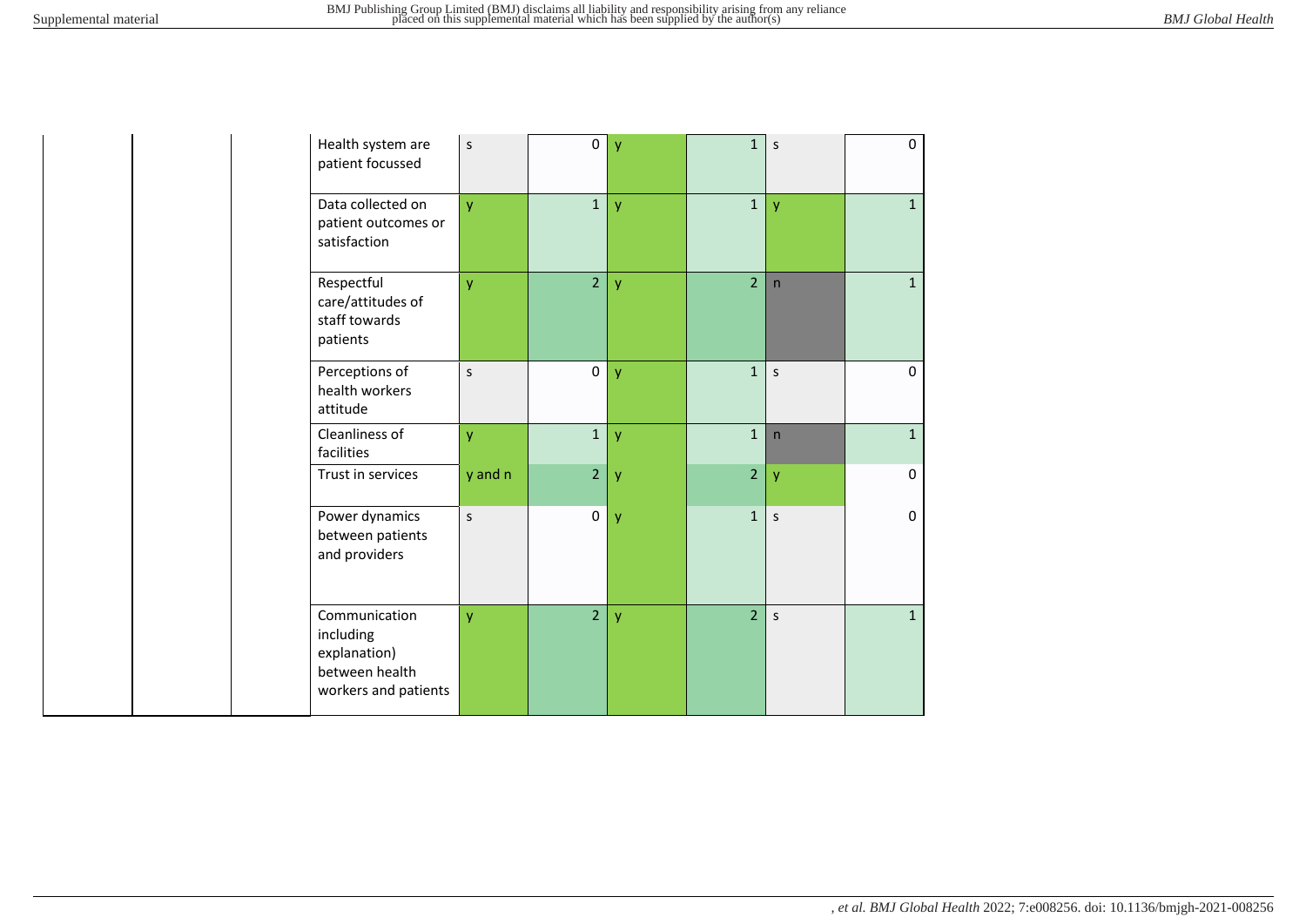| | | | | | | | | | |
|---|---|---|---|---|---|---|---|---|---|
| | | | Health system are patient focussed | s | 0 | y | 1 | s | 0 |
| | | | Data collected on patient outcomes or satisfaction | y | 1 | y | 1 | y | 1 |
| | | | Respectful care/attitudes of staff towards patients | y | 2 | y | 2 | n | 1 |
| | | | Perceptions of health workers attitude | s | 0 | y | 1 | s | 0 |
| | | | Cleanliness of facilities | y | 1 | y | 1 | n | 1 |
| | | | Trust in services | y and n | 2 | y | 2 | y | 0 |
| | | | Power dynamics between patients and providers | s | 0 | y | 1 | s | 0 |
| | | | Communication including explanation) between health workers and patients | y | 2 | y | 2 | s | 1 |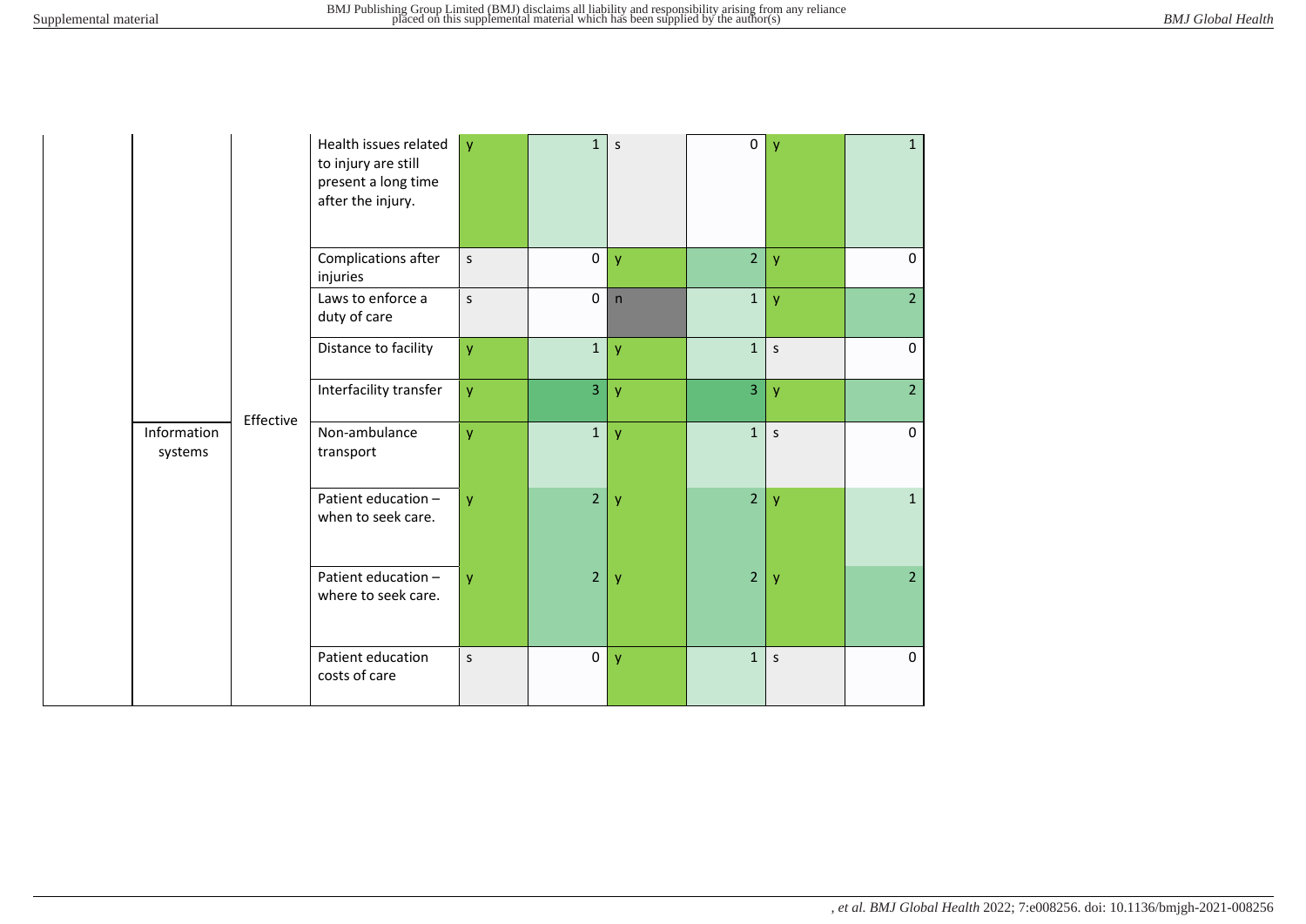| | | | | | | | | |
|---|---|---|---|---|---|---|---|---|
| | | | Health issues related to injury are still present a long time after the injury. | y | 1 | s | 0 | y | 1 |
| | | | Complications after injuries | s | 0 | y | 2 | y | 0 |
| | | | Laws to enforce a duty of care | s | 0 | n | 1 | y | 2 |
| | | | Distance to facility | y | 1 | y | 1 | s | 0 |
| | | | Interfacility transfer | y | 3 | y | 3 | y | 2 |
| | Information systems | Effective | Non-ambulance transport | y | 1 | y | 1 | s | 0 |
| | | | Patient education – when to seek care. | y | 2 | y | 2 | y | 1 |
| | | | Patient education – where to seek care. | y | 2 | y | 2 | y | 2 |
| | | | Patient education costs of care | s | 0 | y | 1 | s | 0 |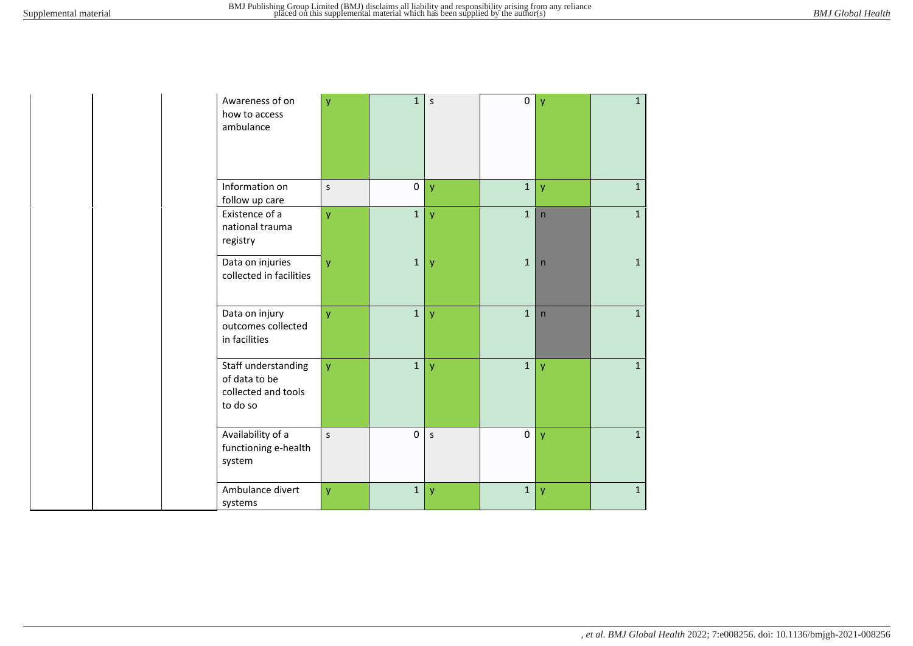| | | | | | | | | | |
|---|---|---|---|---|---|---|---|---|---|
| | | | Awareness of on how to access ambulance | y | 1 | s | 0 | y | 1 |
| | | | Information on follow up care | s | 0 | y | 1 | y | 1 |
| | | | Existence of a national trauma registry | y | 1 | y | 1 | n | 1 |
| | | | Data on injuries collected in facilities | y | 1 | y | 1 | n | 1 |
| | | | Data on injury outcomes collected in facilities | y | 1 | y | 1 | n | 1 |
| | | | Staff understanding of data to be collected and tools to do so | y | 1 | y | 1 | y | 1 |
| | | | Availability of a functioning e-health system | s | 0 | s | 0 | y | 1 |
| | | | Ambulance divert systems | y | 1 | y | 1 | y | 1 |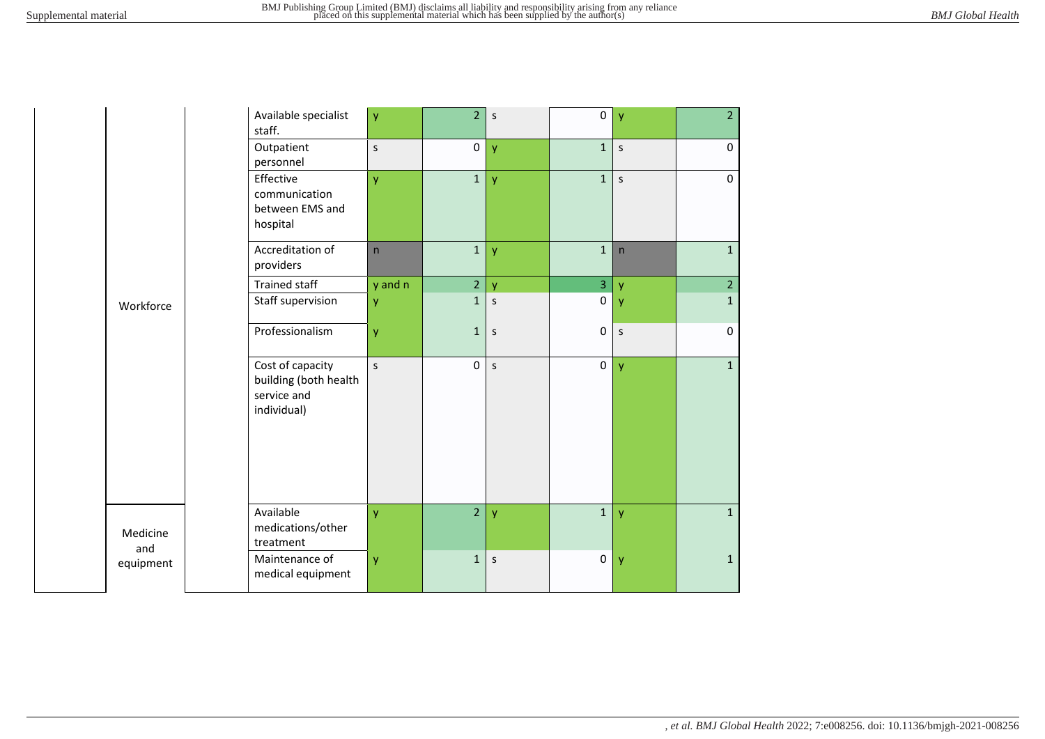| | | | | | | | | | |
|---|---|---|---|---|---|---|---|---|---|
| | | | Available specialist staff. | y | 2 | s | 0 | y | 2 |
| | | | Outpatient personnel | s | 0 | y | 1 | s | 0 |
| | | | Effective communication between EMS and hospital | y | 1 | y | 1 | s | 0 |
| | | | Accreditation of providers | n | 1 | y | 1 | n | 1 |
| | | | Trained staff | y and n | 2 | y | 3 | y | 2 |
| | Workforce | | Staff supervision | y | 1 | s | 0 | y | 1 |
| | | | Professionalism | y | 1 | s | 0 | s | 0 |
| | | | Cost of capacity building (both health service and individual) | s | 0 | s | 0 | y | 1 |
| | Medicine and equipment | | Available medications/other treatment | y | 2 | y | 1 | y | 1 |
| | | | Maintenance of medical equipment | y | 1 | s | 0 | y | 1 |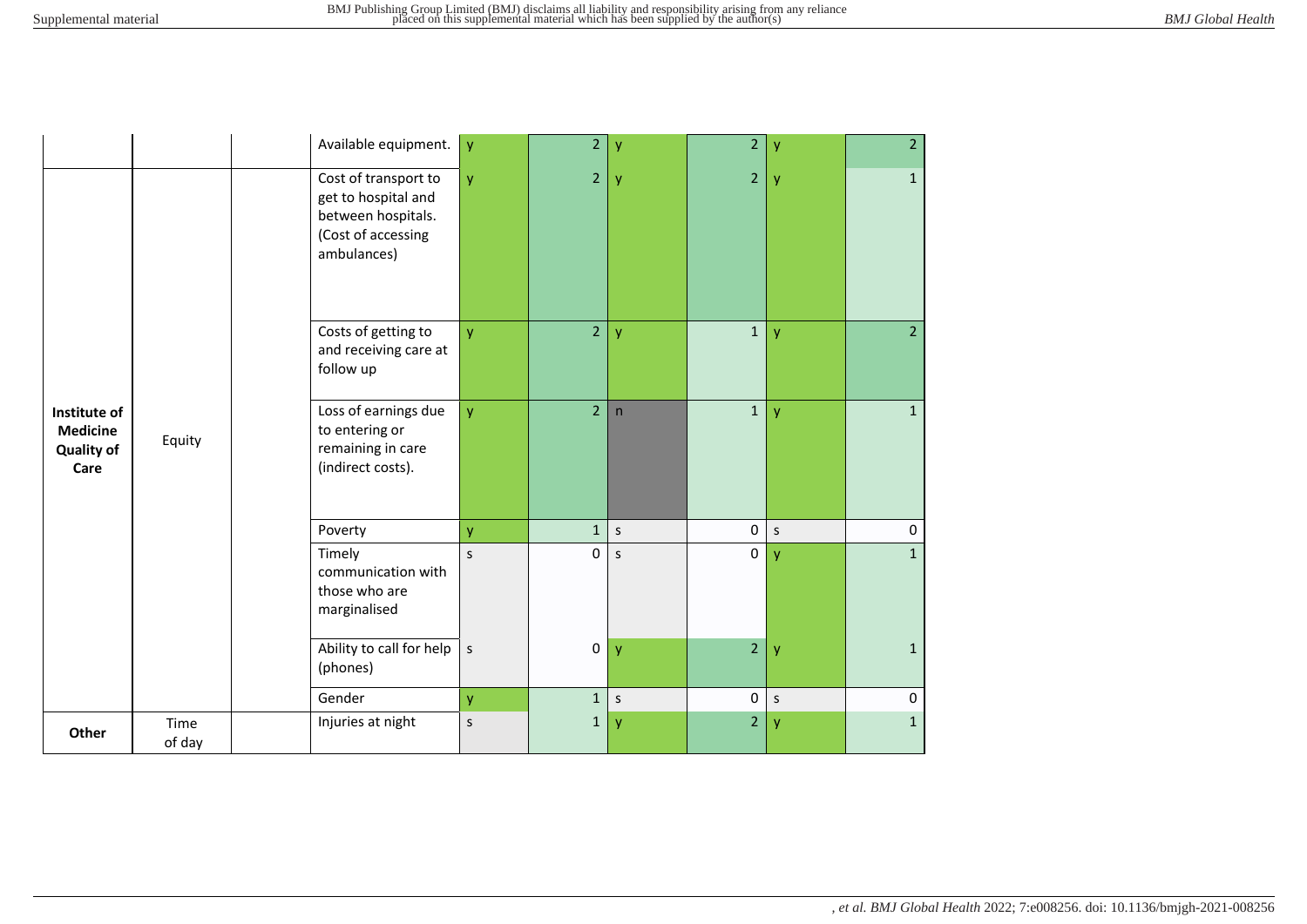|  |  |  |  |  |  |  |  |  |  |
|---|---|---|---|---|---|---|---|---|---|
|  |  |  | Available equipment. | y | 2 | y | 2 | y | 2 |
| **Institute of Medicine Quality of Care** | Equity |  | Cost of transport to get to hospital and between hospitals. (Cost of accessing ambulances) | y | 2 | y | 2 | y | 1 |
|  |  |  | Costs of getting to and receiving care at follow up | y | 2 | y | 1 | y | 2 |
|  |  |  | Loss of earnings due to entering or remaining in care (indirect costs). | y | 2 | n | 1 | y | 1 |
|  |  |  | Poverty | y | 1 | s | 0 | s | 0 |
|  |  |  | Timely communication with those who are marginalised | s | 0 | s | 0 | y | 1 |
|  |  |  | Ability to call for help (phones) | s | 0 | y | 2 | y | 1 |
|  |  |  | Gender | y | 1 | s | 0 | s | 0 |
| **Other** | Time of day |  | Injuries at night | s | 1 | y | 2 | y | 1 |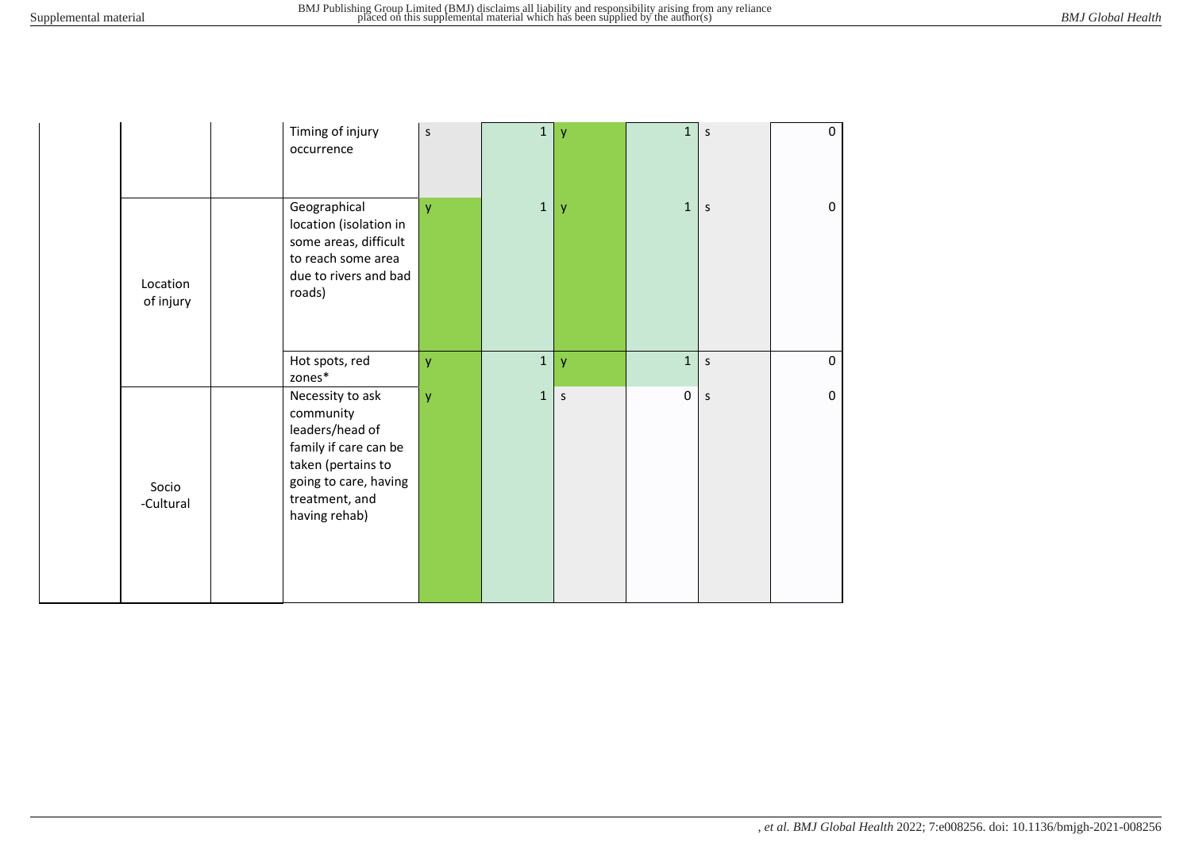|  |  |  |  |  |  |  |  |  |
|---|---|---|---|---|---|---|---|---|
|  |  |  | Timing of injury occurrence | s | 1 | y | 1 | s | 0 |
|  | Location of injury |  | Geographical location (isolation in some areas, difficult to reach some area due to rivers and bad roads) | y | 1 | y | 1 | s | 0 |
|  |  |  | Hot spots, red zones* | y | 1 | y | 1 | s | 0 |
|  | Socio -Cultural |  | Necessity to ask community leaders/head of family if care can be taken (pertains to going to care, having treatment, and having rehab) | y | 1 | s | 0 | s | 0 |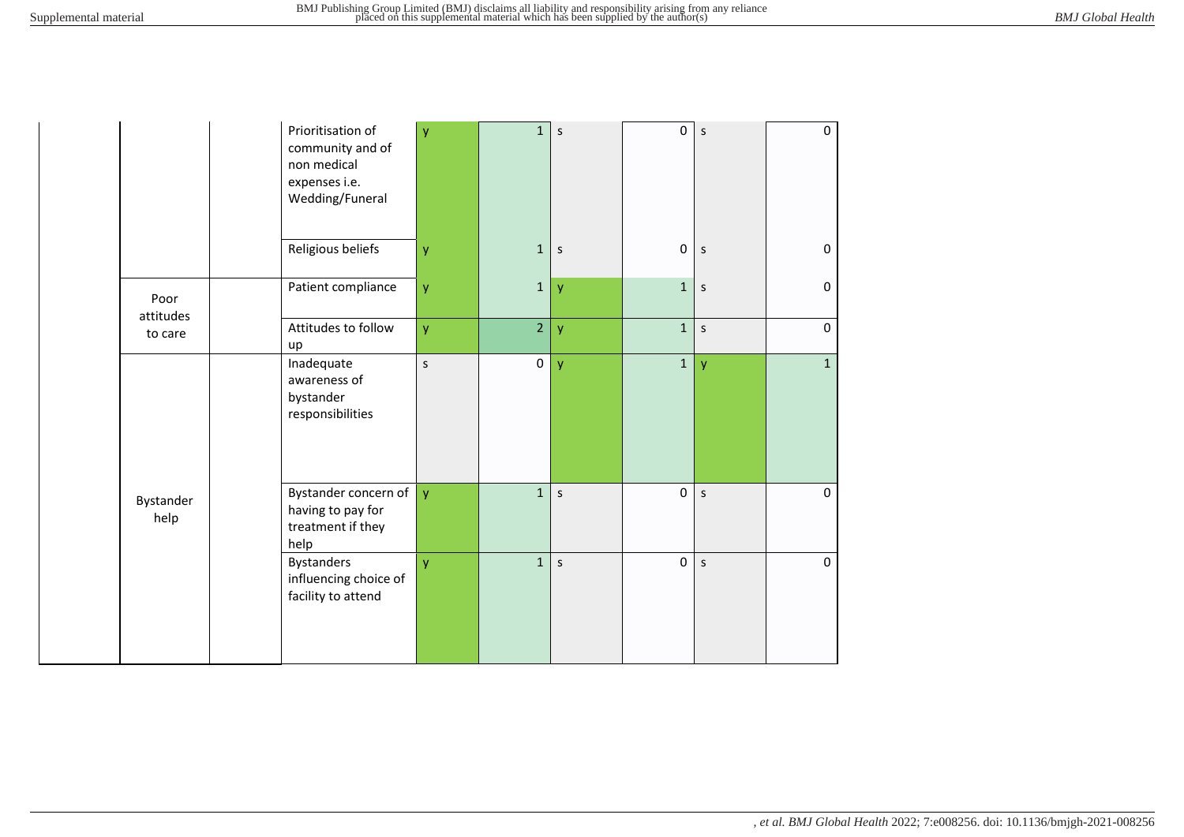| | | | | | | | | |
|---|---|---|---|---|---|---|---|---|
| | | | Prioritisation of community and of non medical expenses i.e. Wedding/Funeral | y | 1 | s | 0 | s | 0 |
| | | | Religious beliefs | y | 1 | s | 0 | s | 0 |
| | Poor attitudes to care | | Patient compliance | y | 1 | y | 1 | s | 0 |
| | | | Attitudes to follow up | y | 2 | y | 1 | s | 0 |
| | Bystander help | | Inadequate awareness of bystander responsibilities | s | 0 | y | 1 | y | 1 |
| | | | Bystander concern of having to pay for treatment if they help | y | 1 | s | 0 | s | 0 |
| | | | Bystanders influencing choice of facility to attend | y | 1 | s | 0 | s | 0 |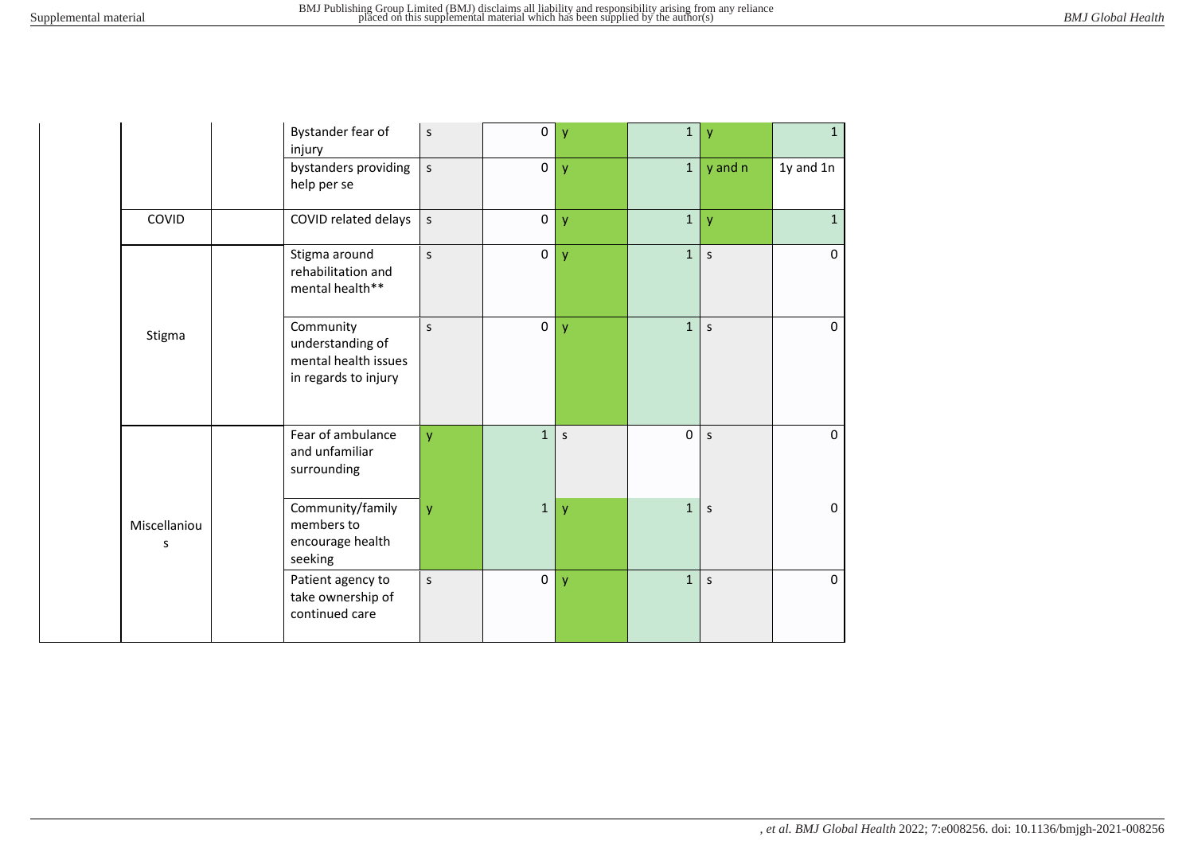| | | | | | | | | | |
|---|---|---|---|---|---|---|---|---|---|
| | | | Bystander fear of injury | s | 0 | y | 1 | y | 1 |
| | | | bystanders providing help per se | s | 0 | y | 1 | y and n | 1y and 1n |
| | COVID | | COVID related delays | s | 0 | y | 1 | y | 1 |
| | Stigma | | Stigma around rehabilitation and mental health** | s | 0 | y | 1 | s | 0 |
| | | | Community understanding of mental health issues in regards to injury | s | 0 | y | 1 | s | 0 |
| | Miscellaneous | | Fear of ambulance and unfamiliar surrounding | y | 1 | s | 0 | s | 0 |
| | | | Community/family members to encourage health seeking | y | 1 | y | 1 | s | 0 |
| | | | Patient agency to take ownership of continued care | s | 0 | y | 1 | s | 0 |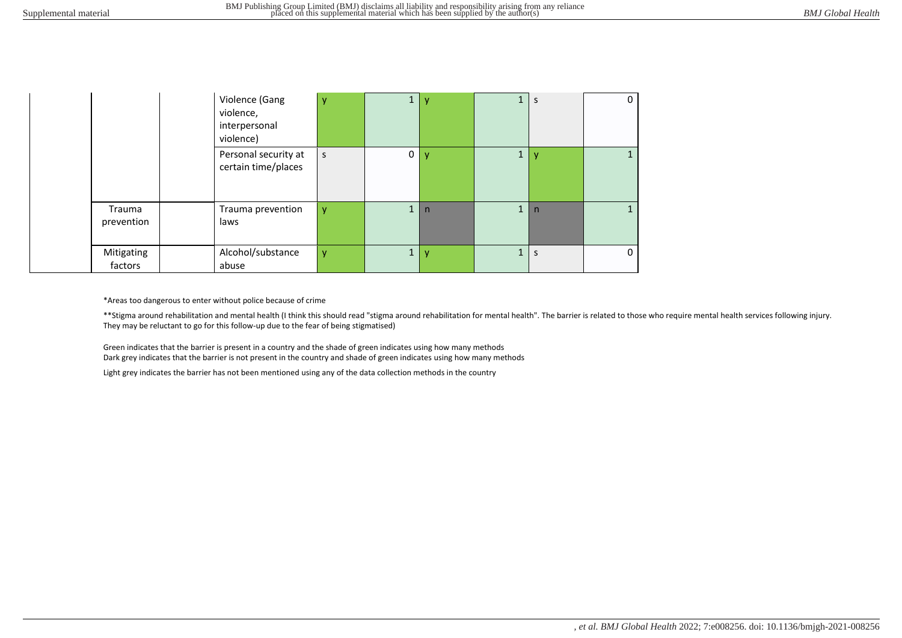| | | | | | | | | |
|---|---|---|---|---|---|---|---|---|
| | | | Violence (Gang violence, interpersonal violence) | y | 1 | y | 1 | s | 0 |
| | | | Personal security at certain time/places | s | 0 | y | 1 | y | 1 |
| | Trauma prevention | | Trauma prevention laws | y | 1 | n | 1 | n | 1 |
| | Mitigating factors | | Alcohol/substance abuse | y | 1 | y | 1 | s | 0 |

*Areas too dangerous to enter without police because of crime

**Stigma around rehabilitation and mental health (I think this should read "stigma around rehabilitation for mental health". The barrier is related to those who require mental health services following injury. They may be reluctant to go for this follow-up due to the fear of being stigmatised)

Green indicates that the barrier is present in a country and the shade of green indicates using how many methods
Dark grey indicates that the barrier is not present in the country and shade of green indicates using how many methods

Light grey indicates the barrier has not been mentioned using any of the data collection methods in the country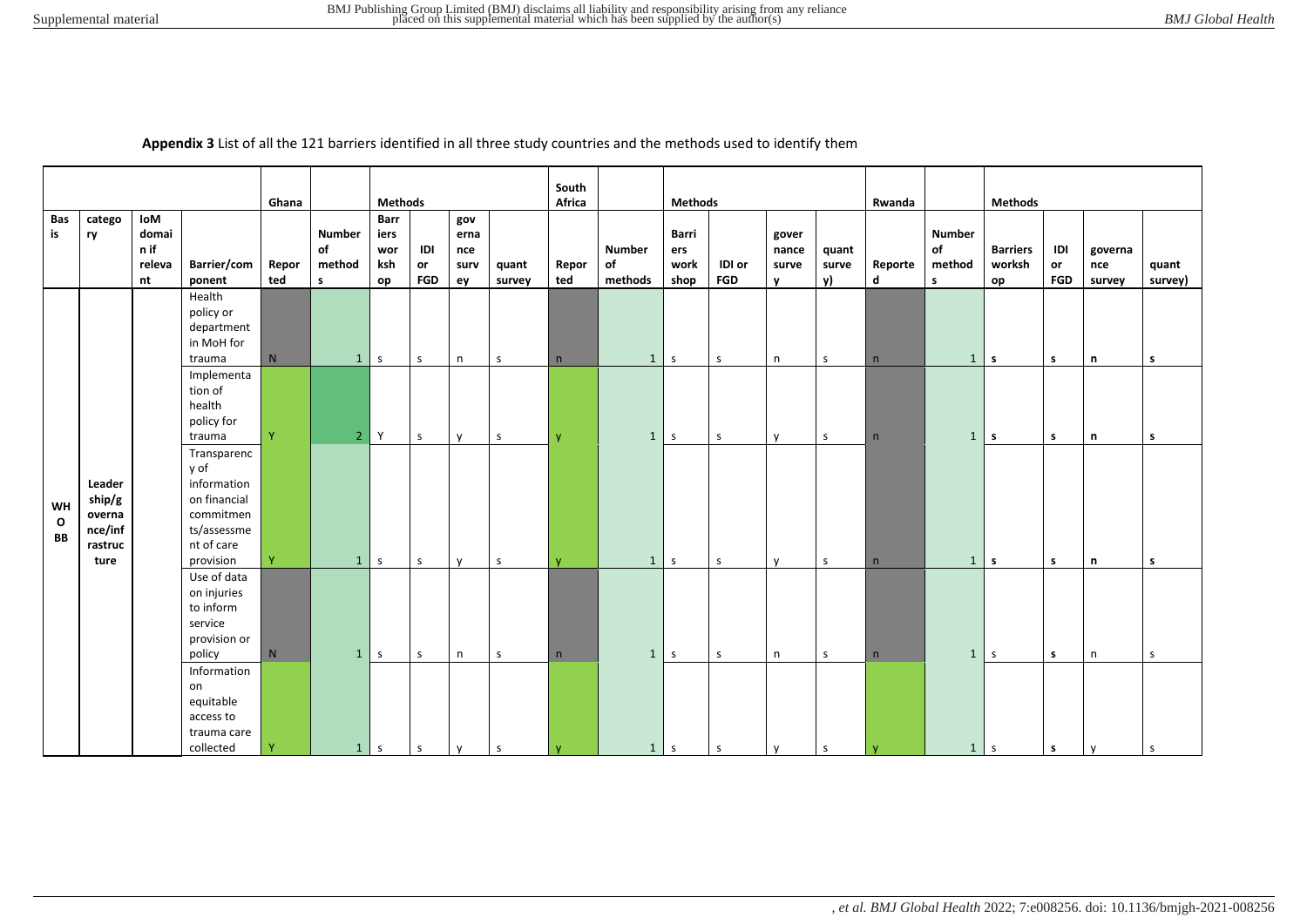**Appendix 3** List of all the 121 barriers identified in all three study countries and the methods used to identify them

| | | | | Ghana | | Methods | | | | South Africa | | Methods | | | | Rwanda | | Methods | | | |
|---|---|---|---|---|---|---|---|---|---|---|---|---|---|---|---|---|---|---|---|---|---|
| Basis | category | IoM domain if relevant | Barrier/component | Reported | Number of methods | Barriers workshop | IDI or FGD | governance survey | quant survey | Reported | Number of methods | Barriers workshop | IDI or FGD | governance survey | quant survey) | Reported | Number of methods | Barriers workshop | IDI or FGD | governance survey | quant survey) |
| WHO BB | Leadership/governance/infrastructure | | Health policy or department in MoH for trauma | N | 1 | s | s | n | s | n | 1 | s | s | n | s | n | 1 | s | s | n | s |
| | | | Implementation of health policy for trauma | Y | 2 | Y | s | y | s | y | 1 | s | s | y | s | n | 1 | s | s | n | s |
| | | | Transparency of information on financial commitments/assessment of care provision | Y | 1 | s | s | y | s | y | 1 | s | s | y | s | n | 1 | s | s | n | s |
| | | | Use of data on injuries to inform service provision or policy | N | 1 | s | s | n | s | n | 1 | s | s | n | s | n | 1 | s | s | n | s |
| | | | Information on equitable access to trauma care collected | Y | 1 | s | s | y | s | y | 1 | s | s | y | s | y | 1 | s | s | y | s |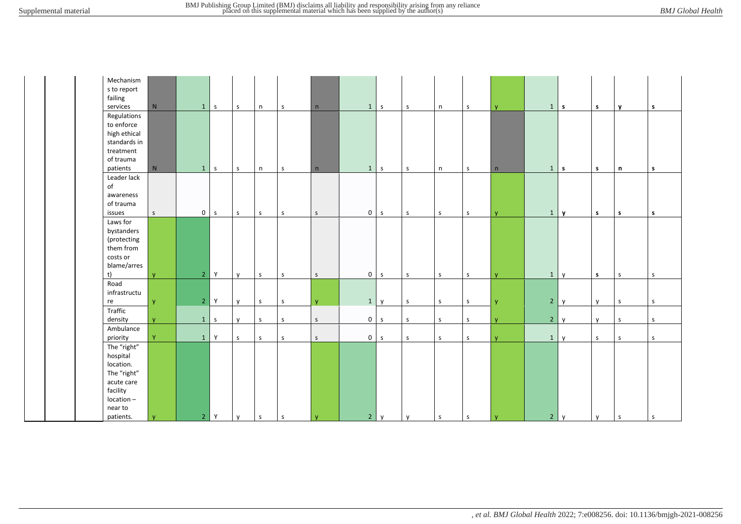|  |  |  |  |  |  |  |  |  |  |  |  |  |  |  |  |  |  |  |  |  |
|---|---|---|---|---|---|---|---|---|---|---|---|---|---|---|---|---|---|---|---|---|
|  |  |  | Mechanisms to report failing services | N | 1 | s | s | n | s | n | 1 | s | s | n | s | y | 1 | **s** | **s** | **y** | **s** |
|  |  |  | Regulations to enforce high ethical standards in treatment of trauma patients | N | 1 | s | s | n | s | n | 1 | s | s | n | s | n | 1 | **s** | **s** | **n** | **s** |
|  |  |  | Leader lack of awareness of trauma issues | s | 0 | s | s | s | s | s | 0 | s | s | s | s | y | 1 | **y** | **s** | **s** | **s** |
|  |  |  | Laws for bystanders (protecting them from costs or blame/arrest) | y | 2 | Y | y | s | s | s | 0 | s | s | s | s | y | 1 | y | **s** | s | s |
|  |  |  | Road infrastructure | y | 2 | Y | y | s | s | y | 1 | y | s | s | s | y | 2 | y | y | s | s |
|  |  |  | Traffic density | y | 1 | s | y | s | s | s | 0 | s | s | s | s | y | 2 | y | y | s | s |
|  |  |  | Ambulance priority | Y | 1 | Y | s | s | s | s | 0 | s | s | s | s | y | 1 | y | s | s | s |
|  |  |  | The "right" hospital location. The "right" acute care facility location – near to patients. | y | 2 | Y | y | s | s | y | 2 | y | y | s | s | y | 2 | y | y | s | s |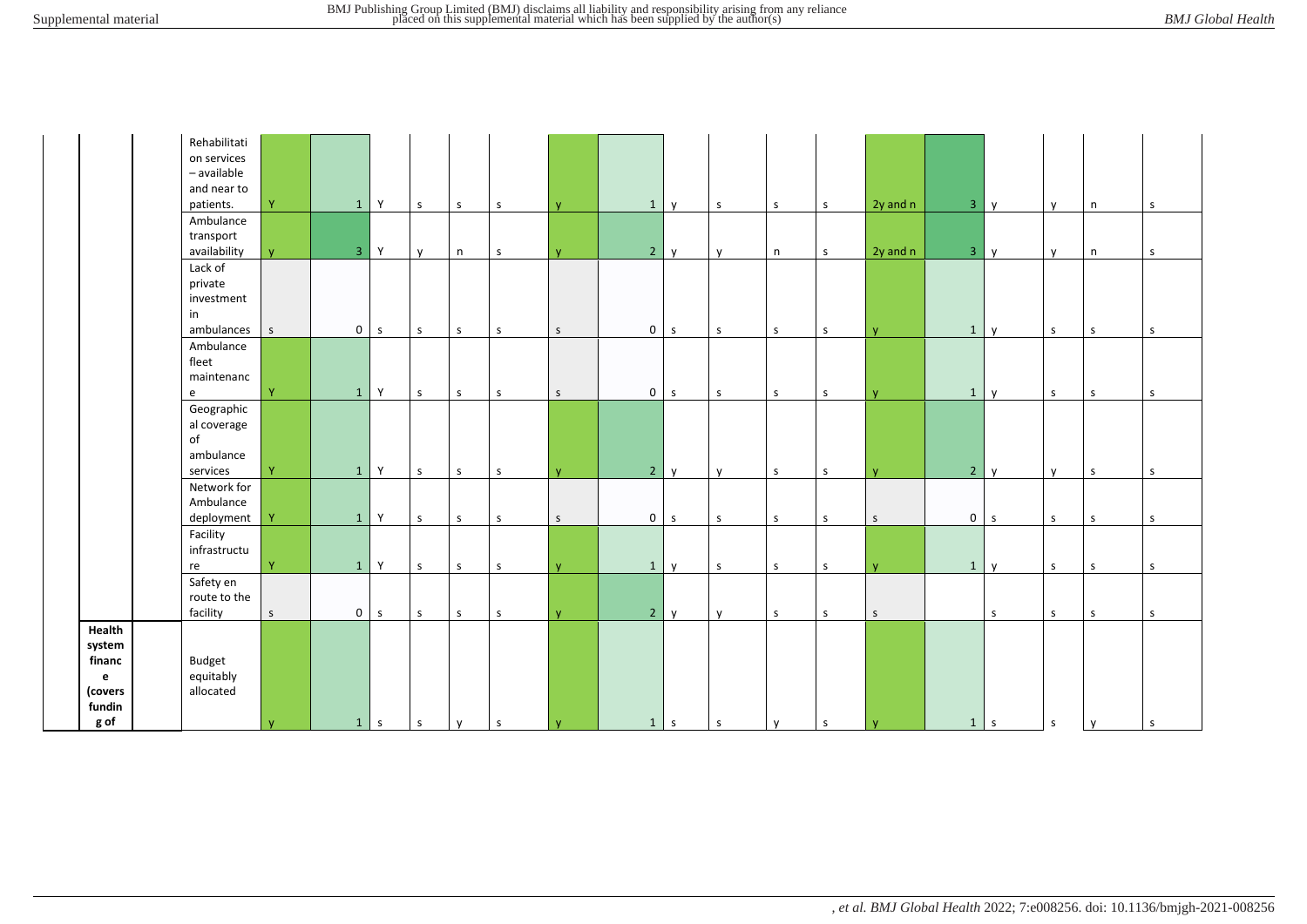| | | | | | | | | | | | | | | | | | | | | |
|---|---|---|---|---|---|---|---|---|---|---|---|---|---|---|---|---|---|---|---|---|
| | | | Rehabilitation services – available and near to patients. | Y | 1 | Y | s | s | s | y | 1 | y | s | s | s | 2y and n | 3 | y | y | n | s |
| | | | Ambulance transport availability | y | 3 | Y | y | n | s | y | 2 | y | y | n | s | 2y and n | 3 | y | y | n | s |
| | | | Lack of private investment in ambulances | s | 0 | s | s | s | s | s | 0 | s | s | s | s | y | 1 | y | s | s | s |
| | | | Ambulance fleet maintenance | Y | 1 | Y | s | s | s | s | 0 | s | s | s | s | y | 1 | y | s | s | s |
| | | | Geographical coverage of ambulance services | Y | 1 | Y | s | s | s | y | 2 | y | y | s | s | y | 2 | y | y | s | s |
| | | | Network for Ambulance deployment | Y | 1 | Y | s | s | s | s | 0 | s | s | s | s | s | 0 | s | s | s | s |
| | | | Facility infrastructure | Y | 1 | Y | s | s | s | y | 1 | y | s | s | s | y | 1 | y | s | s | s |
| | | | Safety en route to the facility | s | 0 | s | s | s | s | y | 2 | y | y | s | s | s | | s | s | s | s |
| | **Health system finance (covers funding of** | | Budget equitably allocated | y | 1 | s | s | y | s | y | 1 | s | s | y | s | y | 1 | s | s | y | s |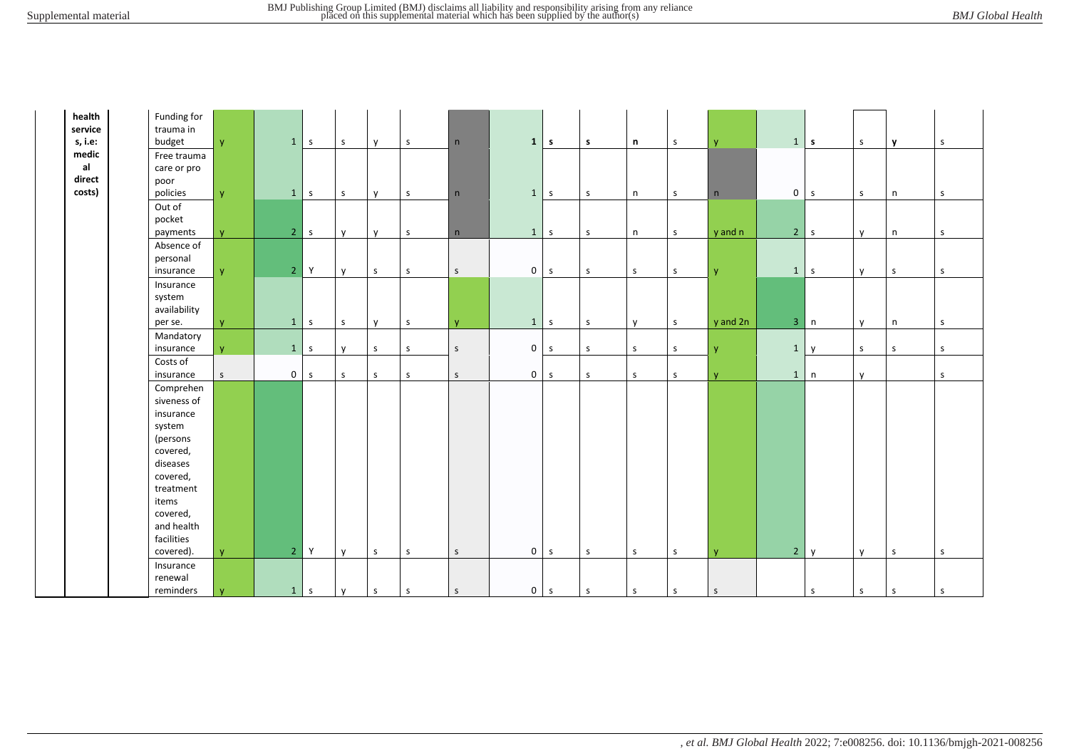| | | | | | | | | | | | | | | | | | | | | | |
|---|---|---|---|---|---|---|---|---|---|---|---|---|---|---|---|---|---|---|---|---|---|
| | **health services, i.e.: medical direct costs)** | | Funding for trauma in budget | y | 1 | s | s | y | s | n | **1** | **s** | **s** | **n** | s | y | 1 | **s** | s | **y** | s |
| | | | Free trauma care or pro poor policies | y | 1 | s | s | y | s | n | 1 | s | s | n | s | n | 0 | s | s | n | s |
| | | | Out of pocket payments | y | 2 | s | y | y | s | n | 1 | s | s | n | s | y and n | 2 | s | y | n | s |
| | | | Absence of personal insurance | y | 2 | Y | y | s | s | s | 0 | s | s | s | s | y | 1 | s | y | s | s |
| | | | Insurance system availability per se. | y | 1 | s | s | y | s | y | 1 | s | s | y | s | y and 2n | 3 | n | y | n | s |
| | | | Mandatory insurance | y | 1 | s | y | s | s | s | 0 | s | s | s | s | y | 1 | y | s | s | s |
| | | | Costs of insurance | s | 0 | s | s | s | s | s | 0 | s | s | s | s | y | 1 | n | y | | s |
| | | | Comprehensiveness of insurance system (persons covered, diseases covered, treatment items covered, and health facilities covered). | y | 2 | Y | y | s | s | s | 0 | s | s | s | s | y | 2 | y | y | s | s |
| | | | Insurance renewal reminders | y | 1 | s | y | s | s | s | 0 | s | s | s | s | s | | s | s | s | s |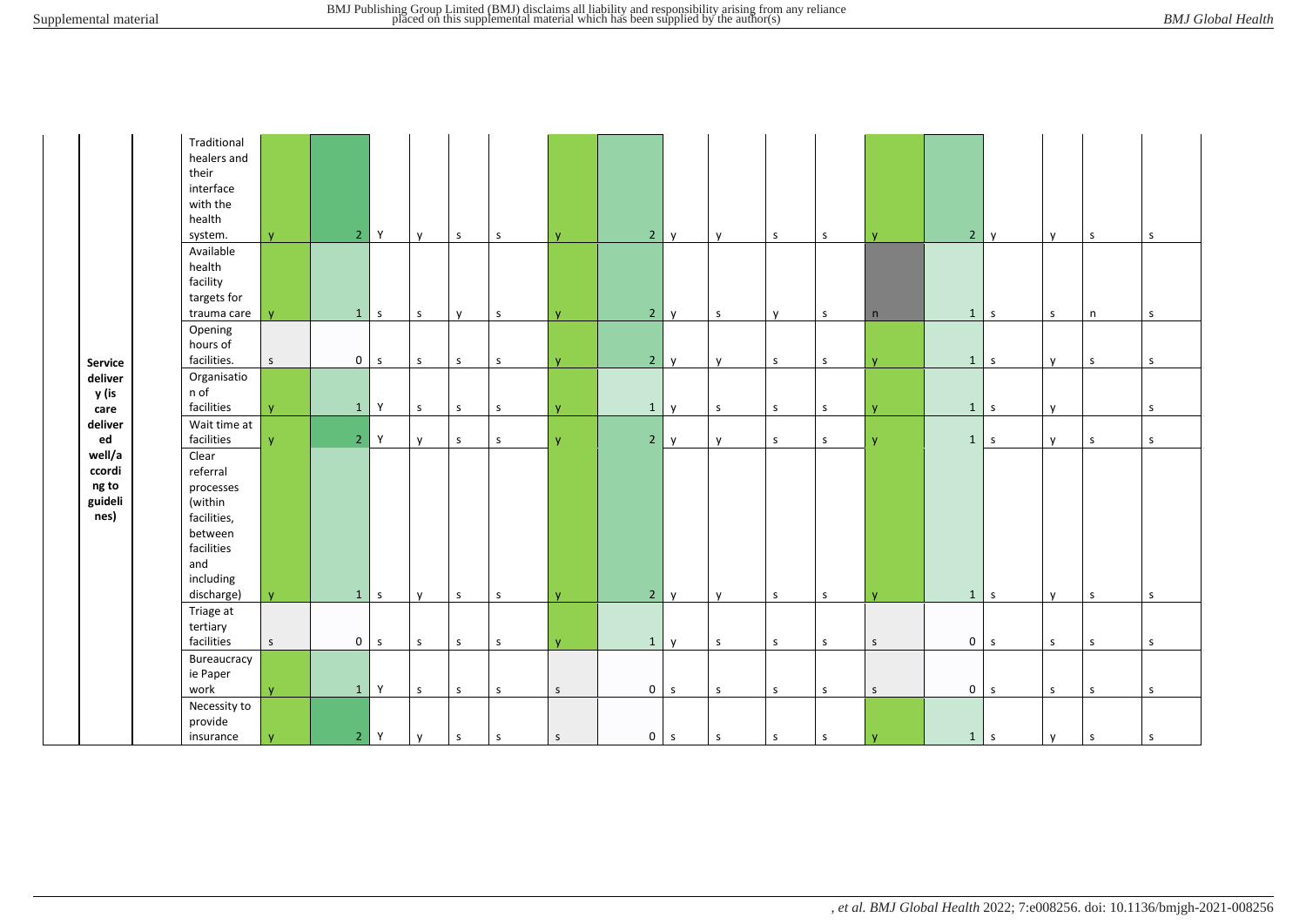| | | | | | | | | | | | | | | | | | | | |
|---|---|---|---|---|---|---|---|---|---|---|---|---|---|---|---|---|---|---|---|
| Service delivery (is care delivered well/according to guidelines) | Traditional healers and their interface with the health system. | y | 2 | Y | y | s | s | y | 2 | y | y | s | s | y | 2 | y | y | s | s |
| | Available health facility targets for trauma care | y | 1 | s | s | y | s | y | 2 | y | s | y | s | n | 1 | s | s | n | s |
| | Opening hours of facilities. | s | 0 | s | s | s | s | y | 2 | y | y | s | s | y | 1 | s | y | s | s |
| | Organisation of facilities | y | 1 | Y | s | s | s | y | 1 | y | s | s | s | y | 1 | s | y | | s |
| | Wait time at facilities | y | 2 | Y | y | s | s | y | 2 | y | y | s | s | y | 1 | s | y | s | s |
| | Clear referral processes (within facilities, between facilities and including discharge) | y | 1 | s | y | s | s | y | 2 | y | y | s | s | y | 1 | s | y | s | s |
| | Triage at tertiary facilities | s | 0 | s | s | s | s | y | 1 | y | s | s | s | s | 0 | s | s | s | s |
| | Bureaucracy ie Paper work | y | 1 | Y | s | s | s | s | 0 | s | s | s | s | s | 0 | s | s | s | s |
| | Necessity to provide insurance | y | 2 | Y | y | s | s | s | 0 | s | s | s | s | y | 1 | s | y | s | s |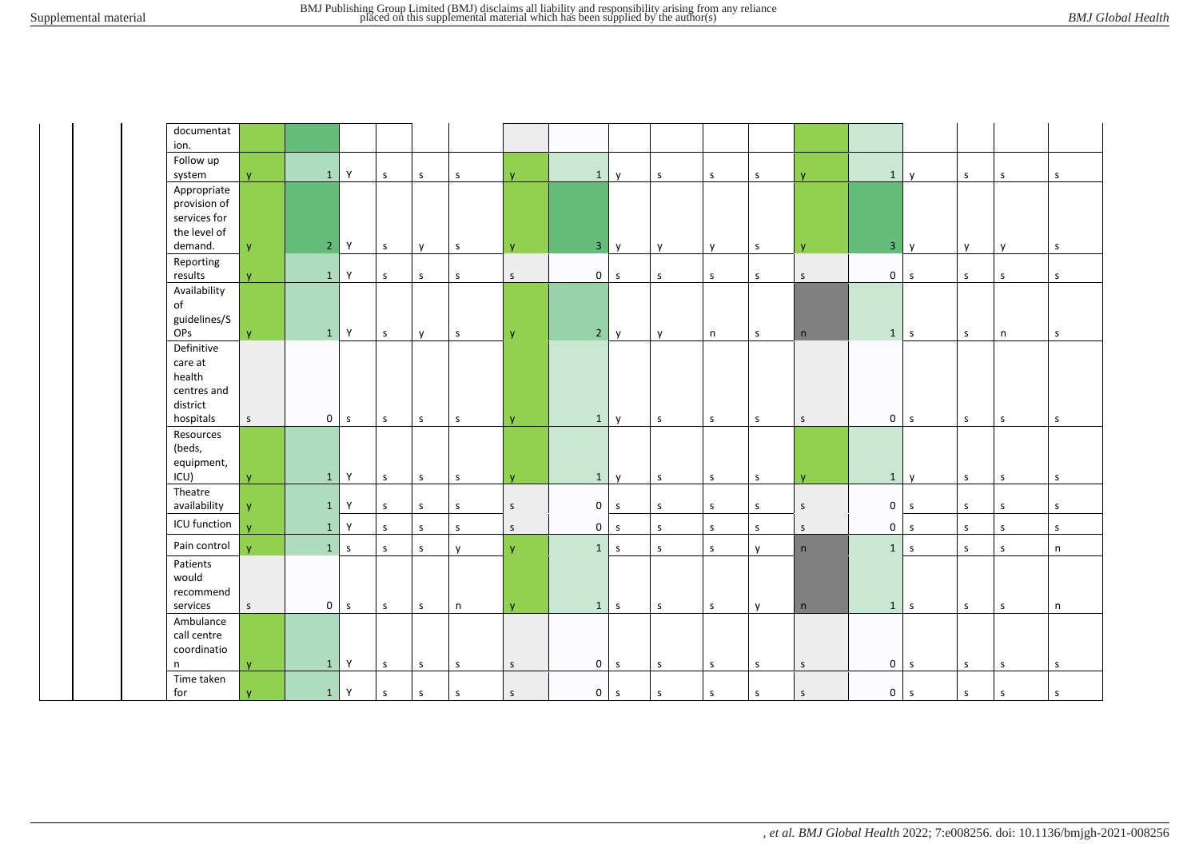| | | | | | | | | | | | | | | | | | | | | | |
|---|---|---|---|---|---|---|---|---|---|---|---|---|---|---|---|---|---|---|---|---|---|
| | | | documentation. | | | | | | | | | | | | | | | | | | |
| | | | Follow up system | y | 1 | Y | s | s | s | y | 1 | y | s | s | s | y | 1 | y | s | s | s |
| | | | Appropriate provision of services for the level of demand. | y | 2 | Y | s | y | s | y | 3 | y | y | y | s | y | 3 | y | y | y | s |
| | | | Reporting results | y | 1 | Y | s | s | s | s | 0 | s | s | s | s | s | 0 | s | s | s | s |
| | | | Availability of guidelines/SOPs | y | 1 | Y | s | y | s | y | 2 | y | y | n | s | n | 1 | s | s | n | s |
| | | | Definitive care at health centres and district hospitals | s | 0 | s | s | s | s | y | 1 | y | s | s | s | s | 0 | s | s | s | s |
| | | | Resources (beds, equipment, ICU) | y | 1 | Y | s | s | s | y | 1 | y | s | s | s | y | 1 | y | s | s | s |
| | | | Theatre availability | y | 1 | Y | s | s | s | s | 0 | s | s | s | s | s | 0 | s | s | s | s |
| | | | ICU function | y | 1 | Y | s | s | s | s | 0 | s | s | s | s | s | 0 | s | s | s | s |
| | | | Pain control | y | 1 | s | s | s | y | y | 1 | s | s | s | y | n | 1 | s | s | s | n |
| | | | Patients would recommend services | s | 0 | s | s | s | n | y | 1 | s | s | s | y | n | 1 | s | s | s | n |
| | | | Ambulance call centre coordination | y | 1 | Y | s | s | s | s | 0 | s | s | s | s | s | 0 | s | s | s | s |
| | | | Time taken for | y | 1 | Y | s | s | s | s | 0 | s | s | s | s | s | 0 | s | s | s | s |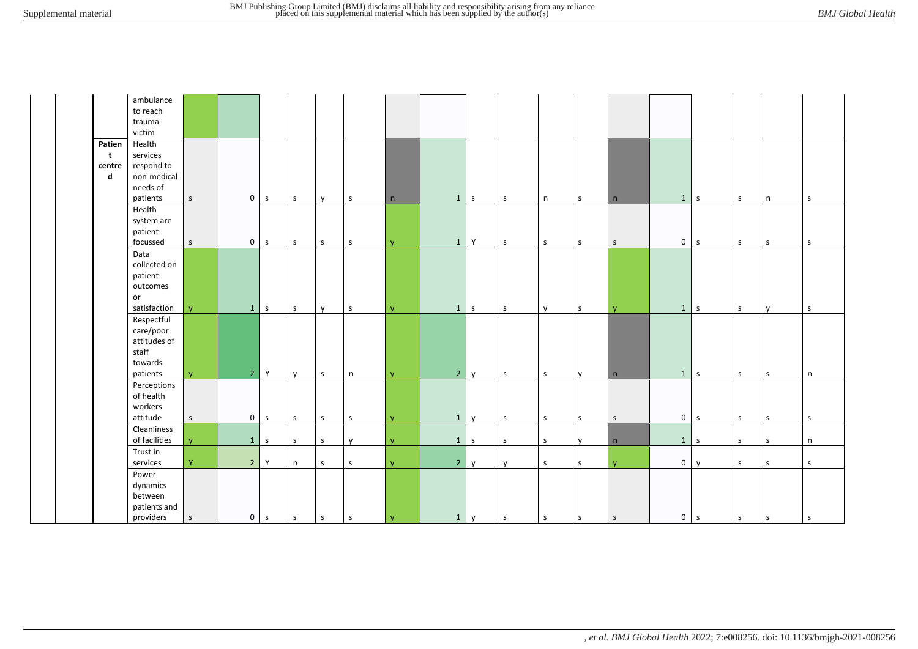| | | | | | | | | | | | | | | | | | | | | | |
|---|---|---|---|---|---|---|---|---|---|---|---|---|---|---|---|---|---|---|---|---|---|
| | | | ambulance to reach trauma victim | | | | | | | | | | | | | | | | | | |
| | | Patient centred | Health services respond to non-medical needs of patients | s | 0 | s | s | y | s | n | 1 | s | s | n | s | n | 1 | s | s | n | s |
| | | | Health system are patient focussed | s | 0 | s | s | s | s | y | 1 | Y | s | s | s | s | 0 | s | s | s | s |
| | | | Data collected on patient outcomes or satisfaction | y | 1 | s | s | y | s | y | 1 | s | s | y | s | y | 1 | s | s | y | s |
| | | | Respectful care/poor attitudes of staff towards patients | y | 2 | Y | y | s | n | y | 2 | y | s | s | y | n | 1 | s | s | s | n |
| | | | Perceptions of health workers attitude | s | 0 | s | s | s | s | y | 1 | y | s | s | s | s | 0 | s | s | s | s |
| | | | Cleanliness of facilities | y | 1 | s | s | s | y | y | 1 | s | s | s | y | n | 1 | s | s | s | n |
| | | | Trust in services | Y | 2 | Y | n | s | s | y | 2 | y | y | s | s | y | 0 | y | s | s | s |
| | | | Power dynamics between patients and providers | s | 0 | s | s | s | s | y | 1 | y | s | s | s | s | 0 | s | s | s | s |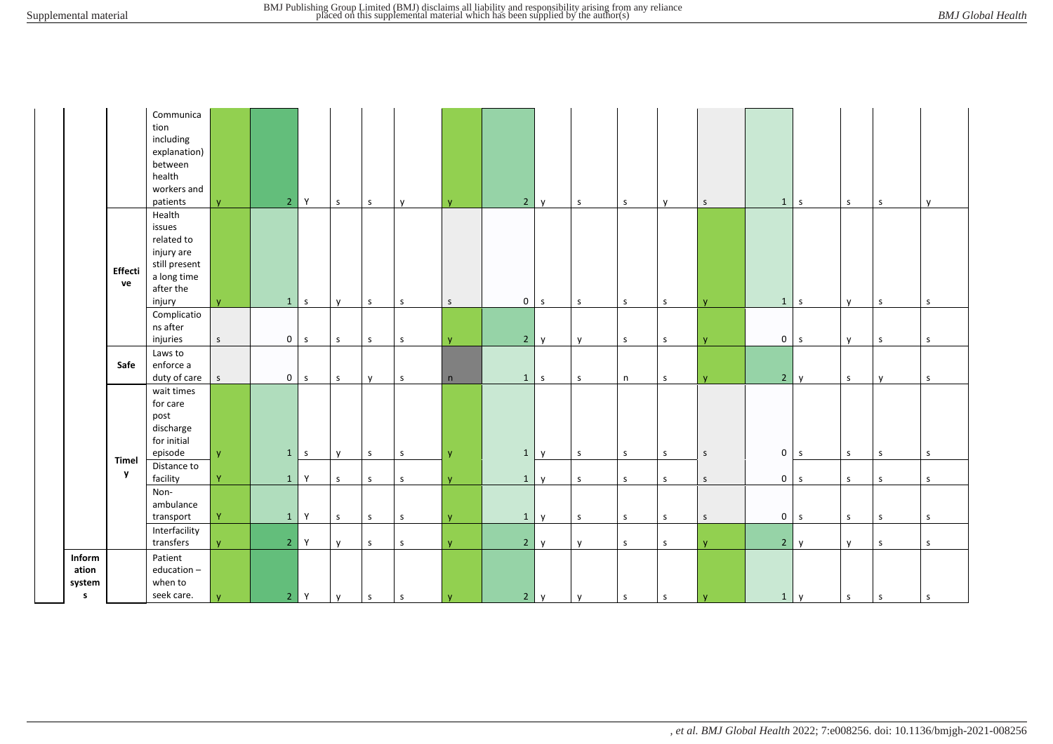| | | | | | | | | | | | | | | | | | | | | | |
|---|---|---|---|---|---|---|---|---|---|---|---|---|---|---|---|---|---|---|---|---|---|
| | | Communication including explanation) between health workers and patients | y | 2 | Y | s | s | y | y | 2 | y | s | s | y | s | 1 | s | s | s | y |
| | Effective | Health issues related to injury are still present a long time after the injury | y | 1 | s | y | s | s | s | 0 | s | s | s | s | y | 1 | s | y | s | s |
| | | Complications after injuries | s | 0 | s | s | s | s | y | 2 | y | y | s | s | y | 0 | s | y | s | s |
| | Safe | Laws to enforce a duty of care | s | 0 | s | s | y | s | n | 1 | s | s | n | s | y | 2 | y | s | y | s |
| | Timely | wait times for care post discharge for initial episode | y | 1 | s | y | s | s | y | 1 | y | s | s | s | s | 0 | s | s | s | s |
| | | Distance to facility | Y | 1 | Y | s | s | s | y | 1 | y | s | s | s | s | 0 | s | s | s | s |
| | | Non-ambulance transport | Y | 1 | Y | s | s | s | y | 1 | y | s | s | s | s | 0 | s | s | s | s |
| | | Interfacility transfers | y | 2 | Y | y | s | s | y | 2 | y | y | s | s | y | 2 | y | y | s | s |
| Information systems | | Patient education – when to seek care. | y | 2 | Y | y | s | s | y | 2 | y | y | s | s | y | 1 | y | s | s | s |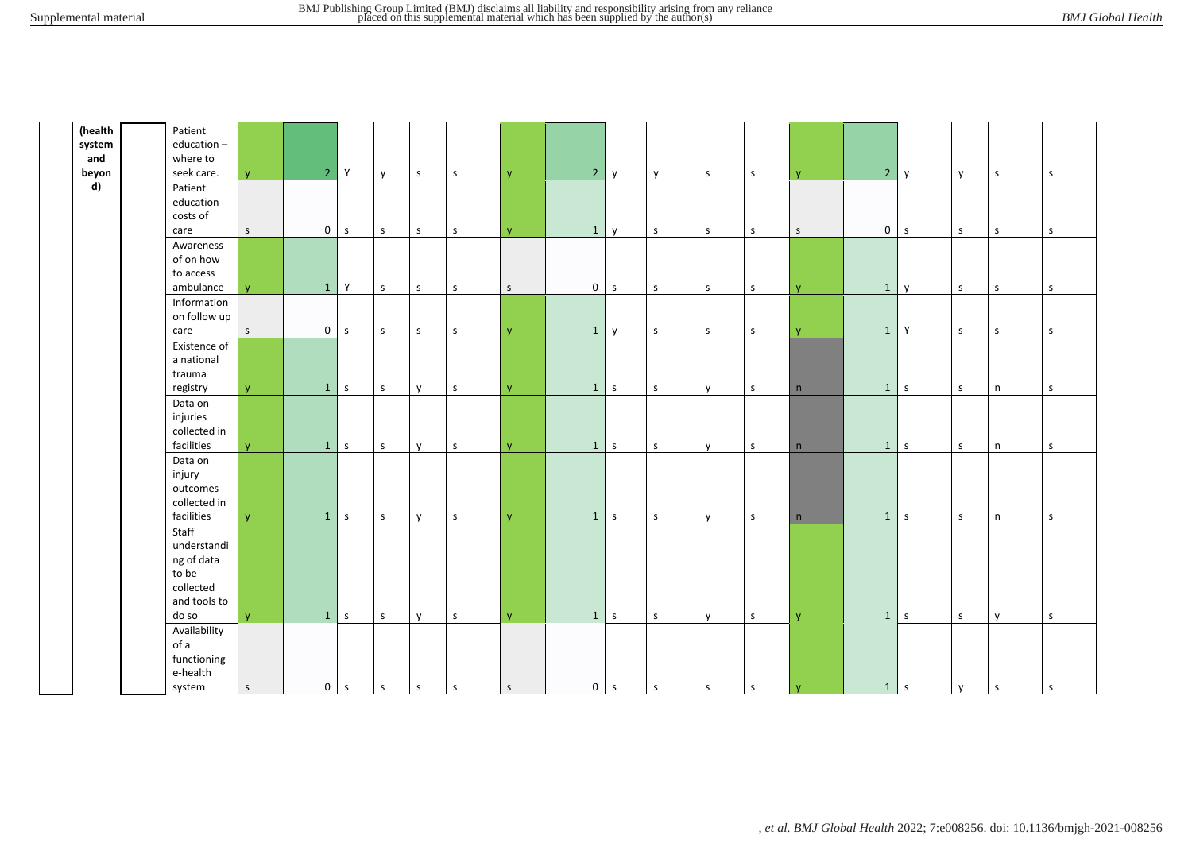| (health system and beyond) | | Patient education – where to seek care. | y | 2 | Y | y | s | s | y | 2 | y | y | s | s | y | 2 | y | y | s | s |
|---|---|---|---|---|---|---|---|---|---|---|---|---|---|---|---|---|---|---|---|---|
| | | Patient education costs of care | s | 0 | s | s | s | s | y | 1 | y | s | s | s | s | 0 | s | s | s | s |
| | | Awareness of on how to access ambulance | y | 1 | Y | s | s | s | s | 0 | s | s | s | s | y | 1 | y | s | s | s |
| | | Information on follow up care | s | 0 | s | s | s | s | y | 1 | y | s | s | s | y | 1 | Y | s | s | s |
| | | Existence of a national trauma registry | y | 1 | s | s | y | s | y | 1 | s | s | y | s | n | 1 | s | s | n | s |
| | | Data on injuries collected in facilities | y | 1 | s | s | y | s | y | 1 | s | s | y | s | n | 1 | s | s | n | s |
| | | Data on injury outcomes collected in facilities | y | 1 | s | s | y | s | y | 1 | s | s | y | s | n | 1 | s | s | n | s |
| | | Staff understanding of data to be collected and tools to do so | y | 1 | s | s | y | s | y | 1 | s | s | y | s | y | 1 | s | s | y | s |
| | | Availability of a functioning e-health system | s | 0 | s | s | s | s | s | 0 | s | s | s | s | y | 1 | s | y | s | s |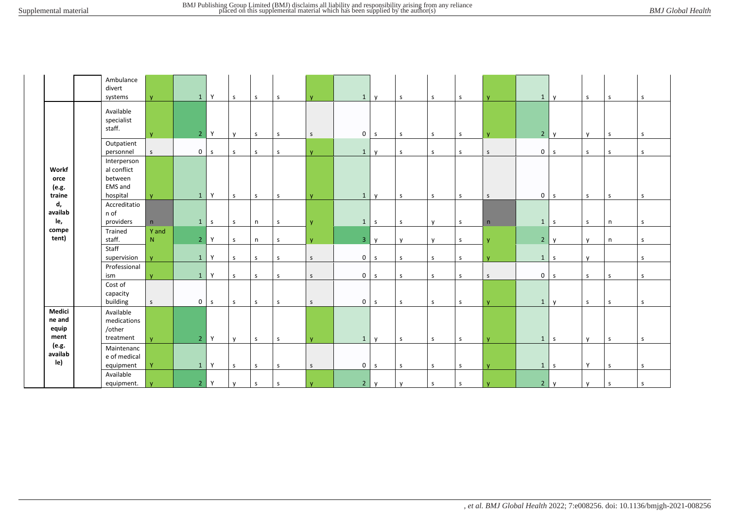| | | | | | | | | | | | | | | | | | | | | | |
|---|---|---|---|---|---|---|---|---|---|---|---|---|---|---|---|---|---|---|---|---|---|
| | | | Ambulance divert systems | y | 1 | Y | s | s | s | y | 1 | y | s | s | s | y | 1 | y | s | s | s |
| | **Workforce (e.g. trained, available, competent)** | | Available specialist staff. | y | 2 | Y | y | s | s | s | 0 | s | s | s | s | y | 2 | y | y | s | s |
| | | | Outpatient personnel | s | 0 | s | s | s | s | y | 1 | y | s | s | s | s | 0 | s | s | s | s |
| | | | Interpersonal conflict between EMS and hospital | y | 1 | Y | s | s | s | y | 1 | y | s | s | s | s | 0 | s | s | s | s |
| | | | Accreditation of providers | n | 1 | s | s | n | s | y | 1 | s | s | y | s | n | 1 | s | s | n | s |
| | | | Trained staff. | Y and N | 2 | Y | s | n | s | y | 3 | y | y | y | s | y | 2 | y | y | n | s |
| | | | Staff supervision | y | 1 | Y | s | s | s | s | 0 | s | s | s | s | y | 1 | s | y | | s |
| | | | Professionalism | y | 1 | Y | s | s | s | s | 0 | s | s | s | s | s | 0 | s | s | s | s |
| | | | Cost of capacity building | s | 0 | s | s | s | s | s | 0 | s | s | s | s | y | 1 | y | s | s | s |
| | **Medicine and equipment (e.g. available)** | | Available medications /other treatment | y | 2 | Y | y | s | s | y | 1 | y | s | s | s | y | 1 | s | y | s | s |
| | | | Maintenance of medical equipment | Y | 1 | Y | s | s | s | s | 0 | s | s | s | s | y | 1 | s | Y | s | s |
| | | | Available equipment. | y | 2 | Y | y | s | s | y | 2 | y | y | s | s | y | 2 | y | y | s | s |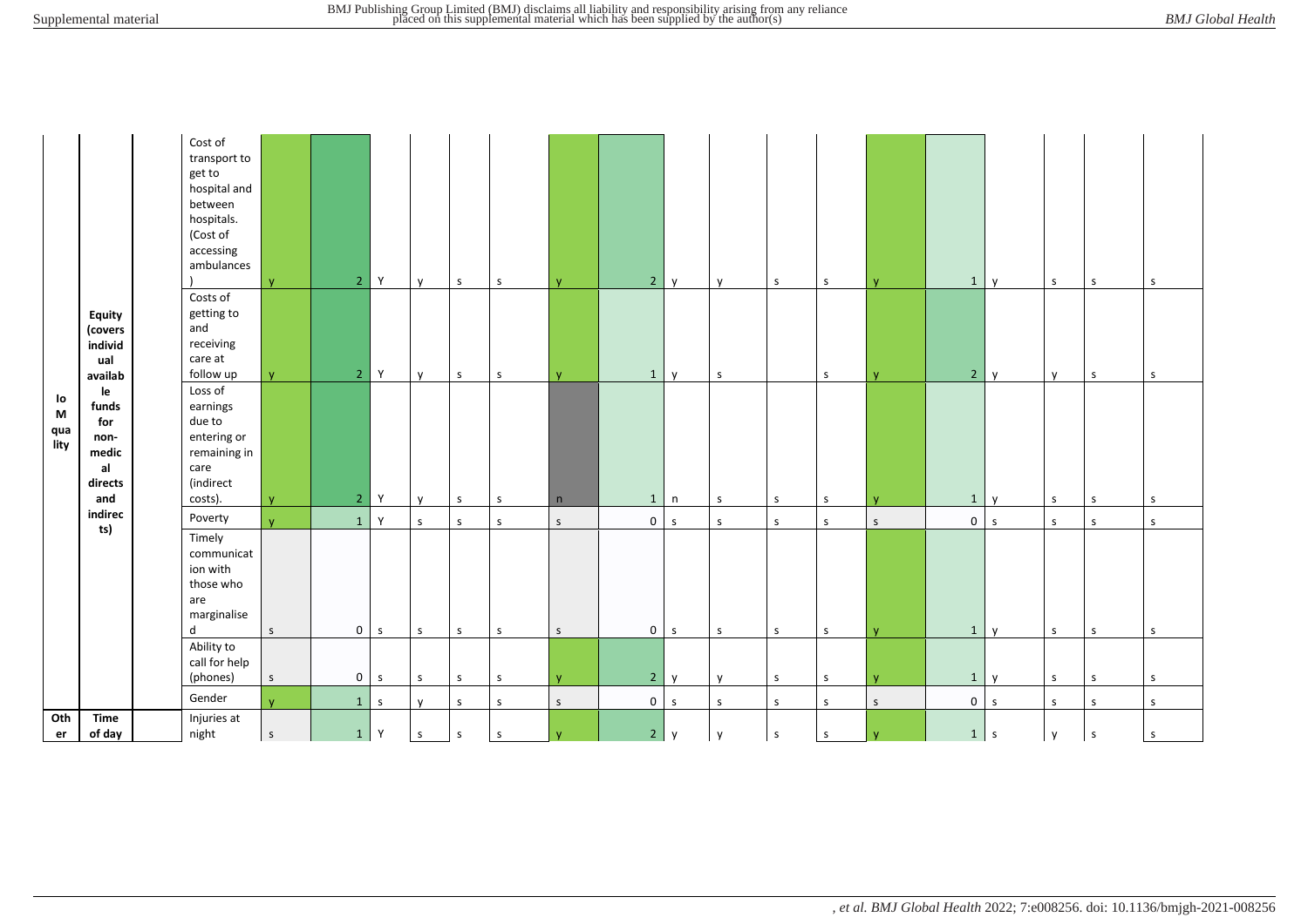| | | | | | | | | | | | | | | | | | | | | | |
|---|---|---|---|---|---|---|---|---|---|---|---|---|---|---|---|---|---|---|---|---|---|
| Io M quality | Equity (covers individual available funds for non-medical directs and indirects) | | Cost of transport to get to hospital and between hospitals. (Cost of accessing ambulances) | y | 2 | Y | y | s | s | y | 2 | y | y | s | s | y | 1 | y | s | s | s |
| | | | Costs of getting to and receiving care at follow up | y | 2 | Y | y | s | s | y | 1 | y | s | | s | y | 2 | y | y | s | s |
| | | | Loss of earnings due to entering or remaining in care (indirect costs). | y | 2 | Y | y | s | s | n | 1 | n | s | s | s | y | 1 | y | s | s | s |
| | | | Poverty | y | 1 | Y | s | s | s | s | 0 | s | s | s | s | s | 0 | s | s | s | s |
| | | | Timely communication with those who are marginalised | s | 0 | s | s | s | s | s | 0 | s | s | s | s | y | 1 | y | s | s | s |
| | | | Ability to call for help (phones) | s | 0 | s | s | s | s | y | 2 | y | y | s | s | y | 1 | y | s | s | s |
| | | | Gender | y | 1 | s | y | s | s | s | 0 | s | s | s | s | s | 0 | s | s | s | s |
| Other | Time of day | | Injuries at night | s | 1 | Y | s | s | s | y | 2 | y | y | s | s | y | 1 | s | y | s | s |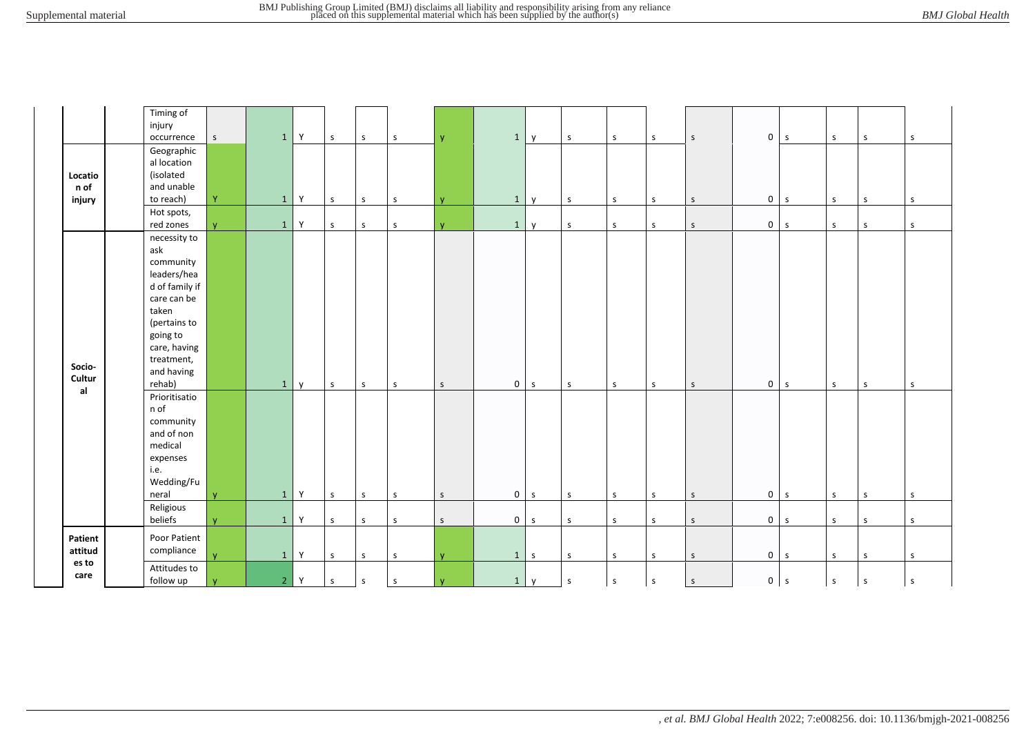| | | | | | | | | | | | | | | | | | | | | | |
|---|---|---|---|---|---|---|---|---|---|---|---|---|---|---|---|---|---|---|---|---|---|
| | | Timing of injury occurrence | s | 1 | Y | s | s | s | y | 1 | y | s | s | s | s | 0 | s | s | s | s |
| Location of injury | | Geographical location (isolated and unable to reach) | Y | 1 | Y | s | s | s | y | 1 | y | s | s | s | s | 0 | s | s | s | s |
| | | Hot spots, red zones | y | 1 | Y | s | s | s | y | 1 | y | s | s | s | s | 0 | s | s | s | s |
| Socio-Cultural | | necessity to ask community leaders/head of family if care can be taken (pertains to going to care, having treatment, and having rehab) | | 1 | y | s | s | s | s | 0 | s | s | s | s | s | 0 | s | s | s | s |
| | | Prioritisation of community and of non medical expenses i.e. Wedding/Funeral | y | 1 | Y | s | s | s | s | 0 | s | s | s | s | s | 0 | s | s | s | s |
| | | Religious beliefs | y | 1 | Y | s | s | s | s | 0 | s | s | s | s | s | 0 | s | s | s | s |
| Patient attitudes to care | | Poor Patient compliance | y | 1 | Y | s | s | s | y | 1 | s | s | s | s | s | 0 | s | s | s | s |
| | | Attitudes to follow up | y | 2 | Y | s | s | s | y | 1 | y | s | s | s | s | 0 | s | s | s | s |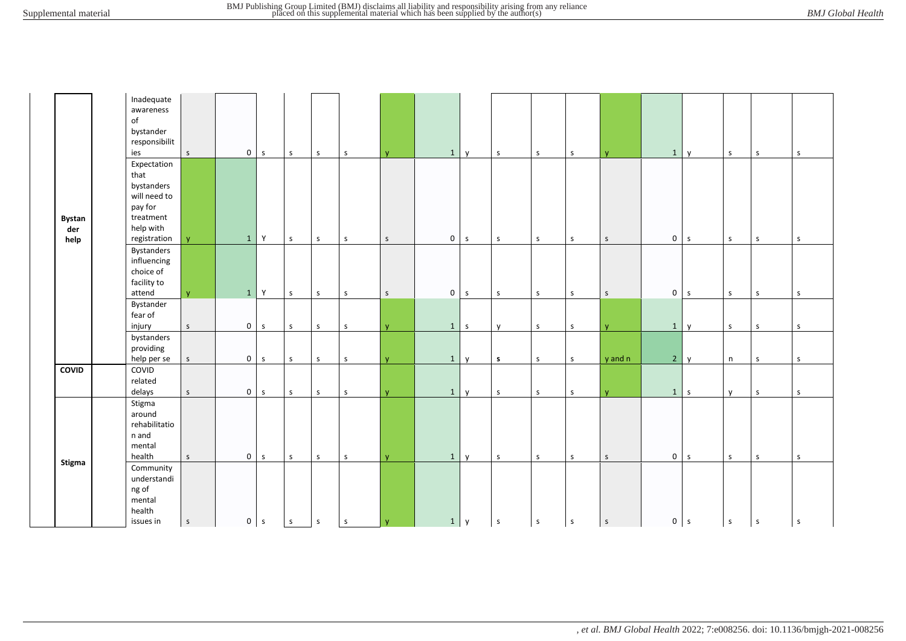| | | | | | | | | | | | | | | | | | | | | |
|---|---|---|---|---|---|---|---|---|---|---|---|---|---|---|---|---|---|---|---|---|
| Bystander help | | Inadequate awareness of bystander responsibilities | s | 0 | s | s | s | s | y | 1 | y | s | s | s | y | 1 | y | s | s | s |
| | | Expectation that bystanders will need to pay for treatment help with registration | y | 1 | Y | s | s | s | s | 0 | s | s | s | s | s | 0 | s | s | s | s |
| | | Bystanders influencing choice of facility to attend | y | 1 | Y | s | s | s | s | 0 | s | s | s | s | s | 0 | s | s | s | s |
| | | Bystander fear of injury | s | 0 | s | s | s | s | y | 1 | s | y | s | s | y | 1 | y | s | s | s |
| | | bystanders providing help per se | s | 0 | s | s | s | s | y | 1 | y | s | s | s | y and n | 2 | y | n | s | s |
| COVID | | COVID related delays | s | 0 | s | s | s | s | y | 1 | y | s | s | s | y | 1 | s | y | s | s |
| Stigma | | Stigma around rehabilitation and mental health | s | 0 | s | s | s | s | y | 1 | y | s | s | s | s | 0 | s | s | s | s |
| | | Community understanding of mental health issues in | s | 0 | s | s | s | s | y | 1 | y | s | s | s | s | 0 | s | s | s | s |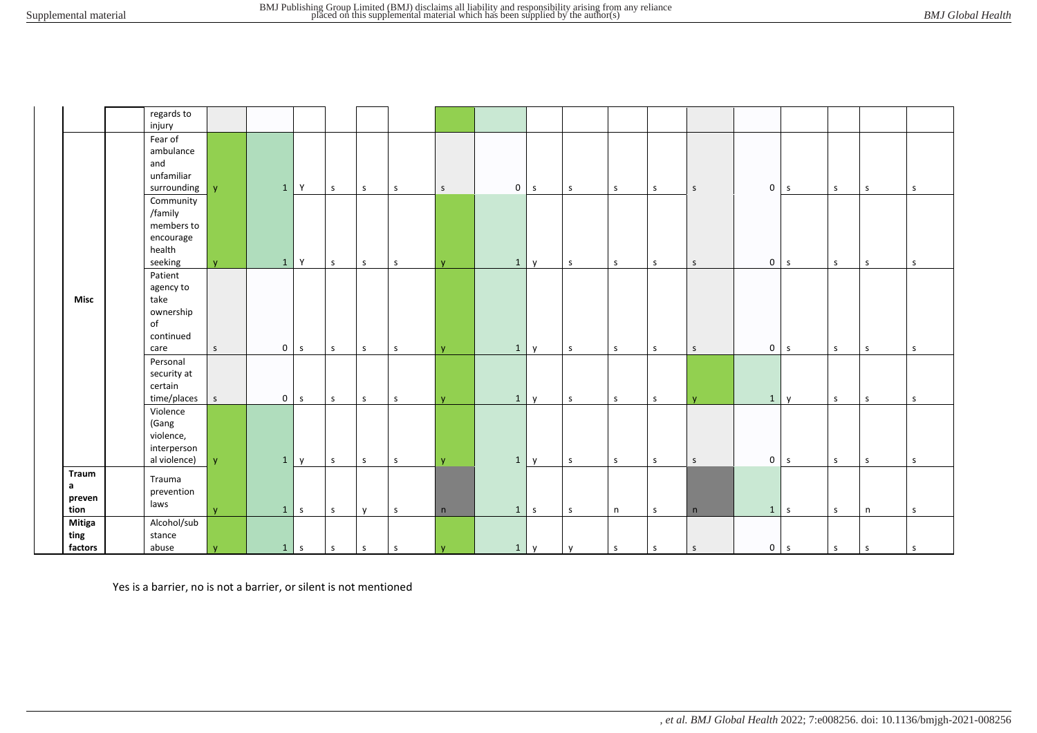| | | | | | | | | | | | | | | | | | | | |
|---|---|---|---|---|---|---|---|---|---|---|---|---|---|---|---|---|---|---|---|
| | | regards to injury | | | | | | | | | | | | | | | | | |
| Misc | | Fear of ambulance and unfamiliar surrounding | y | 1 | Y | s | s | s | s | 0 | s | s | s | s | s | 0 | s | s | s | s |
| | | Community /family members to encourage health seeking | y | 1 | Y | s | s | s | y | 1 | y | s | s | s | s | 0 | s | s | s | s |
| | | Patient agency to take ownership of continued care | s | 0 | s | s | s | s | y | 1 | y | s | s | s | s | 0 | s | s | s | s |
| | | Personal security at certain time/places | s | 0 | s | s | s | s | y | 1 | y | s | s | s | y | 1 | y | s | s | s |
| | | Violence (Gang violence, interperson al violence) | y | 1 | y | s | s | s | y | 1 | y | s | s | s | s | 0 | s | s | s | s |
| Trauma prevention | | Trauma prevention laws | y | 1 | s | s | y | s | n | 1 | s | s | n | s | n | 1 | s | s | n | s |
| Mitigating factors | | Alcohol/substance abuse | y | 1 | s | s | s | s | y | 1 | y | y | s | s | s | 0 | s | s | s | s |

Yes is a barrier, no is not a barrier, or silent is not mentioned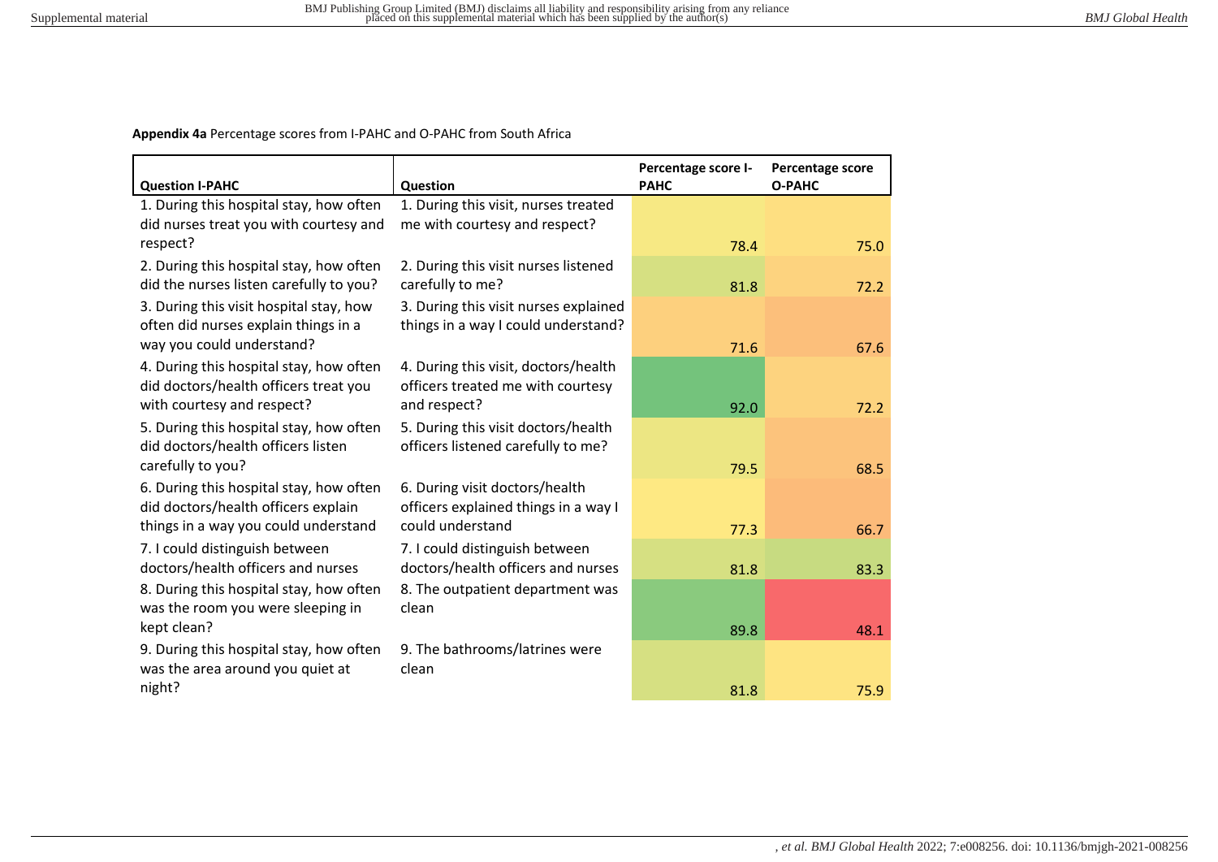**Appendix 4a** Percentage scores from I-PAHC and O-PAHC from South Africa

| Question I-PAHC | Question | Percentage score I-PAHC | Percentage score O-PAHC |
|---|---|---|---|
| 1. During this hospital stay, how often did nurses treat you with courtesy and respect? | 1. During this visit, nurses treated me with courtesy and respect? | 78.4 | 75.0 |
| 2. During this hospital stay, how often did the nurses listen carefully to you? | 2. During this visit nurses listened carefully to me? | 81.8 | 72.2 |
| 3. During this visit hospital stay, how often did nurses explain things in a way you could understand? | 3. During this visit nurses explained things in a way I could understand? | 71.6 | 67.6 |
| 4. During this hospital stay, how often did doctors/health officers treat you with courtesy and respect? | 4. During this visit, doctors/health officers treated me with courtesy and respect? | 92.0 | 72.2 |
| 5. During this hospital stay, how often did doctors/health officers listen carefully to you? | 5. During this visit doctors/health officers listened carefully to me? | 79.5 | 68.5 |
| 6. During this hospital stay, how often did doctors/health officers explain things in a way you could understand | 6. During visit doctors/health officers explained things in a way I could understand | 77.3 | 66.7 |
| 7. I could distinguish between doctors/health officers and nurses | 7. I could distinguish between doctors/health officers and nurses | 81.8 | 83.3 |
| 8. During this hospital stay, how often was the room you were sleeping in kept clean? | 8. The outpatient department was clean | 89.8 | 48.1 |
| 9. During this hospital stay, how often was the area around you quiet at night? | 9. The bathrooms/latrines were clean | 81.8 | 75.9 |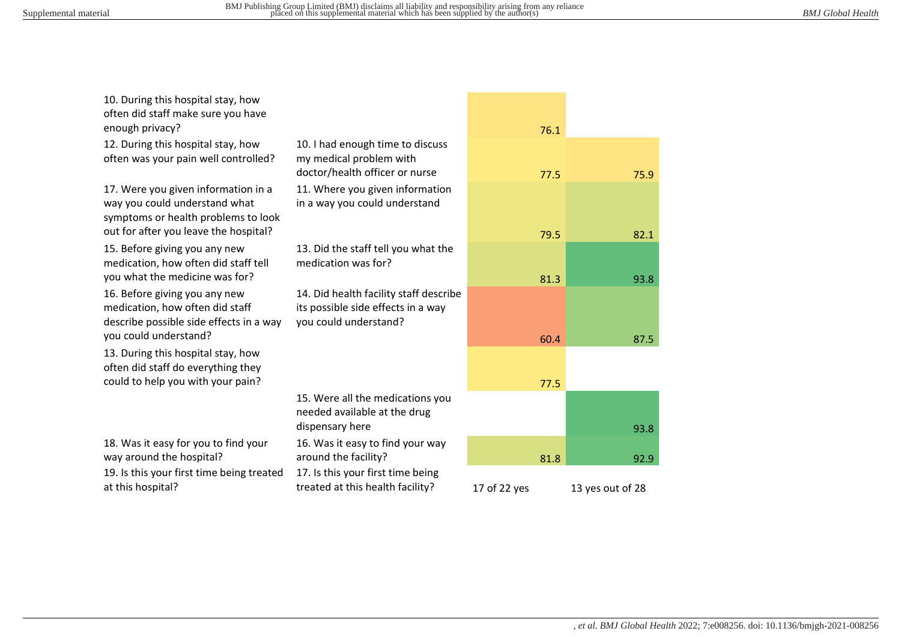| | | | |
|---|---|---|---|
| 10. During this hospital stay, how often did staff make sure you have enough privacy? | | 76.1 | |
| 12. During this hospital stay, how often was your pain well controlled? | 10. I had enough time to discuss my medical problem with doctor/health officer or nurse | 77.5 | 75.9 |
| 17. Were you given information in a way you could understand what symptoms or health problems to look out for after you leave the hospital? | 11. Where you given information in a way you could understand | 79.5 | 82.1 |
| 15. Before giving you any new medication, how often did staff tell you what the medicine was for? | 13. Did the staff tell you what the medication was for? | 81.3 | 93.8 |
| 16. Before giving you any new medication, how often did staff describe possible side effects in a way you could understand? | 14. Did health facility staff describe its possible side effects in a way you could understand? | 60.4 | 87.5 |
| 13. During this hospital stay, how often did staff do everything they could to help you with your pain? | | 77.5 | |
| | 15. Were all the medications you needed available at the drug dispensary here | | 93.8 |
| 18. Was it easy for you to find your way around the hospital? | 16. Was it easy to find your way around the facility? | 81.8 | 92.9 |
| 19. Is this your first time being treated at this hospital? | 17. Is this your first time being treated at this health facility? | 17 of 22 yes | 13 yes out of 28 |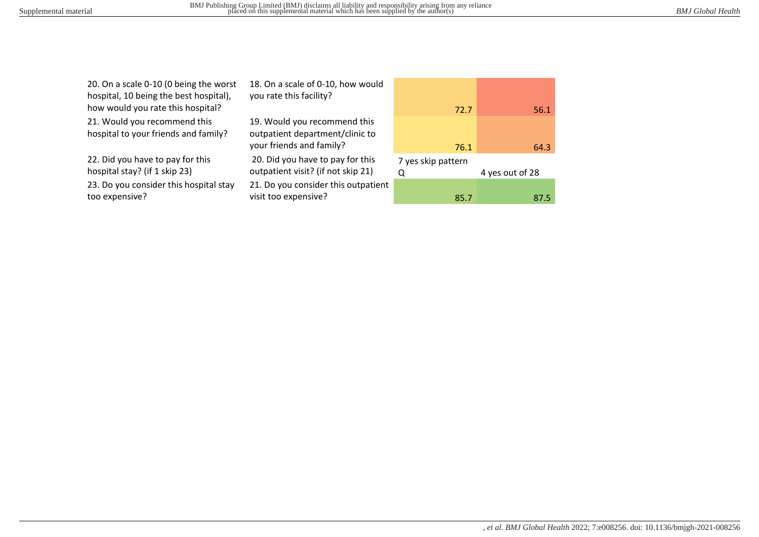| | | | |
|---|---|---|---|
| 20. On a scale 0-10 (0 being the worst hospital, 10 being the best hospital), how would you rate this hospital? | 18. On a scale of 0-10, how would you rate this facility? | 72.7 | 56.1 |
| 21. Would you recommend this hospital to your friends and family? | 19. Would you recommend this outpatient department/clinic to your friends and family? | 76.1 | 64.3 |
| 22. Did you have to pay for this hospital stay? (if 1 skip 23) | 20. Did you have to pay for this outpatient visit? (if not skip 21) | 7 yes skip pattern Q | 4 yes out of 28 |
| 23. Do you consider this hospital stay too expensive? | 21. Do you consider this outpatient visit too expensive? | 85.7 | 87.5 |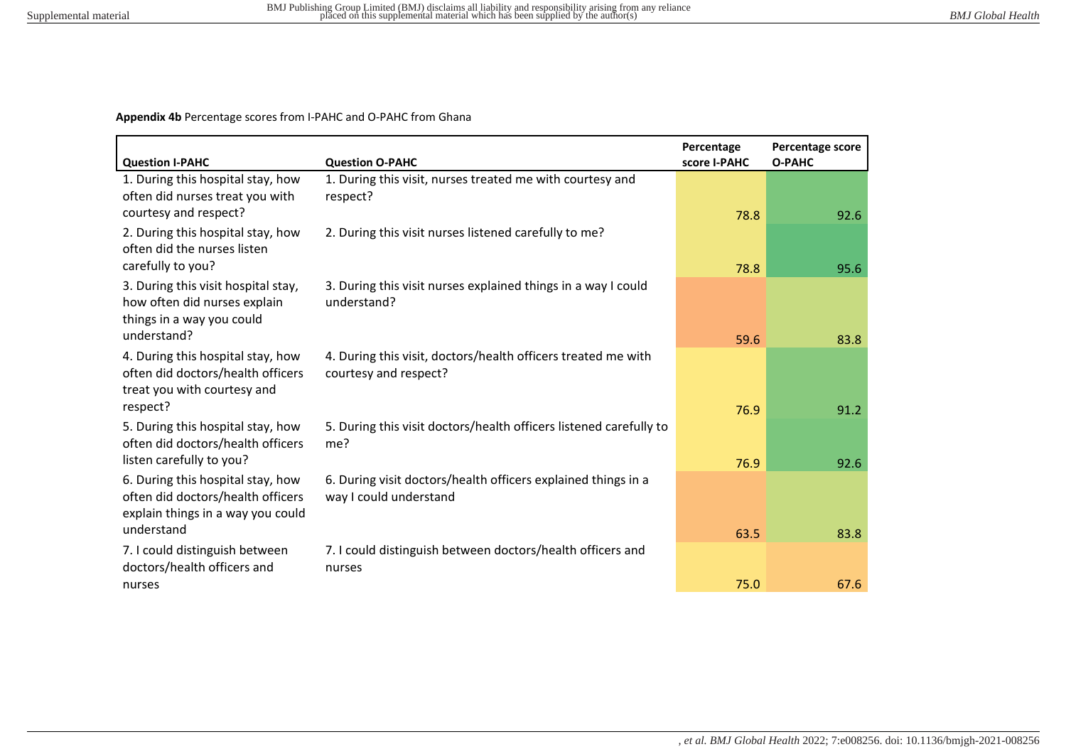**Appendix 4b** Percentage scores from I-PAHC and O-PAHC from Ghana

| Question I-PAHC | Question O-PAHC | Percentage score I-PAHC | Percentage score O-PAHC |
|---|---|---|---|
| 1. During this hospital stay, how often did nurses treat you with courtesy and respect? | 1. During this visit, nurses treated me with courtesy and respect? | 78.8 | 92.6 |
| 2. During this hospital stay, how often did the nurses listen carefully to you? | 2. During this visit nurses listened carefully to me? | 78.8 | 95.6 |
| 3. During this visit hospital stay, how often did nurses explain things in a way you could understand? | 3. During this visit nurses explained things in a way I could understand? | 59.6 | 83.8 |
| 4. During this hospital stay, how often did doctors/health officers treat you with courtesy and respect? | 4. During this visit, doctors/health officers treated me with courtesy and respect? | 76.9 | 91.2 |
| 5. During this hospital stay, how often did doctors/health officers listen carefully to you? | 5. During this visit doctors/health officers listened carefully to me? | 76.9 | 92.6 |
| 6. During this hospital stay, how often did doctors/health officers explain things in a way you could understand | 6. During visit doctors/health officers explained things in a way I could understand | 63.5 | 83.8 |
| 7. I could distinguish between doctors/health officers and nurses | 7. I could distinguish between doctors/health officers and nurses | 75.0 | 67.6 |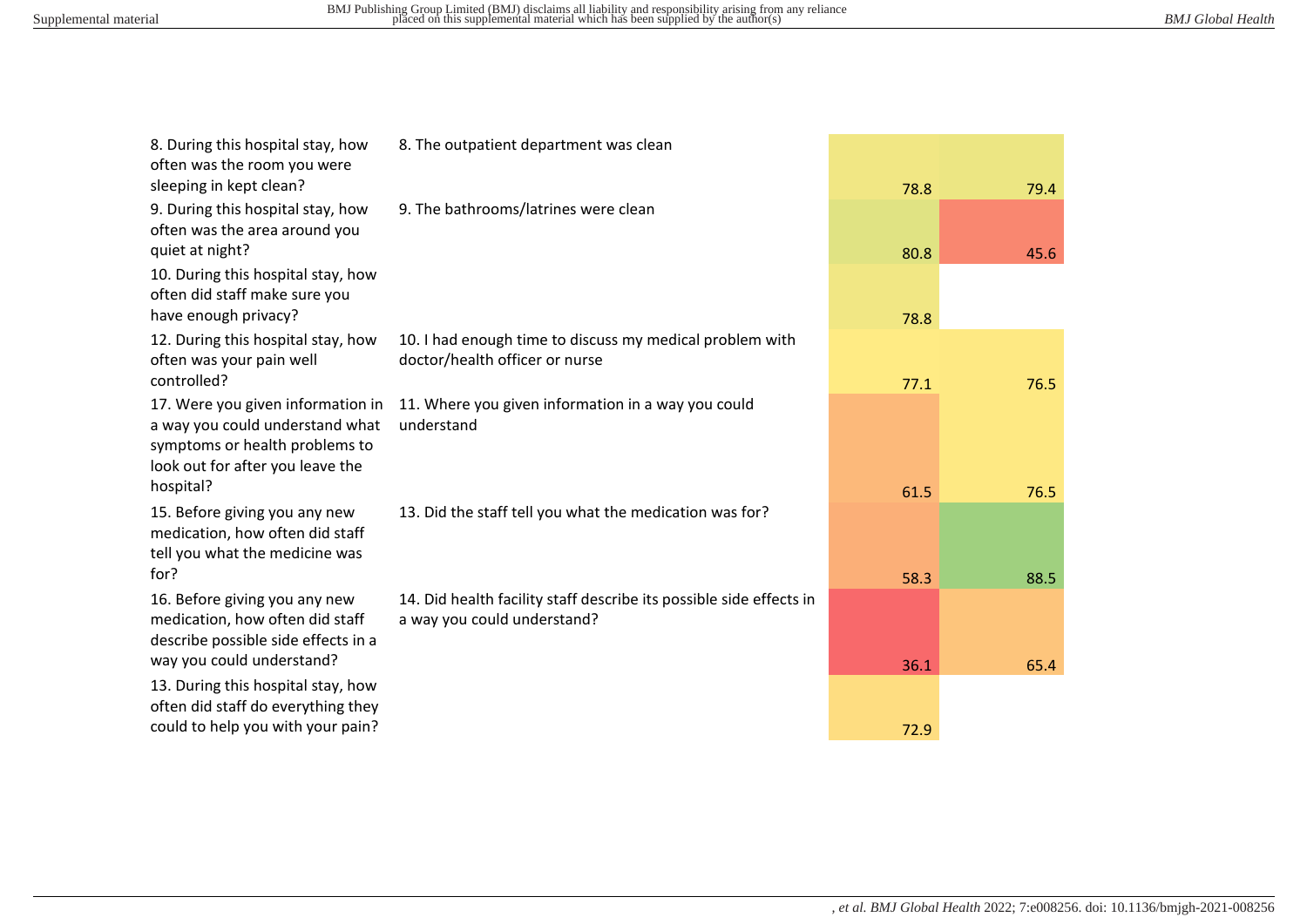| | | | |
|---|---|---|---|
| 8. During this hospital stay, how often was the room you were sleeping in kept clean? | 8. The outpatient department was clean | 78.8 | 79.4 |
| 9. During this hospital stay, how often was the area around you quiet at night? | 9. The bathrooms/latrines were clean | 80.8 | 45.6 |
| 10. During this hospital stay, how often did staff make sure you have enough privacy? | | 78.8 | |
| 12. During this hospital stay, how often was your pain well controlled? | 10. I had enough time to discuss my medical problem with doctor/health officer or nurse | 77.1 | 76.5 |
| 17. Were you given information in a way you could understand what symptoms or health problems to look out for after you leave the hospital? | 11. Where you given information in a way you could understand | 61.5 | 76.5 |
| 15. Before giving you any new medication, how often did staff tell you what the medicine was for? | 13. Did the staff tell you what the medication was for? | 58.3 | 88.5 |
| 16. Before giving you any new medication, how often did staff describe possible side effects in a way you could understand? | 14. Did health facility staff describe its possible side effects in a way you could understand? | 36.1 | 65.4 |
| 13. During this hospital stay, how often did staff do everything they could to help you with your pain? | | 72.9 | |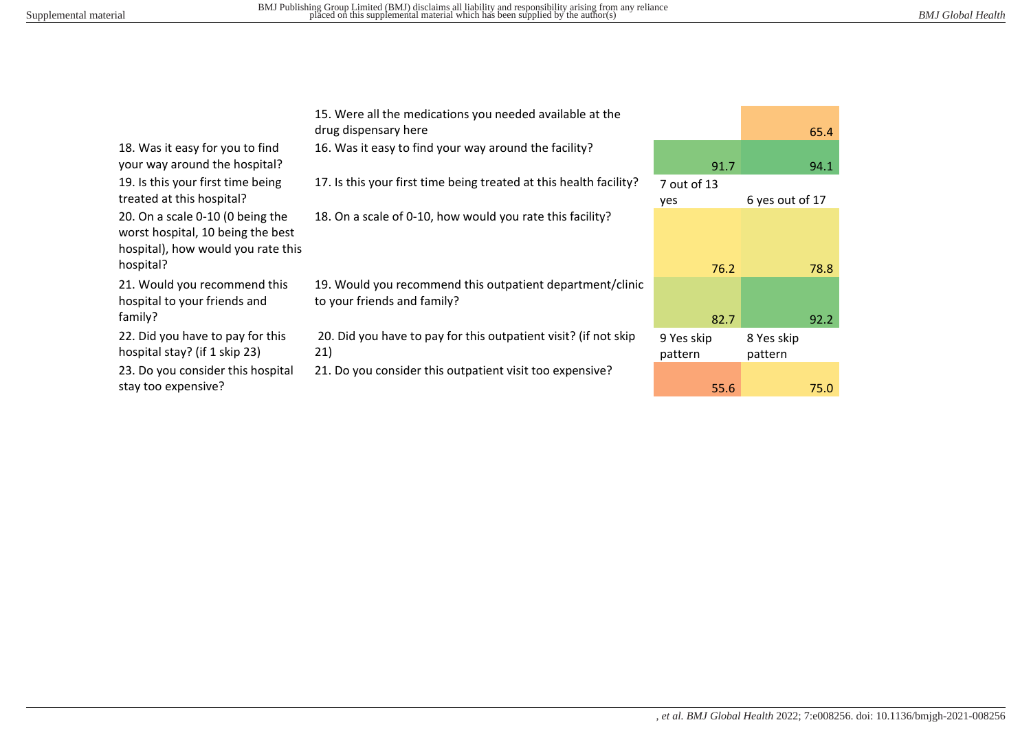|  |  |  |  |
|---|---|---|---|
|  | 15. Were all the medications you needed available at the drug dispensary here |  | 65.4 |
| 18. Was it easy for you to find your way around the hospital? | 16. Was it easy to find your way around the facility? | 91.7 | 94.1 |
| 19. Is this your first time being treated at this hospital? | 17. Is this your first time being treated at this health facility? | 7 out of 13 yes | 6 yes out of 17 |
| 20. On a scale 0-10 (0 being the worst hospital, 10 being the best hospital), how would you rate this hospital? | 18. On a scale of 0-10, how would you rate this facility? | 76.2 | 78.8 |
| 21. Would you recommend this hospital to your friends and family? | 19. Would you recommend this outpatient department/clinic to your friends and family? | 82.7 | 92.2 |
| 22. Did you have to pay for this hospital stay? (if 1 skip 23) | 20. Did you have to pay for this outpatient visit? (if not skip 21) | 9 Yes skip pattern | 8 Yes skip pattern |
| 23. Do you consider this hospital stay too expensive? | 21. Do you consider this outpatient visit too expensive? | 55.6 | 75.0 |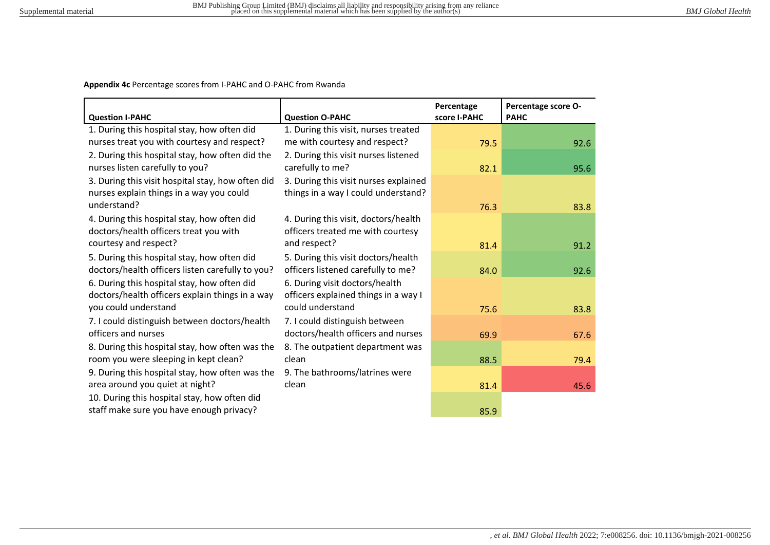**Appendix 4c** Percentage scores from I-PAHC and O-PAHC from Rwanda

| Question I-PAHC | Question O-PAHC | Percentage score I-PAHC | Percentage score O-PAHC |
|---|---|---|---|
| 1. During this hospital stay, how often did nurses treat you with courtesy and respect? | 1. During this visit, nurses treated me with courtesy and respect? | 79.5 | 92.6 |
| 2. During this hospital stay, how often did the nurses listen carefully to you? | 2. During this visit nurses listened carefully to me? | 82.1 | 95.6 |
| 3. During this visit hospital stay, how often did nurses explain things in a way you could understand? | 3. During this visit nurses explained things in a way I could understand? | 76.3 | 83.8 |
| 4. During this hospital stay, how often did doctors/health officers treat you with courtesy and respect? | 4. During this visit, doctors/health officers treated me with courtesy and respect? | 81.4 | 91.2 |
| 5. During this hospital stay, how often did doctors/health officers listen carefully to you? | 5. During this visit doctors/health officers listened carefully to me? | 84.0 | 92.6 |
| 6. During this hospital stay, how often did doctors/health officers explain things in a way you could understand | 6. During visit doctors/health officers explained things in a way I could understand | 75.6 | 83.8 |
| 7. I could distinguish between doctors/health officers and nurses | 7. I could distinguish between doctors/health officers and nurses | 69.9 | 67.6 |
| 8. During this hospital stay, how often was the room you were sleeping in kept clean? | 8. The outpatient department was clean | 88.5 | 79.4 |
| 9. During this hospital stay, how often was the area around you quiet at night? | 9. The bathrooms/latrines were clean | 81.4 | 45.6 |
| 10. During this hospital stay, how often did staff make sure you have enough privacy? | | 85.9 | |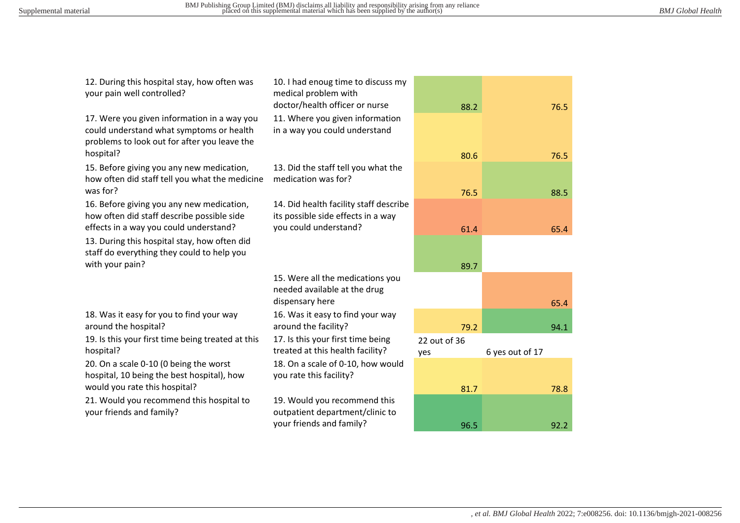| | | | |
|---|---|---|---|
| 12. During this hospital stay, how often was your pain well controlled? | 10. I had enoug time to discuss my medical problem with doctor/health officer or nurse | 88.2 | 76.5 |
| 17. Were you given information in a way you could understand what symptoms or health problems to look out for after you leave the hospital? | 11. Where you given information in a way you could understand | 80.6 | 76.5 |
| 15. Before giving you any new medication, how often did staff tell you what the medicine was for? | 13. Did the staff tell you what the medication was for? | 76.5 | 88.5 |
| 16. Before giving you any new medication, how often did staff describe possible side effects in a way you could understand? | 14. Did health facility staff describe its possible side effects in a way you could understand? | 61.4 | 65.4 |
| 13. During this hospital stay, how often did staff do everything they could to help you with your pain? | | 89.7 | |
| | 15. Were all the medications you needed available at the drug dispensary here | | 65.4 |
| 18. Was it easy for you to find your way around the hospital? | 16. Was it easy to find your way around the facility? | 79.2 | 94.1 |
| 19. Is this your first time being treated at this hospital? | 17. Is this your first time being treated at this health facility? | 22 out of 36 yes | 6 yes out of 17 |
| 20. On a scale 0-10 (0 being the worst hospital, 10 being the best hospital), how would you rate this hospital? | 18. On a scale of 0-10, how would you rate this facility? | 81.7 | 78.8 |
| 21. Would you recommend this hospital to your friends and family? | 19. Would you recommend this outpatient department/clinic to your friends and family? | 96.5 | 92.2 |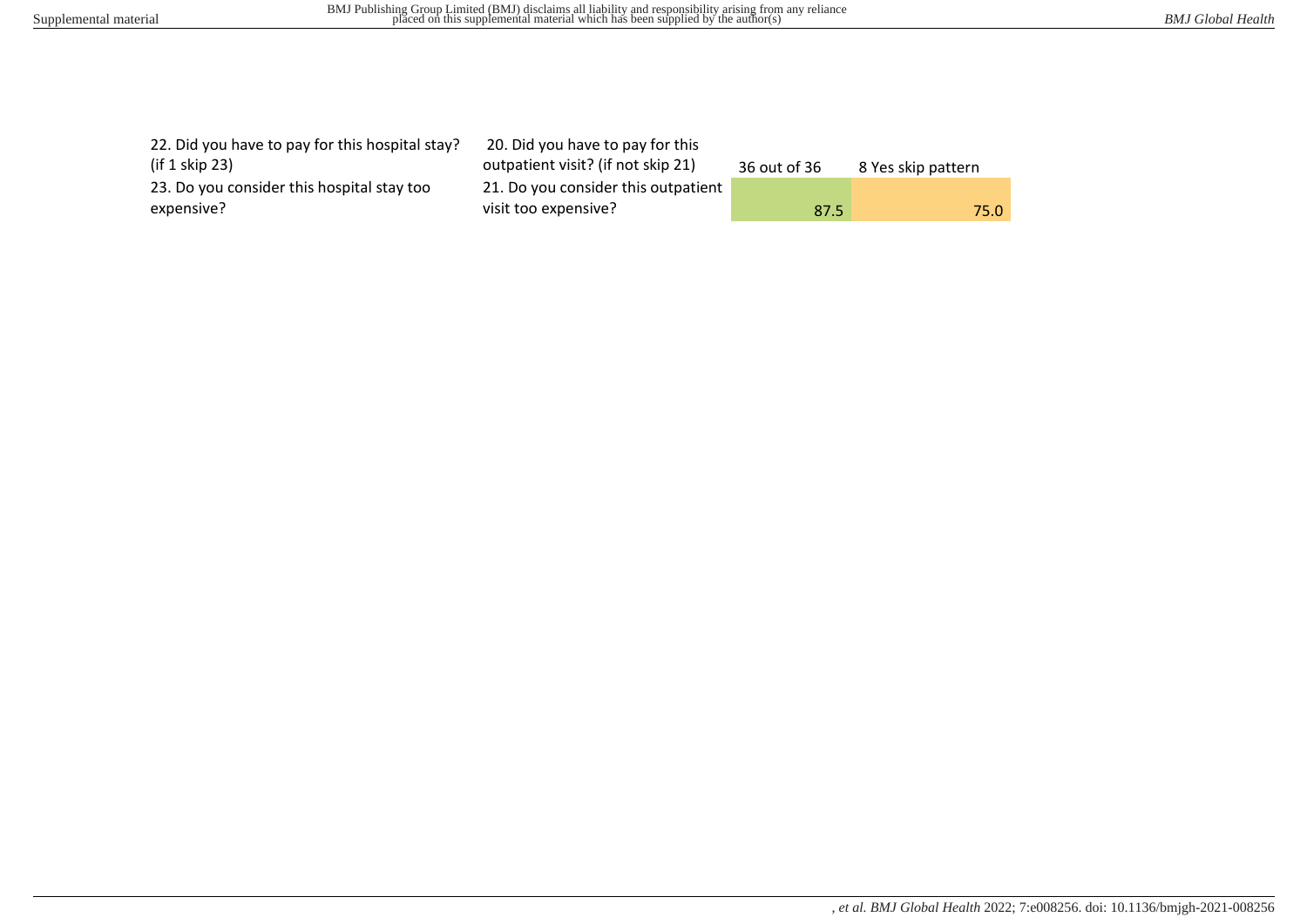| | | | |
|---|---|---|---|
| 22. Did you have to pay for this hospital stay? (if 1 skip 23) | 20. Did you have to pay for this outpatient visit? (if not skip 21) | 36 out of 36 | 8 Yes skip pattern |
| 23. Do you consider this hospital stay too expensive? | 21. Do you consider this outpatient visit too expensive? | 87.5 | 75.0 |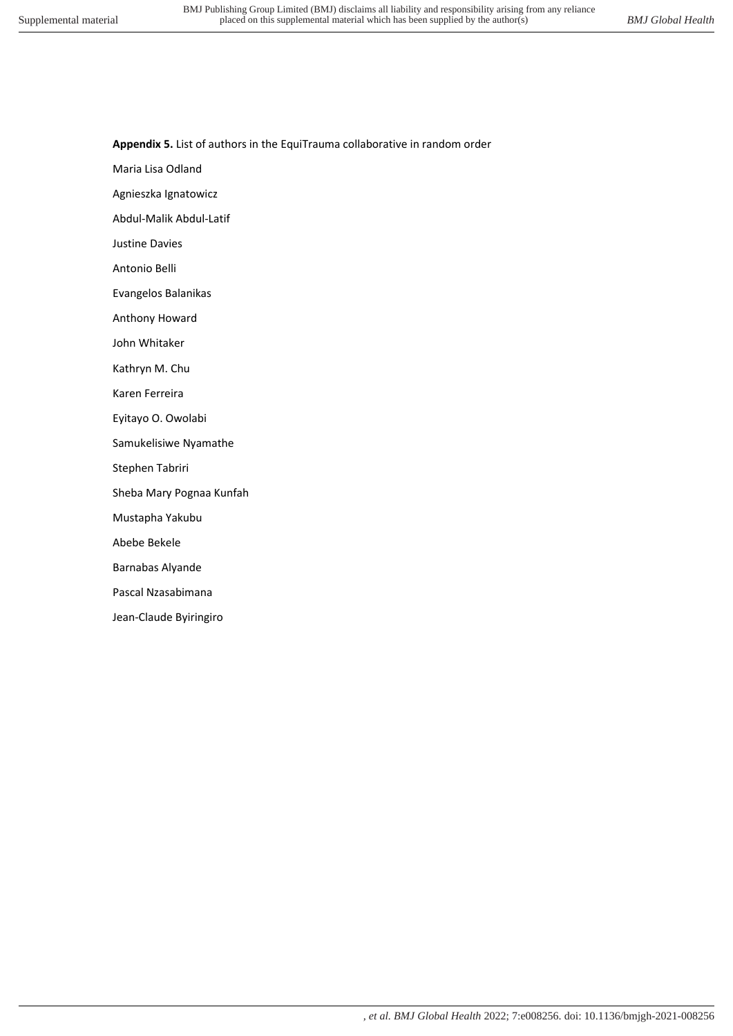**Appendix 5.** List of authors in the EquiTrauma collaborative in random order

Maria Lisa Odland

Agnieszka Ignatowicz

Abdul-Malik Abdul-Latif

Justine Davies

Antonio Belli

Evangelos Balanikas

Anthony Howard

John Whitaker

Kathryn M. Chu

Karen Ferreira

Eyitayo O. Owolabi

Samukelisiwe Nyamathe

Stephen Tabriri

Sheba Mary Pognaa Kunfah

Mustapha Yakubu

Abebe Bekele

Barnabas Alyande

Pascal Nzasabimana

Jean-Claude Byiringiro